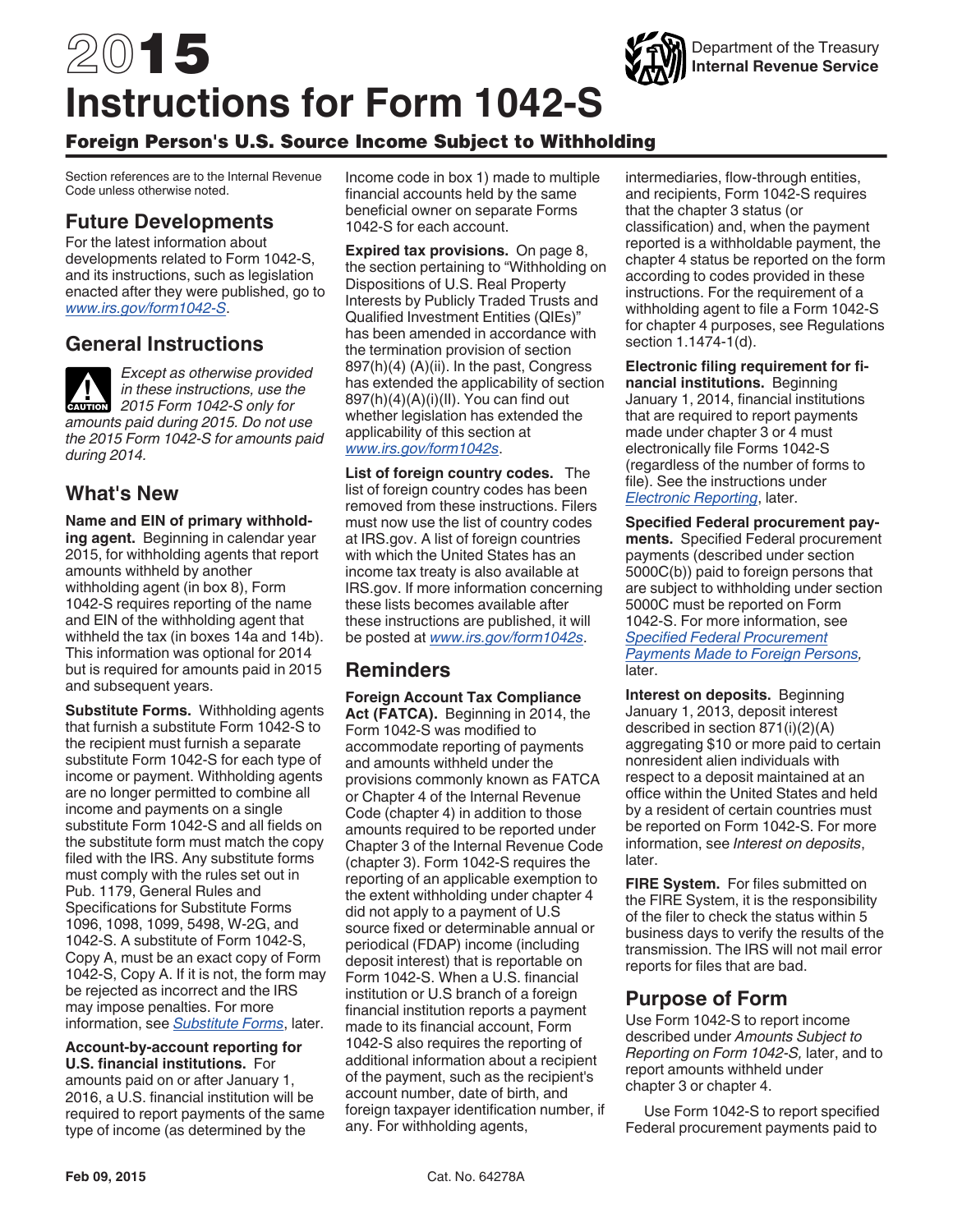# 2015 Instructions for Form 1042-S

## Foreign Person's U.S. Source Income Subject to Withholding

Department of the Treasury
**Internal Revenue Service**

Section references are to the Internal Revenue Code unless otherwise noted.

## Future Developments

For the latest information about developments related to Form 1042-S, and its instructions, such as legislation enacted after they were published, go to *www.irs.gov/form1042-S*.

## General Instructions

**CAUTION** *Except as otherwise provided in these instructions, use the 2015 Form 1042-S only for amounts paid during 2015. Do not use the 2015 Form 1042-S for amounts paid during 2014.*

## What's New

**Name and EIN of primary withholding agent.** Beginning in calendar year 2015, for withholding agents that report amounts withheld by another withholding agent (in box 8), Form 1042-S requires reporting of the name and EIN of the withholding agent that withheld the tax (in boxes 14a and 14b). This information was optional for 2014 but is required for amounts paid in 2015 and subsequent years.

**Substitute Forms.** Withholding agents that furnish a substitute Form 1042-S to the recipient must furnish a separate substitute Form 1042-S for each type of income or payment. Withholding agents are no longer permitted to combine all income and payments on a single substitute Form 1042-S and all fields on the substitute form must match the copy filed with the IRS. Any substitute forms must comply with the rules set out in Pub. 1179, General Rules and Specifications for Substitute Forms 1096, 1098, 1099, 5498, W-2G, and 1042-S. A substitute of Form 1042-S, Copy A, must be an exact copy of Form 1042-S, Copy A. If it is not, the form may be rejected as incorrect and the IRS may impose penalties. For more information, see *Substitute Forms*, later.

**Account-by-account reporting for U.S. financial institutions.** For amounts paid on or after January 1, 2016, a U.S. financial institution will be required to report payments of the same type of income (as determined by the Income code in box 1) made to multiple financial accounts held by the same beneficial owner on separate Forms 1042-S for each account.

**Expired tax provisions.** On page 8, the section pertaining to "Withholding on Dispositions of U.S. Real Property Interests by Publicly Traded Trusts and Qualified Investment Entities (QIEs)" has been amended in accordance with the termination provision of section 897(h)(4) (A)(ii). In the past, Congress has extended the applicability of section 897(h)(4)(A)(i)(II). You can find out whether legislation has extended the applicability of this section at *www.irs.gov/form1042s*.

**List of foreign country codes.** The list of foreign country codes has been removed from these instructions. Filers must now use the list of country codes at IRS.gov. A list of foreign countries with which the United States has an income tax treaty is also available at IRS.gov. If more information concerning these lists becomes available after these instructions are published, it will be posted at *www.irs.gov/form1042s*.

## Reminders

**Foreign Account Tax Compliance Act (FATCA).** Beginning in 2014, the Form 1042-S was modified to accommodate reporting of payments and amounts withheld under the provisions commonly known as FATCA or Chapter 4 of the Internal Revenue Code (chapter 4) in addition to those amounts required to be reported under Chapter 3 of the Internal Revenue Code (chapter 3). Form 1042-S requires the reporting of an applicable exemption to the extent withholding under chapter 4 did not apply to a payment of U.S source fixed or determinable annual or periodical (FDAP) income (including deposit interest) that is reportable on Form 1042-S. When a U.S. financial institution or U.S branch of a foreign financial institution reports a payment made to its financial account, Form 1042-S also requires the reporting of additional information about a recipient of the payment, such as the recipient's account number, date of birth, and foreign taxpayer identification number, if any. For withholding agents, intermediaries, flow-through entities, and recipients, Form 1042-S requires that the chapter 3 status (or classification) and, when the payment reported is a withholdable payment, the chapter 4 status be reported on the form according to codes provided in these instructions. For the requirement of a withholding agent to file a Form 1042-S for chapter 4 purposes, see Regulations section 1.1474-1(d).

**Electronic filing requirement for financial institutions.** Beginning January 1, 2014, financial institutions that are required to report payments made under chapter 3 or 4 must electronically file Forms 1042-S (regardless of the number of forms to file). See the instructions under *Electronic Reporting*, later.

**Specified Federal procurement payments.** Specified Federal procurement payments (described under section 5000C(b)) paid to foreign persons that are subject to withholding under section 5000C must be reported on Form 1042-S. For more information, see *Specified Federal Procurement Payments Made to Foreign Persons*, later.

**Interest on deposits.** Beginning January 1, 2013, deposit interest described in section 871(i)(2)(A) aggregating $10 or more paid to certain nonresident alien individuals with respect to a deposit maintained at an office within the United States and held by a resident of certain countries must be reported on Form 1042-S. For more information, see *Interest on deposits*, later.

**FIRE System.** For files submitted on the FIRE System, it is the responsibility of the filer to check the status within 5 business days to verify the results of the transmission. The IRS will not mail error reports for files that are bad.

## Purpose of Form

Use Form 1042-S to report income described under *Amounts Subject to Reporting on Form 1042-S,* later, and to report amounts withheld under chapter 3 or chapter 4.

Use Form 1042-S to report specified Federal procurement payments paid to

Feb 09, 2015 Cat. No. 64278A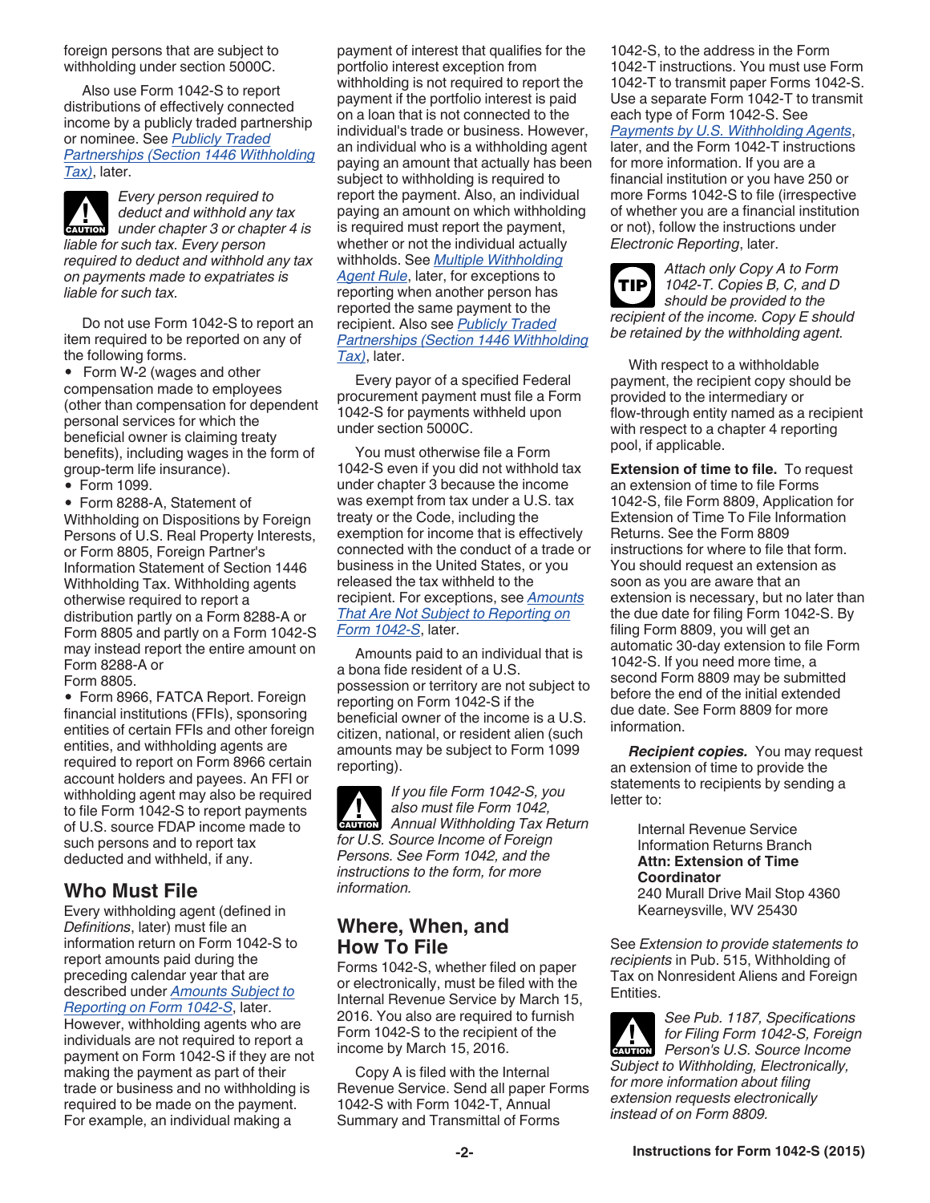foreign persons that are subject to withholding under section 5000C.

Also use Form 1042-S to report distributions of effectively connected income by a publicly traded partnership or nominee. See *Publicly Traded Partnerships (Section 1446 Withholding Tax)*, later.

**CAUTION** *Every person required to deduct and withhold any tax under chapter 3 or chapter 4 is liable for such tax. Every person required to deduct and withhold any tax on payments made to expatriates is liable for such tax.*

Do not use Form 1042-S to report an item required to be reported on any of the following forms.

- Form W-2 (wages and other compensation made to employees (other than compensation for dependent personal services for which the beneficial owner is claiming treaty benefits), including wages in the form of group-term life insurance).
- Form 1099.
- Form 8288-A, Statement of Withholding on Dispositions by Foreign Persons of U.S. Real Property Interests, or Form 8805, Foreign Partner's Information Statement of Section 1446 Withholding Tax. Withholding agents otherwise required to report a distribution partly on a Form 8288-A or Form 8805 and partly on a Form 1042-S may instead report the entire amount on Form 8288-A or Form 8805.
- Form 8966, FATCA Report. Foreign financial institutions (FFIs), sponsoring entities of certain FFIs and other foreign entities, and withholding agents are required to report on Form 8966 certain account holders and payees. An FFI or withholding agent may also be required to file Form 1042-S to report payments of U.S. source FDAP income made to such persons and to report tax deducted and withheld, if any.

## Who Must File

Every withholding agent (defined in *Definitions*, later) must file an information return on Form 1042-S to report amounts paid during the preceding calendar year that are described under *Amounts Subject to Reporting on Form 1042-S*, later. However, withholding agents who are individuals are not required to report a payment on Form 1042-S if they are not making the payment as part of their trade or business and no withholding is required to be made on the payment. For example, an individual making a payment of interest that qualifies for the portfolio interest exception from withholding is not required to report the payment if the portfolio interest is paid on a loan that is not connected to the individual's trade or business. However, an individual who is a withholding agent paying an amount that actually has been subject to withholding is required to report the payment. Also, an individual paying an amount on which withholding is required must report the payment, whether or not the individual actually withholds. See *Multiple Withholding Agent Rule*, later, for exceptions to reporting when another person has reported the same payment to the recipient. Also see *Publicly Traded Partnerships (Section 1446 Withholding Tax)*, later.

Every payor of a specified Federal procurement payment must file a Form 1042-S for payments withheld upon under section 5000C.

You must otherwise file a Form 1042-S even if you did not withhold tax under chapter 3 because the income was exempt from tax under a U.S. tax treaty or the Code, including the exemption for income that is effectively connected with the conduct of a trade or business in the United States, or you released the tax withheld to the recipient. For exceptions, see *Amounts That Are Not Subject to Reporting on Form 1042-S*, later.

Amounts paid to an individual that is a bona fide resident of a U.S. possession or territory are not subject to reporting on Form 1042-S if the beneficial owner of the income is a U.S. citizen, national, or resident alien (such amounts may be subject to Form 1099 reporting).

**CAUTION** *If you file Form 1042-S, you also must file Form 1042, Annual Withholding Tax Return for U.S. Source Income of Foreign Persons. See Form 1042, and the instructions to the form, for more information.*

## Where, When, and How To File

Forms 1042-S, whether filed on paper or electronically, must be filed with the Internal Revenue Service by March 15, 2016. You also are required to furnish Form 1042-S to the recipient of the income by March 15, 2016.

Copy A is filed with the Internal Revenue Service. Send all paper Forms 1042-S with Form 1042-T, Annual Summary and Transmittal of Forms 1042-S, to the address in the Form 1042-T instructions. You must use Form 1042-T to transmit paper Forms 1042-S. Use a separate Form 1042-T to transmit each type of Form 1042-S. See *Payments by U.S. Withholding Agents*, later, and the Form 1042-T instructions for more information. If you are a financial institution or you have 250 or more Forms 1042-S to file (irrespective of whether you are a financial institution or not), follow the instructions under *Electronic Reporting*, later.

**TIP** *Attach only Copy A to Form 1042-T. Copies B, C, and D should be provided to the recipient of the income. Copy E should be retained by the withholding agent.*

With respect to a withholdable payment, the recipient copy should be provided to the intermediary or flow-through entity named as a recipient with respect to a chapter 4 reporting pool, if applicable.

**Extension of time to file.** To request an extension of time to file Forms 1042-S, file Form 8809, Application for Extension of Time To File Information Returns. See the Form 8809 instructions for where to file that form. You should request an extension as soon as you are aware that an extension is necessary, but no later than the due date for filing Form 1042-S. By filing Form 8809, you will get an automatic 30-day extension to file Form 1042-S. If you need more time, a second Form 8809 may be submitted before the end of the initial extended due date. See Form 8809 for more information.

***Recipient copies.*** You may request an extension of time to provide the statements to recipients by sending a letter to:

Internal Revenue Service
Information Returns Branch
**Attn: Extension of Time Coordinator**
240 Murall Drive Mail Stop 4360
Kearneysville, WV 25430

See *Extension to provide statements to recipients* in Pub. 515, Withholding of Tax on Nonresident Aliens and Foreign Entities.

**CAUTION** *See Pub. 1187, Specifications for Filing Form 1042-S, Foreign Person's U.S. Source Income Subject to Withholding, Electronically, for more information about filing extension requests electronically instead of on Form 8809.*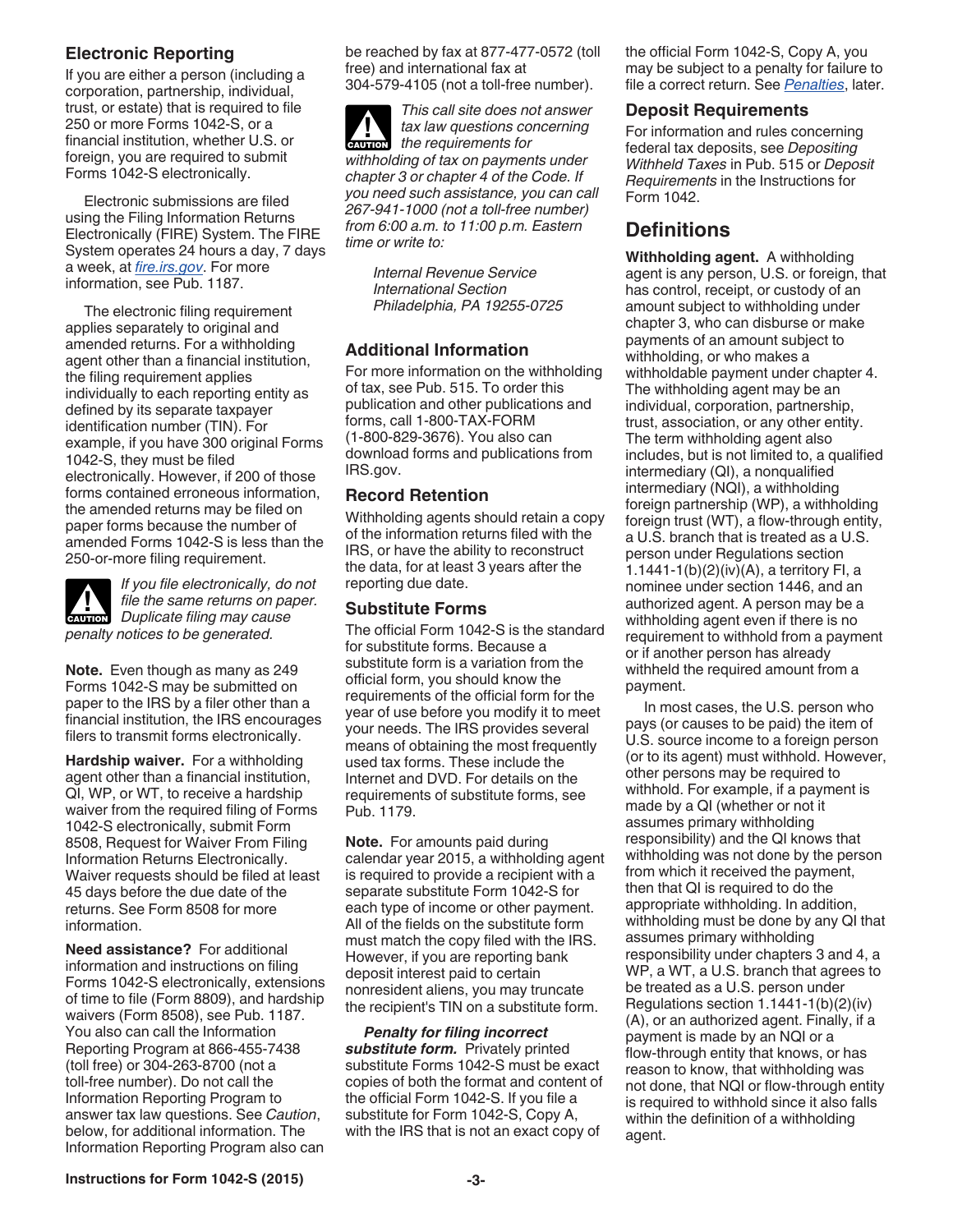### Electronic Reporting

If you are either a person (including a corporation, partnership, individual, trust, or estate) that is required to file 250 or more Forms 1042-S, or a financial institution, whether U.S. or foreign, you are required to submit Forms 1042-S electronically.

Electronic submissions are filed using the Filing Information Returns Electronically (FIRE) System. The FIRE System operates 24 hours a day, 7 days a week, at *fire.irs.gov*. For more information, see Pub. 1187.

The electronic filing requirement applies separately to original and amended returns. For a withholding agent other than a financial institution, the filing requirement applies individually to each reporting entity as defined by its separate taxpayer identification number (TIN). For example, if you have 300 original Forms 1042-S, they must be filed electronically. However, if 200 of those forms contained erroneous information, the amended returns may be filed on paper forms because the number of amended Forms 1042-S is less than the 250-or-more filing requirement.

**CAUTION** *If you file electronically, do not file the same returns on paper. Duplicate filing may cause penalty notices to be generated.*

**Note.** Even though as many as 249 Forms 1042-S may be submitted on paper to the IRS by a filer other than a financial institution, the IRS encourages filers to transmit forms electronically.

**Hardship waiver.** For a withholding agent other than a financial institution, QI, WP, or WT, to receive a hardship waiver from the required filing of Forms 1042-S electronically, submit Form 8508, Request for Waiver From Filing Information Returns Electronically. Waiver requests should be filed at least 45 days before the due date of the returns. See Form 8508 for more information.

**Need assistance?** For additional information and instructions on filing Forms 1042-S electronically, extensions of time to file (Form 8809), and hardship waivers (Form 8508), see Pub. 1187. You also can call the Information Reporting Program at 866-455-7438 (toll free) or 304-263-8700 (not a toll-free number). Do not call the Information Reporting Program to answer tax law questions. See *Caution*, below, for additional information. The Information Reporting Program also can be reached by fax at 877-477-0572 (toll free) and international fax at 304-579-4105 (not a toll-free number).

**CAUTION** *This call site does not answer tax law questions concerning the requirements for withholding of tax on payments under chapter 3 or chapter 4 of the Code. If you need such assistance, you can call 267-941-1000 (not a toll-free number) from 6:00 a.m. to 11:00 p.m. Eastern time or write to:*

*Internal Revenue Service*
*International Section*
*Philadelphia, PA 19255-0725*

### Additional Information

For more information on the withholding of tax, see Pub. 515. To order this publication and other publications and forms, call 1-800-TAX-FORM (1-800-829-3676). You also can download forms and publications from IRS.gov.

### Record Retention

Withholding agents should retain a copy of the information returns filed with the IRS, or have the ability to reconstruct the data, for at least 3 years after the reporting due date.

### Substitute Forms

The official Form 1042-S is the standard for substitute forms. Because a substitute form is a variation from the official form, you should know the requirements of the official form for the year of use before you modify it to meet your needs. The IRS provides several means of obtaining the most frequently used tax forms. These include the Internet and DVD. For details on the requirements of substitute forms, see Pub. 1179.

**Note.** For amounts paid during calendar year 2015, a withholding agent is required to provide a recipient with a separate substitute Form 1042-S for each type of income or other payment. All of the fields on the substitute form must match the copy filed with the IRS. However, if you are reporting bank deposit interest paid to certain nonresident aliens, you may truncate the recipient's TIN on a substitute form.

***Penalty for filing incorrect substitute form.*** Privately printed substitute Forms 1042-S must be exact copies of both the format and content of the official Form 1042-S. If you file a substitute for Form 1042-S, Copy A, with the IRS that is not an exact copy of the official Form 1042-S, Copy A, you may be subject to a penalty for failure to file a correct return. See *Penalties*, later.

### Deposit Requirements

For information and rules concerning federal tax deposits, see *Depositing Withheld Taxes* in Pub. 515 or *Deposit Requirements* in the Instructions for Form 1042.

## Definitions

**Withholding agent.** A withholding agent is any person, U.S. or foreign, that has control, receipt, or custody of an amount subject to withholding under chapter 3, who can disburse or make payments of an amount subject to withholding, or who makes a withholdable payment under chapter 4. The withholding agent may be an individual, corporation, partnership, trust, association, or any other entity. The term withholding agent also includes, but is not limited to, a qualified intermediary (QI), a nonqualified intermediary (NQI), a withholding foreign partnership (WP), a withholding foreign trust (WT), a flow-through entity, a U.S. branch that is treated as a U.S. person under Regulations section 1.1441-1(b)(2)(iv)(A), a territory FI, a nominee under section 1446, and an authorized agent. A person may be a withholding agent even if there is no requirement to withhold from a payment or if another person has already withheld the required amount from a payment.

In most cases, the U.S. person who pays (or causes to be paid) the item of U.S. source income to a foreign person (or to its agent) must withhold. However, other persons may be required to withhold. For example, if a payment is made by a QI (whether or not it assumes primary withholding responsibility) and the QI knows that withholding was not done by the person from which it received the payment, then that QI is required to do the appropriate withholding. In addition, withholding must be done by any QI that assumes primary withholding responsibility under chapters 3 and 4, a WP, a WT, a U.S. branch that agrees to be treated as a U.S. person under Regulations section 1.1441-1(b)(2)(iv)(A), or an authorized agent. Finally, if a payment is made by an NQI or a flow-through entity that knows, or has reason to know, that withholding was not done, that NQI or flow-through entity is required to withhold since it also falls within the definition of a withholding agent.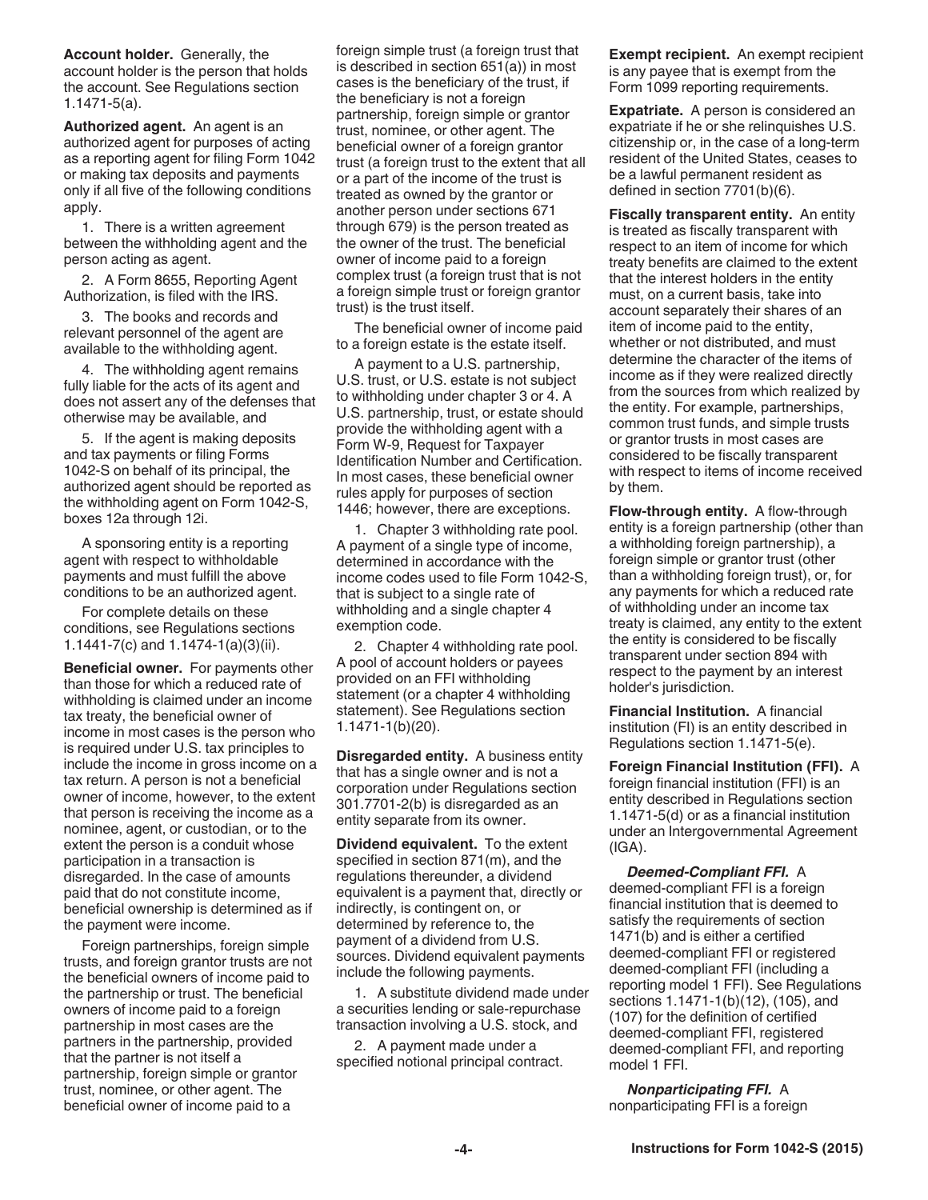**Account holder.** Generally, the account holder is the person that holds the account. See Regulations section 1.1471-5(a).

**Authorized agent.** An agent is an authorized agent for purposes of acting as a reporting agent for filing Form 1042 or making tax deposits and payments only if all five of the following conditions apply.

1. There is a written agreement between the withholding agent and the person acting as agent.

2. A Form 8655, Reporting Agent Authorization, is filed with the IRS.

3. The books and records and relevant personnel of the agent are available to the withholding agent.

4. The withholding agent remains fully liable for the acts of its agent and does not assert any of the defenses that otherwise may be available, and

5. If the agent is making deposits and tax payments or filing Forms 1042-S on behalf of its principal, the authorized agent should be reported as the withholding agent on Form 1042-S, boxes 12a through 12i.

A sponsoring entity is a reporting agent with respect to withholdable payments and must fulfill the above conditions to be an authorized agent.

For complete details on these conditions, see Regulations sections 1.1441-7(c) and 1.1474-1(a)(3)(ii).

**Beneficial owner.** For payments other than those for which a reduced rate of withholding is claimed under an income tax treaty, the beneficial owner of income in most cases is the person who is required under U.S. tax principles to include the income in gross income on a tax return. A person is not a beneficial owner of income, however, to the extent that person is receiving the income as a nominee, agent, or custodian, or to the extent the person is a conduit whose participation in a transaction is disregarded. In the case of amounts paid that do not constitute income, beneficial ownership is determined as if the payment were income.

Foreign partnerships, foreign simple trusts, and foreign grantor trusts are not the beneficial owners of income paid to the partnership or trust. The beneficial owners of income paid to a foreign partnership in most cases are the partners in the partnership, provided that the partner is not itself a partnership, foreign simple or grantor trust, nominee, or other agent. The beneficial owner of income paid to a foreign simple trust (a foreign trust that is described in section 651(a)) in most cases is the beneficiary of the trust, if the beneficiary is not a foreign partnership, foreign simple or grantor trust, nominee, or other agent. The beneficial owner of a foreign grantor trust (a foreign trust to the extent that all or a part of the income of the trust is treated as owned by the grantor or another person under sections 671 through 679) is the person treated as the owner of the trust. The beneficial owner of income paid to a foreign complex trust (a foreign trust that is not a foreign simple trust or foreign grantor trust) is the trust itself.

The beneficial owner of income paid to a foreign estate is the estate itself.

A payment to a U.S. partnership, U.S. trust, or U.S. estate is not subject to withholding under chapter 3 or 4. A U.S. partnership, trust, or estate should provide the withholding agent with a Form W-9, Request for Taxpayer Identification Number and Certification. In most cases, these beneficial owner rules apply for purposes of section 1446; however, there are exceptions.

1. Chapter 3 withholding rate pool. A payment of a single type of income, determined in accordance with the income codes used to file Form 1042-S, that is subject to a single rate of withholding and a single chapter 4 exemption code.

2. Chapter 4 withholding rate pool. A pool of account holders or payees provided on an FFI withholding statement (or a chapter 4 withholding statement). See Regulations section 1.1471-1(b)(20).

**Disregarded entity.** A business entity that has a single owner and is not a corporation under Regulations section 301.7701-2(b) is disregarded as an entity separate from its owner.

**Dividend equivalent.** To the extent specified in section 871(m), and the regulations thereunder, a dividend equivalent is a payment that, directly or indirectly, is contingent on, or determined by reference to, the payment of a dividend from U.S. sources. Dividend equivalent payments include the following payments.

1. A substitute dividend made under a securities lending or sale-repurchase transaction involving a U.S. stock, and

2. A payment made under a specified notional principal contract.

**Exempt recipient.** An exempt recipient is any payee that is exempt from the Form 1099 reporting requirements.

**Expatriate.** A person is considered an expatriate if he or she relinquishes U.S. citizenship or, in the case of a long-term resident of the United States, ceases to be a lawful permanent resident as defined in section 7701(b)(6).

**Fiscally transparent entity.** An entity is treated as fiscally transparent with respect to an item of income for which treaty benefits are claimed to the extent that the interest holders in the entity must, on a current basis, take into account separately their shares of an item of income paid to the entity, whether or not distributed, and must determine the character of the items of income as if they were realized directly from the sources from which realized by the entity. For example, partnerships, common trust funds, and simple trusts or grantor trusts in most cases are considered to be fiscally transparent with respect to items of income received by them.

**Flow-through entity.** A flow-through entity is a foreign partnership (other than a withholding foreign partnership), a foreign simple or grantor trust (other than a withholding foreign trust), or, for any payments for which a reduced rate of withholding under an income tax treaty is claimed, any entity to the extent the entity is considered to be fiscally transparent under section 894 with respect to the payment by an interest holder's jurisdiction.

**Financial Institution.** A financial institution (FI) is an entity described in Regulations section 1.1471-5(e).

**Foreign Financial Institution (FFI).** A foreign financial institution (FFI) is an entity described in Regulations section 1.1471-5(d) or as a financial institution under an Intergovernmental Agreement (IGA).

***Deemed-Compliant FFI.*** A deemed-compliant FFI is a foreign financial institution that is deemed to satisfy the requirements of section 1471(b) and is either a certified deemed-compliant FFI or registered deemed-compliant FFI (including a reporting model 1 FFI). See Regulations sections 1.1471-1(b)(12), (105), and (107) for the definition of certified deemed-compliant FFI, registered deemed-compliant FFI, and reporting model 1 FFI.

***Nonparticipating FFI.*** A nonparticipating FFI is a foreign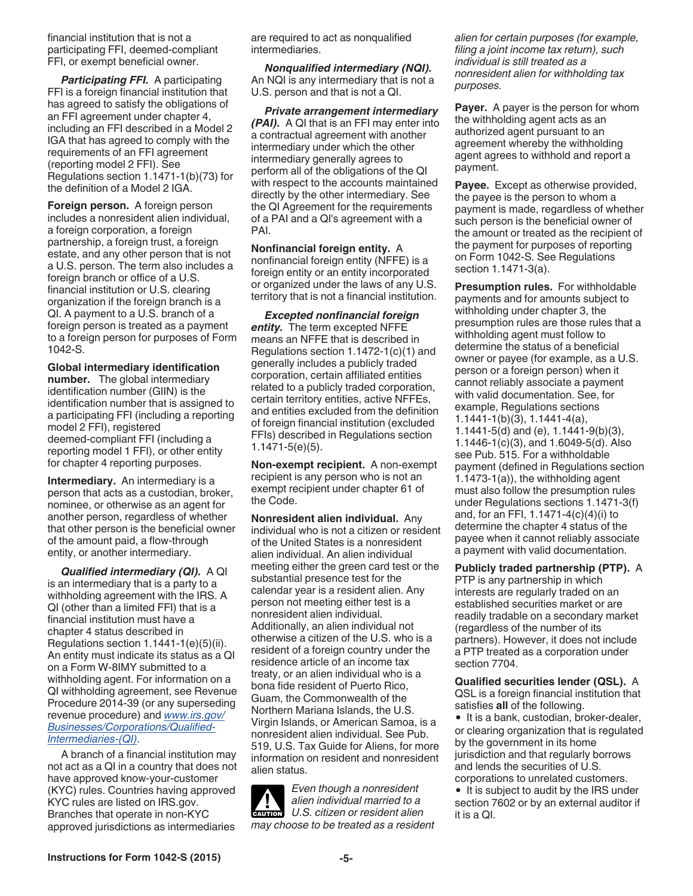financial institution that is not a participating FFI, deemed-compliant FFI, or exempt beneficial owner.

***Participating FFI.*** A participating FFI is a foreign financial institution that has agreed to satisfy the obligations of an FFI agreement under chapter 4, including an FFI described in a Model 2 IGA that has agreed to comply with the requirements of an FFI agreement (reporting model 2 FFI). See Regulations section 1.1471-1(b)(73) for the definition of a Model 2 IGA.

**Foreign person.** A foreign person includes a nonresident alien individual, a foreign corporation, a foreign partnership, a foreign trust, a foreign estate, and any other person that is not a U.S. person. The term also includes a foreign branch or office of a U.S. financial institution or U.S. clearing organization if the foreign branch is a QI. A payment to a U.S. branch of a foreign person is treated as a payment to a foreign person for purposes of Form 1042-S.

**Global intermediary identification number.** The global intermediary identification number (GIIN) is the identification number that is assigned to a participating FFI (including a reporting model 2 FFI), registered deemed-compliant FFI (including a reporting model 1 FFI), or other entity for chapter 4 reporting purposes.

**Intermediary.** An intermediary is a person that acts as a custodian, broker, nominee, or otherwise as an agent for another person, regardless of whether that other person is the beneficial owner of the amount paid, a flow-through entity, or another intermediary.

***Qualified intermediary (QI).*** A QI is an intermediary that is a party to a withholding agreement with the IRS. A QI (other than a limited FFI) that is a financial institution must have a chapter 4 status described in Regulations section 1.1441-1(e)(5)(ii). An entity must indicate its status as a QI on a Form W-8IMY submitted to a withholding agent. For information on a QI withholding agreement, see Revenue Procedure 2014-39 (or any superseding revenue procedure) and *www.irs.gov/Businesses/Corporations/Qualified-Intermediaries-(QI)*.

A branch of a financial institution may not act as a QI in a country that does not have approved know-your-customer (KYC) rules. Countries having approved KYC rules are listed on IRS.gov. Branches that operate in non-KYC approved jurisdictions as intermediaries are required to act as nonqualified intermediaries.

***Nonqualified intermediary (NQI).*** An NQI is any intermediary that is not a U.S. person and that is not a QI.

***Private arrangement intermediary (PAI).*** A QI that is an FFI may enter into a contractual agreement with another intermediary under which the other intermediary generally agrees to perform all of the obligations of the QI with respect to the accounts maintained directly by the other intermediary. See the QI Agreement for the requirements of a PAI and a QI's agreement with a PAI.

**Nonfinancial foreign entity.** A nonfinancial foreign entity (NFFE) is a foreign entity or an entity incorporated or organized under the laws of any U.S. territory that is not a financial institution.

***Excepted nonfinancial foreign entity.*** The term excepted NFFE means an NFFE that is described in Regulations section 1.1472-1(c)(1) and generally includes a publicly traded corporation, certain affiliated entities related to a publicly traded corporation, certain territory entities, active NFFEs, and entities excluded from the definition of foreign financial institution (excluded FFIs) described in Regulations section 1.1471-5(e)(5).

**Non-exempt recipient.** A non-exempt recipient is any person who is not an exempt recipient under chapter 61 of the Code.

**Nonresident alien individual.** Any individual who is not a citizen or resident of the United States is a nonresident alien individual. An alien individual meeting either the green card test or the substantial presence test for the calendar year is a resident alien. Any person not meeting either test is a nonresident alien individual. Additionally, an alien individual not otherwise a citizen of the U.S. who is a resident of a foreign country under the residence article of an income tax treaty, or an alien individual who is a bona fide resident of Puerto Rico, Guam, the Commonwealth of the Northern Mariana Islands, the U.S. Virgin Islands, or American Samoa, is a nonresident alien individual. See Pub. 519, U.S. Tax Guide for Aliens, for more information on resident and nonresident alien status.

**CAUTION** *Even though a nonresident alien individual married to a U.S. citizen or resident alien may choose to be treated as a resident alien for certain purposes (for example, filing a joint income tax return), such individual is still treated as a nonresident alien for withholding tax purposes.*

**Payer.** A payer is the person for whom the withholding agent acts as an authorized agent pursuant to an agreement whereby the withholding agent agrees to withhold and report a payment.

**Payee.** Except as otherwise provided, the payee is the person to whom a payment is made, regardless of whether such person is the beneficial owner of the amount or treated as the recipient of the payment for purposes of reporting on Form 1042-S. See Regulations section 1.1471-3(a).

**Presumption rules.** For withholdable payments and for amounts subject to withholding under chapter 3, the presumption rules are those rules that a withholding agent must follow to determine the status of a beneficial owner or payee (for example, as a U.S. person or a foreign person) when it cannot reliably associate a payment with valid documentation. See, for example, Regulations sections 1.1441-1(b)(3), 1.1441-4(a), 1.1441-5(d) and (e), 1.1441-9(b)(3), 1.1446-1(c)(3), and 1.6049-5(d). Also see Pub. 515. For a withholdable payment (defined in Regulations section 1.1473-1(a)), the withholding agent must also follow the presumption rules under Regulations sections 1.1471-3(f) and, for an FFI, 1.1471-4(c)(4)(i) to determine the chapter 4 status of the payee when it cannot reliably associate a payment with valid documentation.

**Publicly traded partnership (PTP).** A PTP is any partnership in which interests are regularly traded on an established securities market or are readily tradable on a secondary market (regardless of the number of its partners). However, it does not include a PTP treated as a corporation under section 7704.

**Qualified securities lender (QSL).** A QSL is a foreign financial institution that satisfies **all** of the following.

- It is a bank, custodian, broker-dealer, or clearing organization that is regulated by the government in its home jurisdiction and that regularly borrows and lends the securities of U.S. corporations to unrelated customers.
- It is subject to audit by the IRS under section 7602 or by an external auditor if it is a QI.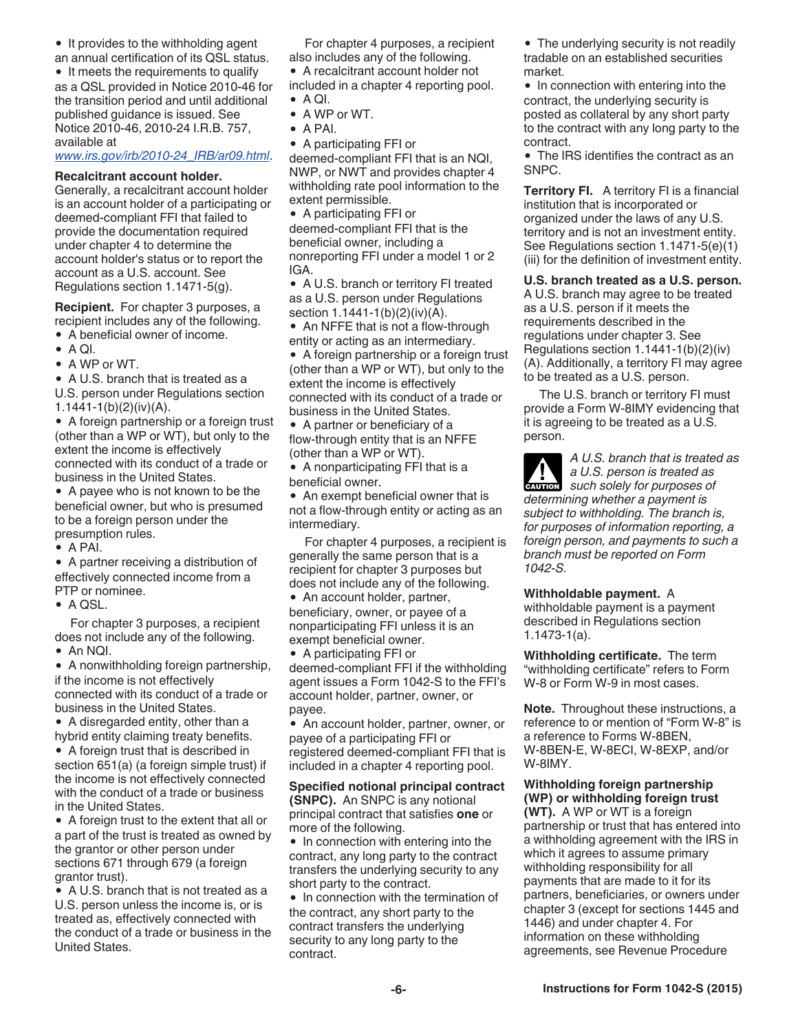- It provides to the withholding agent an annual certification of its QSL status.
- It meets the requirements to qualify as a QSL provided in Notice 2010-46 for the transition period and until additional published guidance is issued. See Notice 2010-46, 2010-24 I.R.B. 757, available at *www.irs.gov/irb/2010-24_IRB/ar09.html*.

**Recalcitrant account holder.** Generally, a recalcitrant account holder is an account holder of a participating or deemed-compliant FFI that failed to provide the documentation required under chapter 4 to determine the account holder's status or to report the account as a U.S. account. See Regulations section 1.1471-5(g).

**Recipient.** For chapter 3 purposes, a recipient includes any of the following.

- A beneficial owner of income.
- A QI.
- A WP or WT.
- A U.S. branch that is treated as a U.S. person under Regulations section 1.1441-1(b)(2)(iv)(A).
- A foreign partnership or a foreign trust (other than a WP or WT), but only to the extent the income is effectively connected with its conduct of a trade or business in the United States.
- A payee who is not known to be the beneficial owner, but who is presumed to be a foreign person under the presumption rules.
- A PAI.
- A partner receiving a distribution of effectively connected income from a PTP or nominee.
- A QSL.

For chapter 3 purposes, a recipient does not include any of the following.

- An NQI.
- A nonwithholding foreign partnership, if the income is not effectively connected with its conduct of a trade or business in the United States.
- A disregarded entity, other than a hybrid entity claiming treaty benefits.
- A foreign trust that is described in section 651(a) (a foreign simple trust) if the income is not effectively connected with the conduct of a trade or business in the United States.
- A foreign trust to the extent that all or a part of the trust is treated as owned by the grantor or other person under sections 671 through 679 (a foreign grantor trust).
- A U.S. branch that is not treated as a U.S. person unless the income is, or is treated as, effectively connected with the conduct of a trade or business in the United States.

For chapter 4 purposes, a recipient also includes any of the following.

- A recalcitrant account holder not included in a chapter 4 reporting pool.
- A QI.
- A WP or WT.
- A PAI.
- A participating FFI or deemed-compliant FFI that is an NQI, NWP, or NWT and provides chapter 4 withholding rate pool information to the extent permissible.
- A participating FFI or deemed-compliant FFI that is the beneficial owner, including a nonreporting FFI under a model 1 or 2 IGA.
- A U.S. branch or territory FI treated as a U.S. person under Regulations section 1.1441-1(b)(2)(iv)(A).
- An NFFE that is not a flow-through entity or acting as an intermediary.
- A foreign partnership or a foreign trust (other than a WP or WT), but only to the extent the income is effectively connected with its conduct of a trade or business in the United States.
- A partner or beneficiary of a flow-through entity that is an NFFE (other than a WP or WT).
- A nonparticipating FFI that is a beneficial owner.
- An exempt beneficial owner that is not a flow-through entity or acting as an intermediary.

For chapter 4 purposes, a recipient is generally the same person that is a recipient for chapter 3 purposes but does not include any of the following.

- An account holder, partner, beneficiary, owner, or payee of a nonparticipating FFI unless it is an exempt beneficial owner.
- A participating FFI or deemed-compliant FFI if the withholding agent issues a Form 1042-S to the FFI's account holder, partner, owner, or payee.
- An account holder, partner, owner, or payee of a participating FFI or registered deemed-compliant FFI that is included in a chapter 4 reporting pool.

**Specified notional principal contract (SNPC).** An SNPC is any notional principal contract that satisfies **one** or more of the following.

- In connection with entering into the contract, any long party to the contract transfers the underlying security to any short party to the contract.
- In connection with the termination of the contract, any short party to the contract transfers the underlying security to any long party to the contract.
- The underlying security is not readily tradable on an established securities market.
- In connection with entering into the contract, the underlying security is posted as collateral by any short party to the contract with any long party to the contract.
- The IRS identifies the contract as an SNPC.

**Territory FI.** A territory FI is a financial institution that is incorporated or organized under the laws of any U.S. territory and is not an investment entity. See Regulations section 1.1471-5(e)(1)(iii) for the definition of investment entity.

**U.S. branch treated as a U.S. person.** A U.S. branch may agree to be treated as a U.S. person if it meets the requirements described in the regulations under chapter 3. See Regulations section 1.1441-1(b)(2)(iv)(A). Additionally, a territory FI may agree to be treated as a U.S. person.

The U.S. branch or territory FI must provide a Form W-8IMY evidencing that it is agreeing to be treated as a U.S. person.

**CAUTION:** *A U.S. branch that is treated as a U.S. person is treated as such solely for purposes of determining whether a payment is subject to withholding. The branch is, for purposes of information reporting, a foreign person, and payments to such a branch must be reported on Form 1042-S.*

**Withholdable payment.** A withholdable payment is a payment described in Regulations section 1.1473-1(a).

**Withholding certificate.** The term "withholding certificate" refers to Form W-8 or Form W-9 in most cases.

**Note.** Throughout these instructions, a reference to or mention of "Form W-8" is a reference to Forms W-8BEN, W-8BEN-E, W-8ECI, W-8EXP, and/or W-8IMY.

**Withholding foreign partnership (WP) or withholding foreign trust (WT).** A WP or WT is a foreign partnership or trust that has entered into a withholding agreement with the IRS in which it agrees to assume primary withholding responsibility for all payments that are made to it for its partners, beneficiaries, or owners under chapter 3 (except for sections 1445 and 1446) and under chapter 4. For information on these withholding agreements, see Revenue Procedure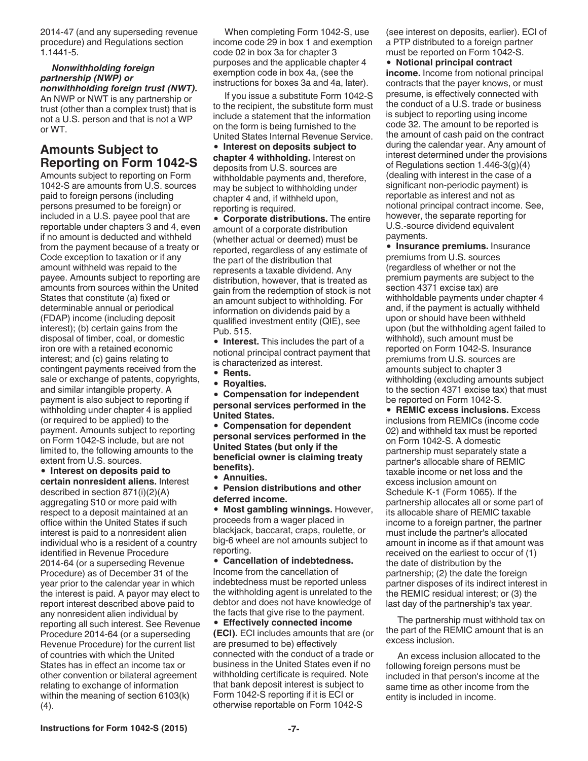2014-47 (and any superseding revenue procedure) and Regulations section 1.1441-5.

***Nonwithholding foreign partnership (NWP) or nonwithholding foreign trust (NWT).*** An NWP or NWT is any partnership or trust (other than a complex trust) that is not a U.S. person and that is not a WP or WT.

## Amounts Subject to Reporting on Form 1042-S

Amounts subject to reporting on Form 1042-S are amounts from U.S. sources paid to foreign persons (including persons presumed to be foreign) or included in a U.S. payee pool that are reportable under chapters 3 and 4, even if no amount is deducted and withheld from the payment because of a treaty or Code exception to taxation or if any amount withheld was repaid to the payee. Amounts subject to reporting are amounts from sources within the United States that constitute (a) fixed or determinable annual or periodical (FDAP) income (including deposit interest); (b) certain gains from the disposal of timber, coal, or domestic iron ore with a retained economic interest; and (c) gains relating to contingent payments received from the sale or exchange of patents, copyrights, and similar intangible property. A payment is also subject to reporting if withholding under chapter 4 is applied (or required to be applied) to the payment. Amounts subject to reporting on Form 1042-S include, but are not limited to, the following amounts to the extent from U.S. sources.

- **Interest on deposits paid to certain nonresident aliens.** Interest described in section 871(i)(2)(A) aggregating $10 or more paid with respect to a deposit maintained at an office within the United States if such interest is paid to a nonresident alien individual who is a resident of a country identified in Revenue Procedure 2014-64 (or a superseding Revenue Procedure) as of December 31 of the year prior to the calendar year in which the interest is paid. A payor may elect to report interest described above paid to any nonresident alien individual by reporting all such interest. See Revenue Procedure 2014-64 (or a superseding Revenue Procedure) for the current list of countries with which the United States has in effect an income tax or other convention or bilateral agreement relating to exchange of information within the meaning of section 6103(k)(4).

When completing Form 1042-S, use income code 29 in box 1 and exemption code 02 in box 3a for chapter 3 purposes and the applicable chapter 4 exemption code in box 4a, (see the instructions for boxes 3a and 4a, later).

If you issue a substitute Form 1042-S to the recipient, the substitute form must include a statement that the information on the form is being furnished to the United States Internal Revenue Service.

- **Interest on deposits subject to chapter 4 withholding.** Interest on deposits from U.S. sources are withholdable payments and, therefore, may be subject to withholding under chapter 4 and, if withheld upon, reporting is required.
- **Corporate distributions.** The entire amount of a corporate distribution (whether actual or deemed) must be reported, regardless of any estimate of the part of the distribution that represents a taxable dividend. Any distribution, however, that is treated as gain from the redemption of stock is not an amount subject to withholding. For information on dividends paid by a qualified investment entity (QIE), see Pub. 515.
- **Interest.** This includes the part of a notional principal contract payment that is characterized as interest.
- **Rents.**
- **Royalties.**
- **Compensation for independent personal services performed in the United States.**
- **Compensation for dependent personal services performed in the United States (but only if the beneficial owner is claiming treaty benefits).**
- **Annuities.**
- **Pension distributions and other deferred income.**
- **Most gambling winnings.** However, proceeds from a wager placed in blackjack, baccarat, craps, roulette, or big-6 wheel are not amounts subject to reporting.
- **Cancellation of indebtedness.** Income from the cancellation of indebtedness must be reported unless the withholding agent is unrelated to the debtor and does not have knowledge of the facts that give rise to the payment.
- **Effectively connected income (ECI).** ECI includes amounts that are (or are presumed to be) effectively connected with the conduct of a trade or business in the United States even if no withholding certificate is required. Note that bank deposit interest is subject to Form 1042-S reporting if it is ECI or otherwise reportable on Form 1042-S (see interest on deposits, earlier). ECI of a PTP distributed to a foreign partner must be reported on Form 1042-S.
- **Notional principal contract income.** Income from notional principal contracts that the payer knows, or must presume, is effectively connected with the conduct of a U.S. trade or business is subject to reporting using income code 32. The amount to be reported is the amount of cash paid on the contract during the calendar year. Any amount of interest determined under the provisions of Regulations section 1.446-3(g)(4) (dealing with interest in the case of a significant non-periodic payment) is reportable as interest and not as notional principal contract income. See, however, the separate reporting for U.S.-source dividend equivalent payments.
- **Insurance premiums.** Insurance premiums from U.S. sources (regardless of whether or not the premium payments are subject to the section 4371 excise tax) are withholdable payments under chapter 4 and, if the payment is actually withheld upon or should have been withheld upon (but the withholding agent failed to withhold), such amount must be reported on Form 1042-S. Insurance premiums from U.S. sources are amounts subject to chapter 3 withholding (excluding amounts subject to the section 4371 excise tax) that must be reported on Form 1042-S.
- **REMIC excess inclusions.** Excess inclusions from REMICs (income code 02) and withheld tax must be reported on Form 1042-S. A domestic partnership must separately state a partner's allocable share of REMIC taxable income or net loss and the excess inclusion amount on Schedule K-1 (Form 1065). If the partnership allocates all or some part of its allocable share of REMIC taxable income to a foreign partner, the partner must include the partner's allocated amount in income as if that amount was received on the earliest to occur of (1) the date of distribution by the partnership; (2) the date the foreign partner disposes of its indirect interest in the REMIC residual interest; or (3) the last day of the partnership's tax year.

The partnership must withhold tax on the part of the REMIC amount that is an excess inclusion.

An excess inclusion allocated to the following foreign persons must be included in that person's income at the same time as other income from the entity is included in income.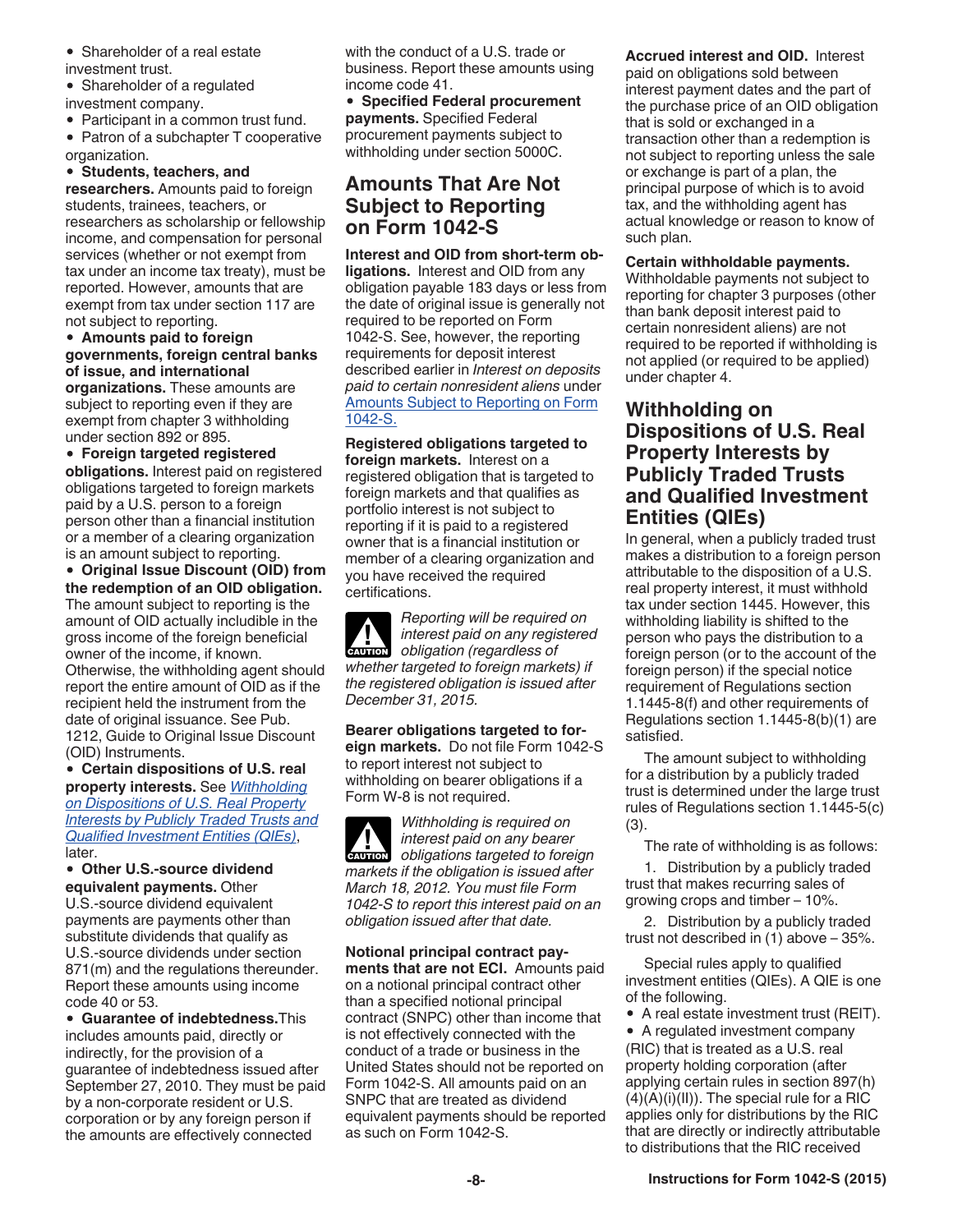- Shareholder of a real estate investment trust.
- Shareholder of a regulated investment company.
- Participant in a common trust fund.
- Patron of a subchapter T cooperative organization.
- **Students, teachers, and researchers.** Amounts paid to foreign students, trainees, teachers, or researchers as scholarship or fellowship income, and compensation for personal services (whether or not exempt from tax under an income tax treaty), must be reported. However, amounts that are exempt from tax under section 117 are not subject to reporting.
- **Amounts paid to foreign governments, foreign central banks of issue, and international organizations.** These amounts are subject to reporting even if they are exempt from chapter 3 withholding under section 892 or 895.
- **Foreign targeted registered obligations.** Interest paid on registered obligations targeted to foreign markets paid by a U.S. person to a foreign person other than a financial institution or a member of a clearing organization is an amount subject to reporting.
- **Original Issue Discount (OID) from the redemption of an OID obligation.** The amount subject to reporting is the amount of OID actually includible in the gross income of the foreign beneficial owner of the income, if known. Otherwise, the withholding agent should report the entire amount of OID as if the recipient held the instrument from the date of original issuance. See Pub. 1212, Guide to Original Issue Discount (OID) Instruments.
- **Certain dispositions of U.S. real property interests.** See *Withholding on Dispositions of U.S. Real Property Interests by Publicly Traded Trusts and Qualified Investment Entities (QIEs)*, later.
- **Other U.S.-source dividend equivalent payments.** Other U.S.-source dividend equivalent payments are payments other than substitute dividends that qualify as U.S.-source dividends under section 871(m) and the regulations thereunder. Report these amounts using income code 40 or 53.
- **Guarantee of indebtedness.** This includes amounts paid, directly or indirectly, for the provision of a guarantee of indebtedness issued after September 27, 2010. They must be paid by a non-corporate resident or U.S. corporation or by any foreign person if the amounts are effectively connected with the conduct of a U.S. trade or business. Report these amounts using income code 41.
- **Specified Federal procurement payments.** Specified Federal procurement payments subject to withholding under section 5000C.

## Amounts That Are Not Subject to Reporting on Form 1042-S

**Interest and OID from short-term obligations.** Interest and OID from any obligation payable 183 days or less from the date of original issue is generally not required to be reported on Form 1042-S. See, however, the reporting requirements for deposit interest described earlier in *Interest on deposits paid to certain nonresident aliens* under Amounts Subject to Reporting on Form 1042-S.

**Registered obligations targeted to foreign markets.** Interest on a registered obligation that is targeted to foreign markets and that qualifies as portfolio interest is not subject to reporting if it is paid to a registered owner that is a financial institution or member of a clearing organization and you have received the required certifications.

*CAUTION: Reporting will be required on interest paid on any registered obligation (regardless of whether targeted to foreign markets) if the registered obligation is issued after December 31, 2015.*

**Bearer obligations targeted to foreign markets.** Do not file Form 1042-S to report interest not subject to withholding on bearer obligations if a Form W-8 is not required.

*CAUTION: Withholding is required on interest paid on any bearer obligations targeted to foreign markets if the obligation is issued after March 18, 2012. You must file Form 1042-S to report this interest paid on an obligation issued after that date.*

**Notional principal contract payments that are not ECI.** Amounts paid on a notional principal contract other than a specified notional principal contract (SNPC) other than income that is not effectively connected with the conduct of a trade or business in the United States should not be reported on Form 1042-S. All amounts paid on an SNPC that are treated as dividend equivalent payments should be reported as such on Form 1042-S.

**Accrued interest and OID.** Interest paid on obligations sold between interest payment dates and the part of the purchase price of an OID obligation that is sold or exchanged in a transaction other than a redemption is not subject to reporting unless the sale or exchange is part of a plan, the principal purpose of which is to avoid tax, and the withholding agent has actual knowledge or reason to know of such plan.

**Certain withholdable payments.** Withholdable payments not subject to reporting for chapter 3 purposes (other than bank deposit interest paid to certain nonresident aliens) are not required to be reported if withholding is not applied (or required to be applied) under chapter 4.

## Withholding on Dispositions of U.S. Real Property Interests by Publicly Traded Trusts and Qualified Investment Entities (QIEs)

In general, when a publicly traded trust makes a distribution to a foreign person attributable to the disposition of a U.S. real property interest, it must withhold tax under section 1445. However, this withholding liability is shifted to the person who pays the distribution to a foreign person (or to the account of the foreign person) if the special notice requirement of Regulations section 1.1445-8(f) and other requirements of Regulations section 1.1445-8(b)(1) are satisfied.

The amount subject to withholding for a distribution by a publicly traded trust is determined under the large trust rules of Regulations section 1.1445-5(c)(3).

The rate of withholding is as follows:

1. Distribution by a publicly traded trust that makes recurring sales of growing crops and timber – 10%.
2. Distribution by a publicly traded trust not described in (1) above – 35%.

Special rules apply to qualified investment entities (QIEs). A QIE is one of the following.

- A real estate investment trust (REIT).
- A regulated investment company (RIC) that is treated as a U.S. real property holding corporation (after applying certain rules in section 897(h)(4)(A)(i)(II)). The special rule for a RIC applies only for distributions by the RIC that are directly or indirectly attributable to distributions that the RIC received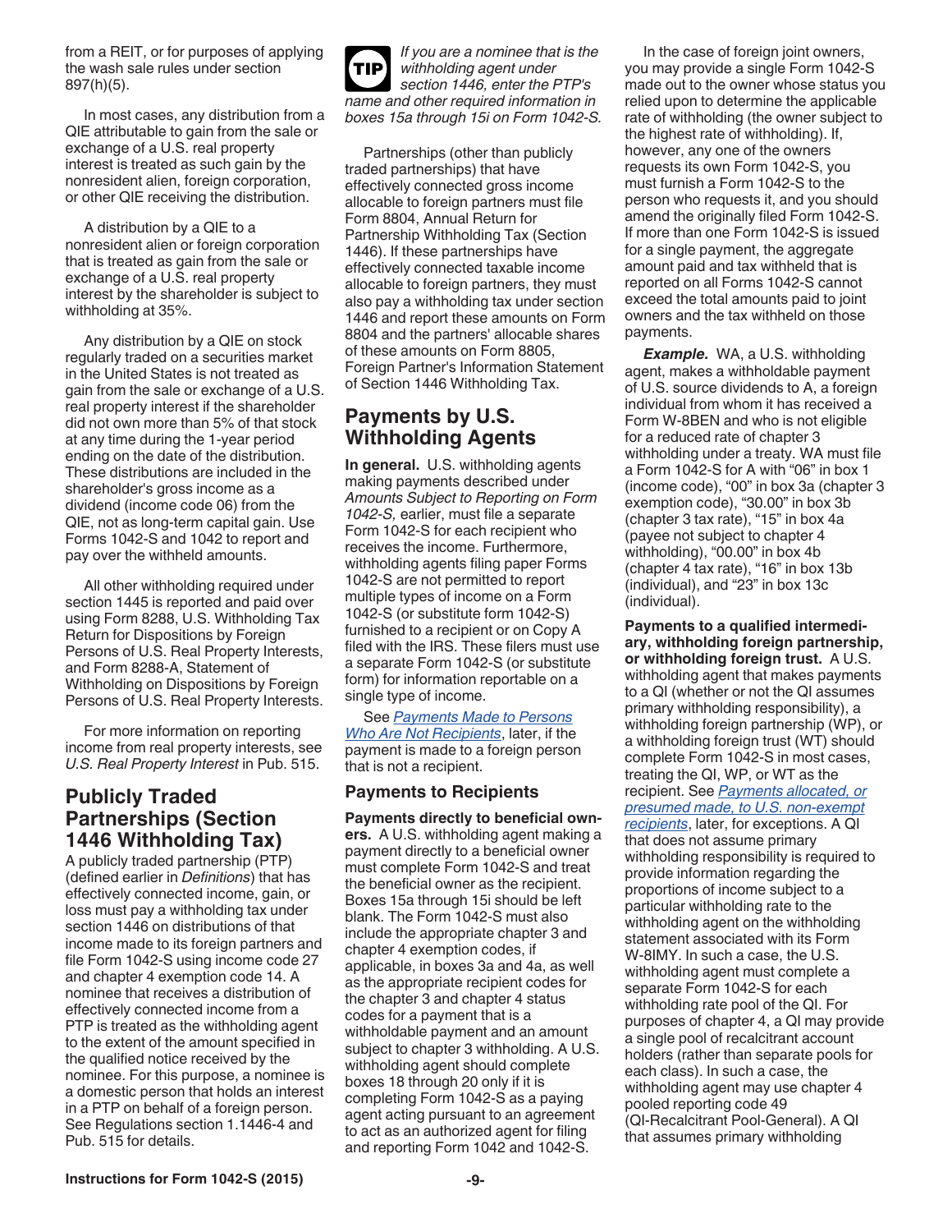from a REIT, or for purposes of applying the wash sale rules under section 897(h)(5).

In most cases, any distribution from a QIE attributable to gain from the sale or exchange of a U.S. real property interest is treated as such gain by the nonresident alien, foreign corporation, or other QIE receiving the distribution.

A distribution by a QIE to a nonresident alien or foreign corporation that is treated as gain from the sale or exchange of a U.S. real property interest by the shareholder is subject to withholding at 35%.

Any distribution by a QIE on stock regularly traded on a securities market in the United States is not treated as gain from the sale or exchange of a U.S. real property interest if the shareholder did not own more than 5% of that stock at any time during the 1-year period ending on the date of the distribution. These distributions are included in the shareholder's gross income as a dividend (income code 06) from the QIE, not as long-term capital gain. Use Forms 1042-S and 1042 to report and pay over the withheld amounts.

All other withholding required under section 1445 is reported and paid over using Form 8288, U.S. Withholding Tax Return for Dispositions by Foreign Persons of U.S. Real Property Interests, and Form 8288-A, Statement of Withholding on Dispositions by Foreign Persons of U.S. Real Property Interests.

For more information on reporting income from real property interests, see *U.S. Real Property Interest* in Pub. 515.

## Publicly Traded Partnerships (Section 1446 Withholding Tax)

A publicly traded partnership (PTP) (defined earlier in *Definitions*) that has effectively connected income, gain, or loss must pay a withholding tax under section 1446 on distributions of that income made to its foreign partners and file Form 1042-S using income code 27 and chapter 4 exemption code 14. A nominee that receives a distribution of effectively connected income from a PTP is treated as the withholding agent to the extent of the amount specified in the qualified notice received by the nominee. For this purpose, a nominee is a domestic person that holds an interest in a PTP on behalf of a foreign person. See Regulations section 1.1446-4 and Pub. 515 for details.

**TIP** *If you are a nominee that is the withholding agent under section 1446, enter the PTP's name and other required information in boxes 15a through 15i on Form 1042-S.*

Partnerships (other than publicly traded partnerships) that have effectively connected gross income allocable to foreign partners must file Form 8804, Annual Return for Partnership Withholding Tax (Section 1446). If these partnerships have effectively connected taxable income allocable to foreign partners, they must also pay a withholding tax under section 1446 and report these amounts on Form 8804 and the partners' allocable shares of these amounts on Form 8805, Foreign Partner's Information Statement of Section 1446 Withholding Tax.

## Payments by U.S. Withholding Agents

**In general.** U.S. withholding agents making payments described under *Amounts Subject to Reporting on Form 1042-S,* earlier, must file a separate Form 1042-S for each recipient who receives the income. Furthermore, withholding agents filing paper Forms 1042-S are not permitted to report multiple types of income on a Form 1042-S (or substitute form 1042-S) furnished to a recipient or on Copy A filed with the IRS. These filers must use a separate Form 1042-S (or substitute form) for information reportable on a single type of income.

See *Payments Made to Persons Who Are Not Recipients*, later, if the payment is made to a foreign person that is not a recipient.

### Payments to Recipients

**Payments directly to beneficial owners.** A U.S. withholding agent making a payment directly to a beneficial owner must complete Form 1042-S and treat the beneficial owner as the recipient. Boxes 15a through 15i should be left blank. The Form 1042-S must also include the appropriate chapter 3 and chapter 4 exemption codes, if applicable, in boxes 3a and 4a, as well as the appropriate recipient codes for the chapter 3 and chapter 4 status codes for a payment that is a withholdable payment and an amount subject to chapter 3 withholding. A U.S. withholding agent should complete boxes 18 through 20 only if it is completing Form 1042-S as a paying agent acting pursuant to an agreement to act as an authorized agent for filing and reporting Form 1042 and 1042-S.

In the case of foreign joint owners, you may provide a single Form 1042-S made out to the owner whose status you relied upon to determine the applicable rate of withholding (the owner subject to the highest rate of withholding). If, however, any one of the owners requests its own Form 1042-S, you must furnish a Form 1042-S to the person who requests it, and you should amend the originally filed Form 1042-S. If more than one Form 1042-S is issued for a single payment, the aggregate amount paid and tax withheld that is reported on all Forms 1042-S cannot exceed the total amounts paid to joint owners and the tax withheld on those payments.

***Example.*** WA, a U.S. withholding agent, makes a withholdable payment of U.S. source dividends to A, a foreign individual from whom it has received a Form W-8BEN and who is not eligible for a reduced rate of chapter 3 withholding under a treaty. WA must file a Form 1042-S for A with "06" in box 1 (income code), "00" in box 3a (chapter 3 exemption code), "30.00" in box 3b (chapter 3 tax rate), "15" in box 4a (payee not subject to chapter 4 withholding), "00.00" in box 4b (chapter 4 tax rate), "16" in box 13b (individual), and "23" in box 13c (individual).

**Payments to a qualified intermediary, withholding foreign partnership, or withholding foreign trust.** A U.S. withholding agent that makes payments to a QI (whether or not the QI assumes primary withholding responsibility), a withholding foreign partnership (WP), or a withholding foreign trust (WT) should complete Form 1042-S in most cases, treating the QI, WP, or WT as the recipient. See *Payments allocated, or presumed made, to U.S. non-exempt recipients*, later, for exceptions. A QI that does not assume primary withholding responsibility is required to provide information regarding the proportions of income subject to a particular withholding rate to the withholding agent on the withholding statement associated with its Form W-8IMY. In such a case, the U.S. withholding agent must complete a separate Form 1042-S for each withholding rate pool of the QI. For purposes of chapter 4, a QI may provide a single pool of recalcitrant account holders (rather than separate pools for each class). In such a case, the withholding agent may use chapter 4 pooled reporting code 49 (QI-Recalcitrant Pool-General). A QI that assumes primary withholding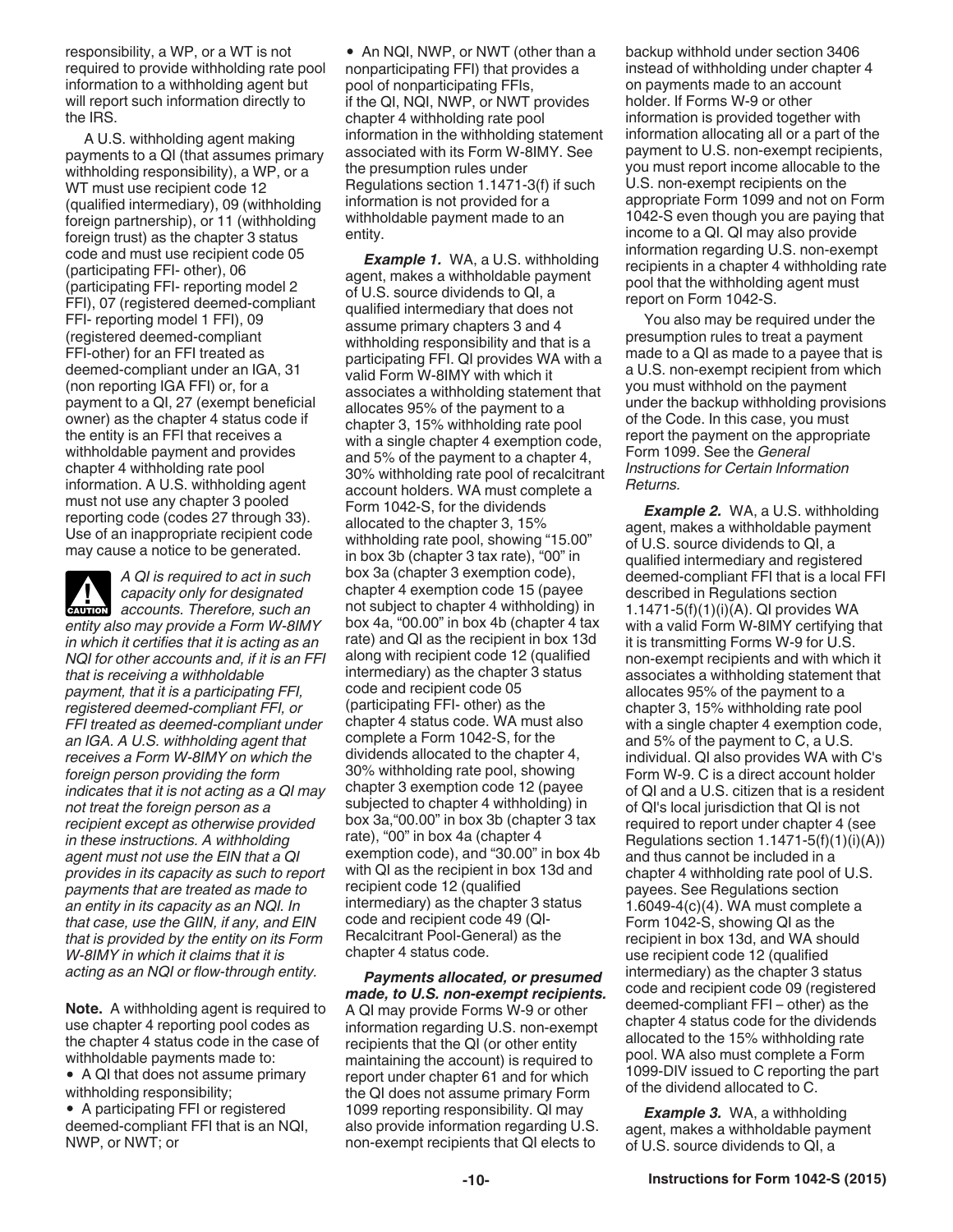responsibility, a WP, or a WT is not required to provide withholding rate pool information to a withholding agent but will report such information directly to the IRS.

A U.S. withholding agent making payments to a QI (that assumes primary withholding responsibility), a WP, or a WT must use recipient code 12 (qualified intermediary), 09 (withholding foreign partnership), or 11 (withholding foreign trust) as the chapter 3 status code and must use recipient code 05 (participating FFI- other), 06 (participating FFI- reporting model 2 FFI), 07 (registered deemed-compliant FFI- reporting model 1 FFI), 09 (registered deemed-compliant FFI-other) for an FFI treated as deemed-compliant under an IGA, 31 (non reporting IGA FFI) or, for a payment to a QI, 27 (exempt beneficial owner) as the chapter 4 status code if the entity is an FFI that receives a withholdable payment and provides chapter 4 withholding rate pool information. A U.S. withholding agent must not use any chapter 3 pooled reporting code (codes 27 through 33). Use of an inappropriate recipient code may cause a notice to be generated.

**CAUTION** *A QI is required to act in such capacity only for designated accounts. Therefore, such an entity also may provide a Form W-8IMY in which it certifies that it is acting as an NQI for other accounts and, if it is an FFI that is receiving a withholdable payment, that it is a participating FFI, registered deemed-compliant FFI, or FFI treated as deemed-compliant under an IGA. A U.S. withholding agent that receives a Form W-8IMY on which the foreign person providing the form indicates that it is not acting as a QI may not treat the foreign person as a recipient except as otherwise provided in these instructions. A withholding agent must not use the EIN that a QI provides in its capacity as such to report payments that are treated as made to an entity in its capacity as an NQI. In that case, use the GIIN, if any, and EIN that is provided by the entity on its Form W-8IMY in which it claims that it is acting as an NQI or flow-through entity.*

**Note.** A withholding agent is required to use chapter 4 reporting pool codes as the chapter 4 status code in the case of withholdable payments made to:

- A QI that does not assume primary withholding responsibility;
- A participating FFI or registered deemed-compliant FFI that is an NQI, NWP, or NWT; or
- An NQI, NWP, or NWT (other than a nonparticipating FFI) that provides a pool of nonparticipating FFIs,

if the QI, NQI, NWP, or NWT provides chapter 4 withholding rate pool information in the withholding statement associated with its Form W-8IMY. See the presumption rules under Regulations section 1.1471-3(f) if such information is not provided for a withholdable payment made to an entity.

***Example 1.*** WA, a U.S. withholding agent, makes a withholdable payment of U.S. source dividends to QI, a qualified intermediary that does not assume primary chapters 3 and 4 withholding responsibility and that is a participating FFI. QI provides WA with a valid Form W-8IMY with which it associates a withholding statement that allocates 95% of the payment to a chapter 3, 15% withholding rate pool with a single chapter 4 exemption code, and 5% of the payment to a chapter 4, 30% withholding rate pool of recalcitrant account holders. WA must complete a Form 1042-S, for the dividends allocated to the chapter 3, 15% withholding rate pool, showing "15.00" in box 3b (chapter 3 tax rate), "00" in box 3a (chapter 3 exemption code), chapter 4 exemption code 15 (payee not subject to chapter 4 withholding) in box 4a, "00.00" in box 4b (chapter 4 tax rate) and QI as the recipient in box 13d along with recipient code 12 (qualified intermediary) as the chapter 3 status code and recipient code 05 (participating FFI- other) as the chapter 4 status code. WA must also complete a Form 1042-S, for the dividends allocated to the chapter 4, 30% withholding rate pool, showing chapter 3 exemption code 12 (payee subjected to chapter 4 withholding) in box 3a,"00.00" in box 3b (chapter 3 tax rate), "00" in box 4a (chapter 4 exemption code), and "30.00" in box 4b with QI as the recipient in box 13d and recipient code 12 (qualified intermediary) as the chapter 3 status code and recipient code 49 (QI-Recalcitrant Pool-General) as the chapter 4 status code.

***Payments allocated, or presumed made, to U.S. non-exempt recipients.*** A QI may provide Forms W-9 or other information regarding U.S. non-exempt recipients that the QI (or other entity maintaining the account) is required to report under chapter 61 and for which the QI does not assume primary Form 1099 reporting responsibility. QI may also provide information regarding U.S. non-exempt recipients that QI elects to backup withhold under section 3406 instead of withholding under chapter 4 on payments made to an account holder. If Forms W-9 or other information is provided together with information allocating all or a part of the payment to U.S. non-exempt recipients, you must report income allocable to the U.S. non-exempt recipients on the appropriate Form 1099 and not on Form 1042-S even though you are paying that income to a QI. QI may also provide information regarding U.S. non-exempt recipients in a chapter 4 withholding rate pool that the withholding agent must report on Form 1042-S.

You also may be required under the presumption rules to treat a payment made to a QI as made to a payee that is a U.S. non-exempt recipient from which you must withhold on the payment under the backup withholding provisions of the Code. In this case, you must report the payment on the appropriate Form 1099. See the *General Instructions for Certain Information Returns.*

***Example 2.*** WA, a U.S. withholding agent, makes a withholdable payment of U.S. source dividends to QI, a qualified intermediary and registered deemed-compliant FFI that is a local FFI described in Regulations section 1.1471-5(f)(1)(i)(A). QI provides WA with a valid Form W-8IMY certifying that it is transmitting Forms W-9 for U.S. non-exempt recipients and with which it associates a withholding statement that allocates 95% of the payment to a chapter 3, 15% withholding rate pool with a single chapter 4 exemption code, and 5% of the payment to C, a U.S. individual. QI also provides WA with C's Form W-9. C is a direct account holder of QI and a U.S. citizen that is a resident of QI's local jurisdiction that QI is not required to report under chapter 4 (see Regulations section 1.1471-5(f)(1)(i)(A)) and thus cannot be included in a chapter 4 withholding rate pool of U.S. payees. See Regulations section 1.6049-4(c)(4). WA must complete a Form 1042-S, showing QI as the recipient in box 13d, and WA should use recipient code 12 (qualified intermediary) as the chapter 3 status code and recipient code 09 (registered deemed-compliant FFI – other) as the chapter 4 status code for the dividends allocated to the 15% withholding rate pool. WA also must complete a Form 1099-DIV issued to C reporting the part of the dividend allocated to C.

***Example 3.*** WA, a withholding agent, makes a withholdable payment of U.S. source dividends to QI, a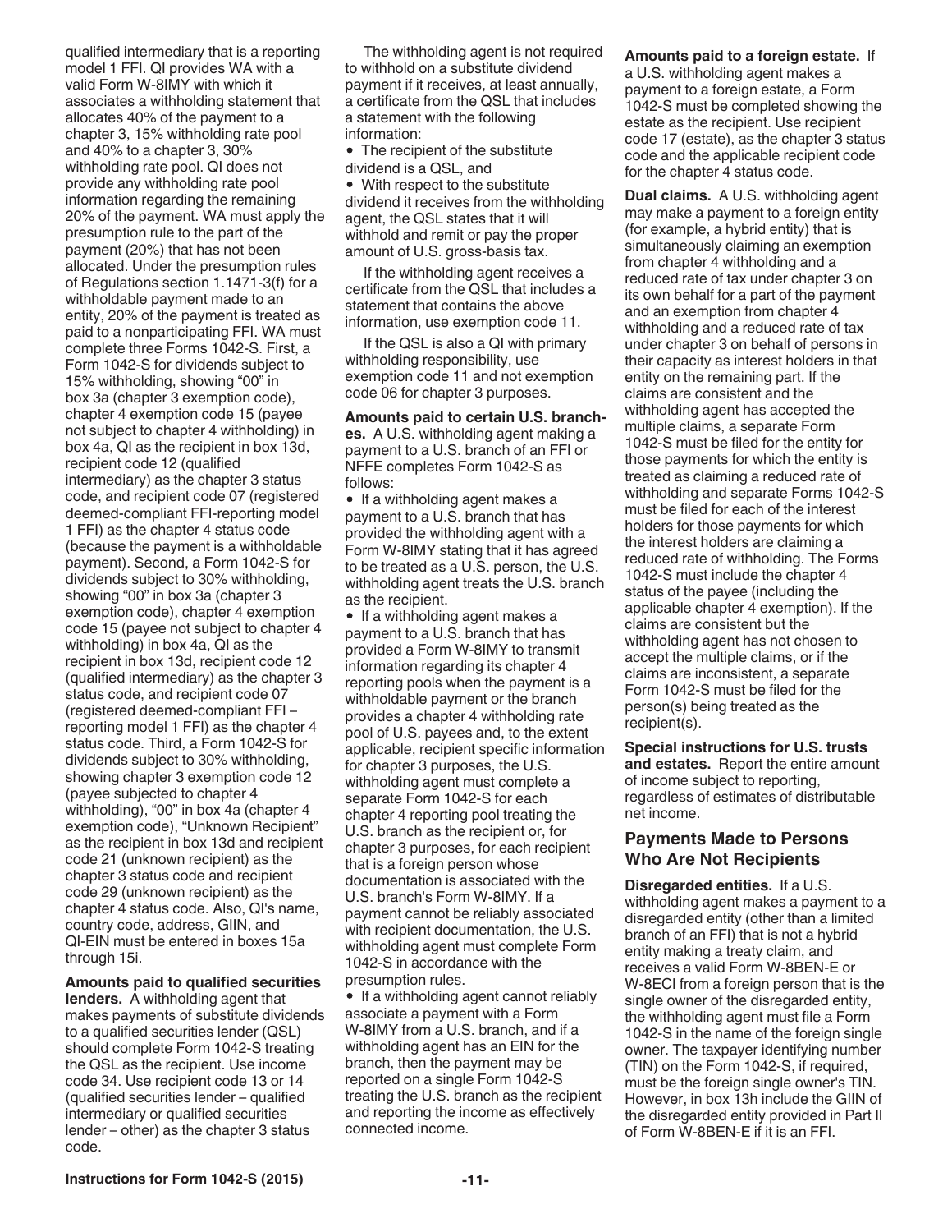qualified intermediary that is a reporting model 1 FFI. QI provides WA with a valid Form W-8IMY with which it associates a withholding statement that allocates 40% of the payment to a chapter 3, 15% withholding rate pool and 40% to a chapter 3, 30% withholding rate pool. QI does not provide any withholding rate pool information regarding the remaining 20% of the payment. WA must apply the presumption rule to the part of the payment (20%) that has not been allocated. Under the presumption rules of Regulations section 1.1471-3(f) for a withholdable payment made to an entity, 20% of the payment is treated as paid to a nonparticipating FFI. WA must complete three Forms 1042-S. First, a Form 1042-S for dividends subject to 15% withholding, showing "00" in box 3a (chapter 3 exemption code), chapter 4 exemption code 15 (payee not subject to chapter 4 withholding) in box 4a, QI as the recipient in box 13d, recipient code 12 (qualified intermediary) as the chapter 3 status code, and recipient code 07 (registered deemed-compliant FFI-reporting model 1 FFI) as the chapter 4 status code (because the payment is a withholdable payment). Second, a Form 1042-S for dividends subject to 30% withholding, showing "00" in box 3a (chapter 3 exemption code), chapter 4 exemption code 15 (payee not subject to chapter 4 withholding) in box 4a, QI as the recipient in box 13d, recipient code 12 (qualified intermediary) as the chapter 3 status code, and recipient code 07 (registered deemed-compliant FFI – reporting model 1 FFI) as the chapter 4 status code. Third, a Form 1042-S for dividends subject to 30% withholding, showing chapter 3 exemption code 12 (payee subjected to chapter 4 withholding), "00" in box 4a (chapter 4 exemption code), "Unknown Recipient" as the recipient in box 13d and recipient code 21 (unknown recipient) as the chapter 3 status code and recipient code 29 (unknown recipient) as the chapter 4 status code. Also, QI's name, country code, address, GIIN, and QI-EIN must be entered in boxes 15a through 15i.

**Amounts paid to qualified securities lenders.** A withholding agent that makes payments of substitute dividends to a qualified securities lender (QSL) should complete Form 1042-S treating the QSL as the recipient. Use income code 34. Use recipient code 13 or 14 (qualified securities lender – qualified intermediary or qualified securities lender – other) as the chapter 3 status code.

The withholding agent is not required to withhold on a substitute dividend payment if it receives, at least annually, a certificate from the QSL that includes a statement with the following information:

- The recipient of the substitute dividend is a QSL, and
- With respect to the substitute dividend it receives from the withholding agent, the QSL states that it will withhold and remit or pay the proper amount of U.S. gross-basis tax.

If the withholding agent receives a certificate from the QSL that includes a statement that contains the above information, use exemption code 11.

If the QSL is also a QI with primary withholding responsibility, use exemption code 11 and not exemption code 06 for chapter 3 purposes.

**Amounts paid to certain U.S. branches.** A U.S. withholding agent making a payment to a U.S. branch of an FFI or NFFE completes Form 1042-S as follows:

- If a withholding agent makes a payment to a U.S. branch that has provided the withholding agent with a Form W-8IMY stating that it has agreed to be treated as a U.S. person, the U.S. withholding agent treats the U.S. branch as the recipient.
- If a withholding agent makes a payment to a U.S. branch that has provided a Form W-8IMY to transmit information regarding its chapter 4 reporting pools when the payment is a withholdable payment or the branch provides a chapter 4 withholding rate pool of U.S. payees and, to the extent applicable, recipient specific information for chapter 3 purposes, the U.S. withholding agent must complete a separate Form 1042-S for each chapter 4 reporting pool treating the U.S. branch as the recipient or, for chapter 3 purposes, for each recipient that is a foreign person whose documentation is associated with the U.S. branch's Form W-8IMY. If a payment cannot be reliably associated with recipient documentation, the U.S. withholding agent must complete Form 1042-S in accordance with the presumption rules.
- If a withholding agent cannot reliably associate a payment with a Form W-8IMY from a U.S. branch, and if a withholding agent has an EIN for the branch, then the payment may be reported on a single Form 1042-S treating the U.S. branch as the recipient and reporting the income as effectively connected income.

**Amounts paid to a foreign estate.** If a U.S. withholding agent makes a payment to a foreign estate, a Form 1042-S must be completed showing the estate as the recipient. Use recipient code 17 (estate), as the chapter 3 status code and the applicable recipient code for the chapter 4 status code.

**Dual claims.** A U.S. withholding agent may make a payment to a foreign entity (for example, a hybrid entity) that is simultaneously claiming an exemption from chapter 4 withholding and a reduced rate of tax under chapter 3 on its own behalf for a part of the payment and an exemption from chapter 4 withholding and a reduced rate of tax under chapter 3 on behalf of persons in their capacity as interest holders in that entity on the remaining part. If the claims are consistent and the withholding agent has accepted the multiple claims, a separate Form 1042-S must be filed for the entity for those payments for which the entity is treated as claiming a reduced rate of withholding and separate Forms 1042-S must be filed for each of the interest holders for those payments for which the interest holders are claiming a reduced rate of withholding. The Forms 1042-S must include the chapter 4 status of the payee (including the applicable chapter 4 exemption). If the claims are consistent but the withholding agent has not chosen to accept the multiple claims, or if the claims are inconsistent, a separate Form 1042-S must be filed for the person(s) being treated as the recipient(s).

**Special instructions for U.S. trusts and estates.** Report the entire amount of income subject to reporting, regardless of estimates of distributable net income.

## Payments Made to Persons Who Are Not Recipients

**Disregarded entities.** If a U.S. withholding agent makes a payment to a disregarded entity (other than a limited branch of an FFI) that is not a hybrid entity making a treaty claim, and receives a valid Form W-8BEN-E or W-8ECI from a foreign person that is the single owner of the disregarded entity, the withholding agent must file a Form 1042-S in the name of the foreign single owner. The taxpayer identifying number (TIN) on the Form 1042-S, if required, must be the foreign single owner's TIN. However, in box 13h include the GIIN of the disregarded entity provided in Part II of Form W-8BEN-E if it is an FFI.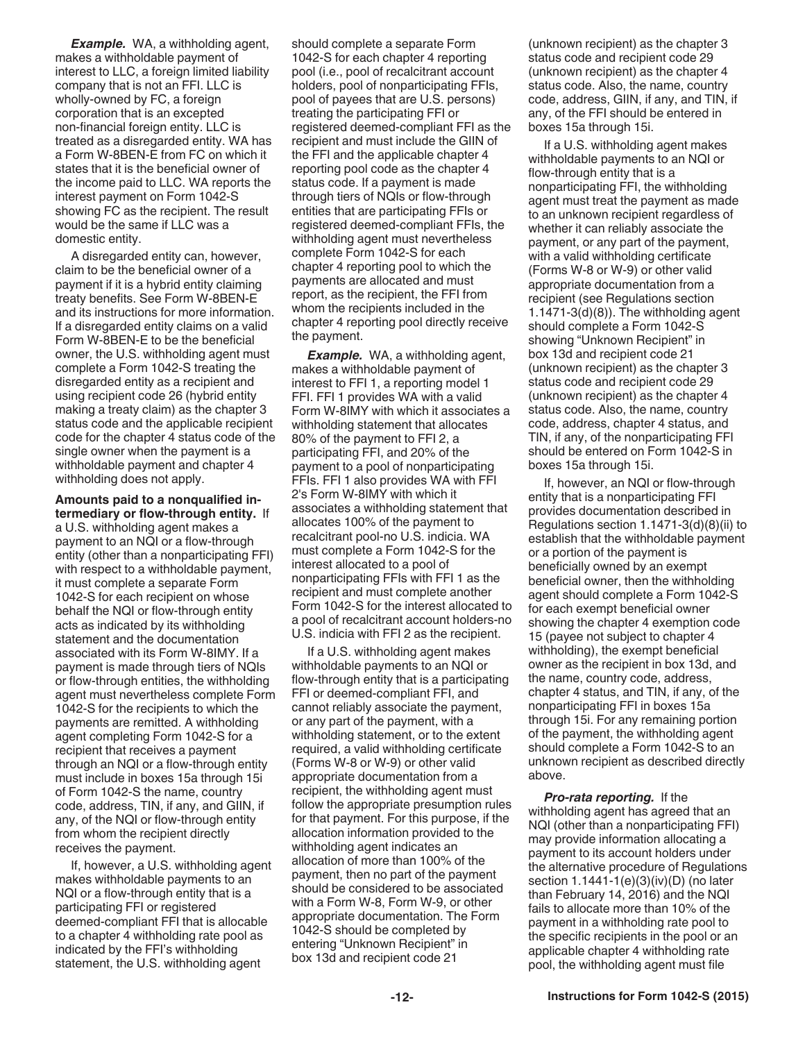*Example.* WA, a withholding agent, makes a withholdable payment of interest to LLC, a foreign limited liability company that is not an FFI. LLC is wholly-owned by FC, a foreign corporation that is an excepted non-financial foreign entity. LLC is treated as a disregarded entity. WA has a Form W-8BEN-E from FC on which it states that it is the beneficial owner of the income paid to LLC. WA reports the interest payment on Form 1042-S showing FC as the recipient. The result would be the same if LLC was a domestic entity.

A disregarded entity can, however, claim to be the beneficial owner of a payment if it is a hybrid entity claiming treaty benefits. See Form W-8BEN-E and its instructions for more information. If a disregarded entity claims on a valid Form W-8BEN-E to be the beneficial owner, the U.S. withholding agent must complete a Form 1042-S treating the disregarded entity as a recipient and using recipient code 26 (hybrid entity making a treaty claim) as the chapter 3 status code and the applicable recipient code for the chapter 4 status code of the single owner when the payment is a withholdable payment and chapter 4 withholding does not apply.

**Amounts paid to a nonqualified intermediary or flow-through entity.** If a U.S. withholding agent makes a payment to an NQI or a flow-through entity (other than a nonparticipating FFI) with respect to a withholdable payment, it must complete a separate Form 1042-S for each recipient on whose behalf the NQI or flow-through entity acts as indicated by its withholding statement and the documentation associated with its Form W-8IMY. If a payment is made through tiers of NQIs or flow-through entities, the withholding agent must nevertheless complete Form 1042-S for the recipients to which the payments are remitted. A withholding agent completing Form 1042-S for a recipient that receives a payment through an NQI or a flow-through entity must include in boxes 15a through 15i of Form 1042-S the name, country code, address, TIN, if any, and GIIN, if any, of the NQI or flow-through entity from whom the recipient directly receives the payment.

If, however, a U.S. withholding agent makes withholdable payments to an NQI or a flow-through entity that is a participating FFI or registered deemed-compliant FFI that is allocable to a chapter 4 withholding rate pool as indicated by the FFI's withholding statement, the U.S. withholding agent should complete a separate Form 1042-S for each chapter 4 reporting pool (i.e., pool of recalcitrant account holders, pool of nonparticipating FFIs, pool of payees that are U.S. persons) treating the participating FFI or registered deemed-compliant FFI as the recipient and must include the GIIN of the FFI and the applicable chapter 4 reporting pool code as the chapter 4 status code. If a payment is made through tiers of NQIs or flow-through entities that are participating FFIs or registered deemed-compliant FFIs, the withholding agent must nevertheless complete Form 1042-S for each chapter 4 reporting pool to which the payments are allocated and must report, as the recipient, the FFI from whom the recipients included in the chapter 4 reporting pool directly receive the payment.

*Example.* WA, a withholding agent, makes a withholdable payment of interest to FFI 1, a reporting model 1 FFI. FFI 1 provides WA with a valid Form W-8IMY with which it associates a withholding statement that allocates 80% of the payment to FFI 2, a participating FFI, and 20% of the payment to a pool of nonparticipating FFIs. FFI 1 also provides WA with FFI 2's Form W-8IMY with which it associates a withholding statement that allocates 100% of the payment to recalcitrant pool-no U.S. indicia. WA must complete a Form 1042-S for the interest allocated to a pool of nonparticipating FFIs with FFI 1 as the recipient and must complete another Form 1042-S for the interest allocated to a pool of recalcitrant account holders-no U.S. indicia with FFI 2 as the recipient.

If a U.S. withholding agent makes withholdable payments to an NQI or flow-through entity that is a participating FFI or deemed-compliant FFI, and cannot reliably associate the payment, or any part of the payment, with a withholding statement, or to the extent required, a valid withholding certificate (Forms W-8 or W-9) or other valid appropriate documentation from a recipient, the withholding agent must follow the appropriate presumption rules for that payment. For this purpose, if the allocation information provided to the withholding agent indicates an allocation of more than 100% of the payment, then no part of the payment should be considered to be associated with a Form W-8, Form W-9, or other appropriate documentation. The Form 1042-S should be completed by entering "Unknown Recipient" in box 13d and recipient code 21 (unknown recipient) as the chapter 3 status code and recipient code 29 (unknown recipient) as the chapter 4 status code. Also, the name, country code, address, GIIN, if any, and TIN, if any, of the FFI should be entered in boxes 15a through 15i.

If a U.S. withholding agent makes withholdable payments to an NQI or flow-through entity that is a nonparticipating FFI, the withholding agent must treat the payment as made to an unknown recipient regardless of whether it can reliably associate the payment, or any part of the payment, with a valid withholding certificate (Forms W-8 or W-9) or other valid appropriate documentation from a recipient (see Regulations section 1.1471-3(d)(8)). The withholding agent should complete a Form 1042-S showing "Unknown Recipient" in box 13d and recipient code 21 (unknown recipient) as the chapter 3 status code and recipient code 29 (unknown recipient) as the chapter 4 status code. Also, the name, country code, address, chapter 4 status, and TIN, if any, of the nonparticipating FFI should be entered on Form 1042-S in boxes 15a through 15i.

If, however, an NQI or flow-through entity that is a nonparticipating FFI provides documentation described in Regulations section 1.1471-3(d)(8)(ii) to establish that the withholdable payment or a portion of the payment is beneficially owned by an exempt beneficial owner, then the withholding agent should complete a Form 1042-S for each exempt beneficial owner showing the chapter 4 exemption code 15 (payee not subject to chapter 4 withholding), the exempt beneficial owner as the recipient in box 13d, and the name, country code, address, chapter 4 status, and TIN, if any, of the nonparticipating FFI in boxes 15a through 15i. For any remaining portion of the payment, the withholding agent should complete a Form 1042-S to an unknown recipient as described directly above.

*Pro-rata reporting.* If the withholding agent has agreed that an NQI (other than a nonparticipating FFI) may provide information allocating a payment to its account holders under the alternative procedure of Regulations section 1.1441-1(e)(3)(iv)(D) (no later than February 14, 2016) and the NQI fails to allocate more than 10% of the payment in a withholding rate pool to the specific recipients in the pool or an applicable chapter 4 withholding rate pool, the withholding agent must file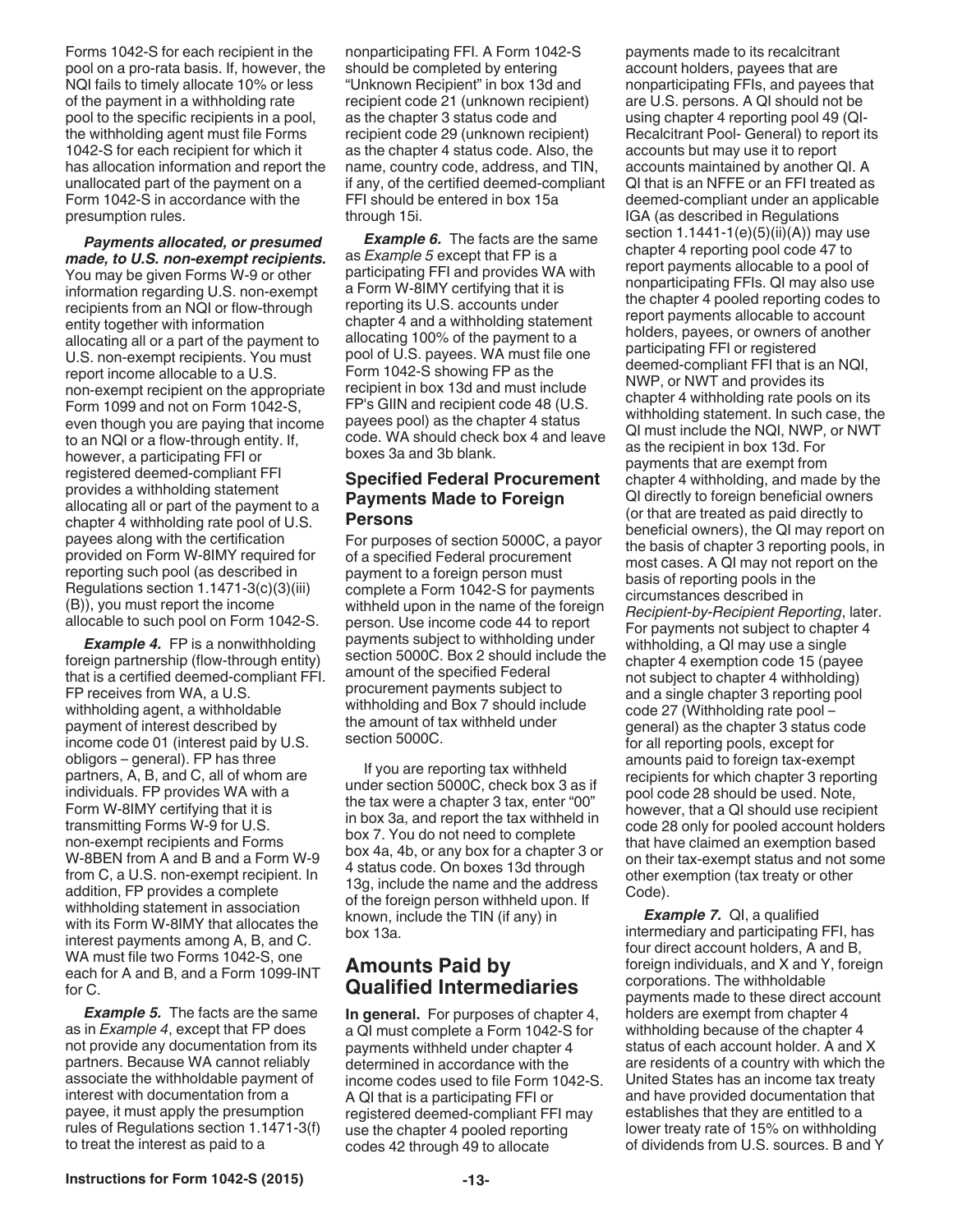Forms 1042-S for each recipient in the pool on a pro-rata basis. If, however, the NQI fails to timely allocate 10% or less of the payment in a withholding rate pool to the specific recipients in a pool, the withholding agent must file Forms 1042-S for each recipient for which it has allocation information and report the unallocated part of the payment on a Form 1042-S in accordance with the presumption rules.

***Payments allocated, or presumed made, to U.S. non-exempt recipients.*** You may be given Forms W-9 or other information regarding U.S. non-exempt recipients from an NQI or flow-through entity together with information allocating all or a part of the payment to U.S. non-exempt recipients. You must report income allocable to a U.S. non-exempt recipient on the appropriate Form 1099 and not on Form 1042-S, even though you are paying that income to an NQI or a flow-through entity. If, however, a participating FFI or registered deemed-compliant FFI provides a withholding statement allocating all or part of the payment to a chapter 4 withholding rate pool of U.S. payees along with the certification provided on Form W-8IMY required for reporting such pool (as described in Regulations section 1.1471-3(c)(3)(iii)(B)), you must report the income allocable to such pool on Form 1042-S.

***Example 4.*** FP is a nonwithholding foreign partnership (flow-through entity) that is a certified deemed-compliant FFI. FP receives from WA, a U.S. withholding agent, a withholdable payment of interest described by income code 01 (interest paid by U.S. obligors – general). FP has three partners, A, B, and C, all of whom are individuals. FP provides WA with a Form W-8IMY certifying that it is transmitting Forms W-9 for U.S. non-exempt recipients and Forms W-8BEN from A and B and a Form W-9 from C, a U.S. non-exempt recipient. In addition, FP provides a complete withholding statement in association with its Form W-8IMY that allocates the interest payments among A, B, and C. WA must file two Forms 1042-S, one each for A and B, and a Form 1099-INT for C.

***Example 5.*** The facts are the same as in *Example 4*, except that FP does not provide any documentation from its partners. Because WA cannot reliably associate the withholdable payment of interest with documentation from a payee, it must apply the presumption rules of Regulations section 1.1471-3(f) to treat the interest as paid to a nonparticipating FFI. A Form 1042-S should be completed by entering "Unknown Recipient" in box 13d and recipient code 21 (unknown recipient) as the chapter 3 status code and recipient code 29 (unknown recipient) as the chapter 4 status code. Also, the name, country code, address, and TIN, if any, of the certified deemed-compliant FFI should be entered in box 15a through 15i.

***Example 6.*** The facts are the same as *Example 5* except that FP is a participating FFI and provides WA with a Form W-8IMY certifying that it is reporting its U.S. accounts under chapter 4 and a withholding statement allocating 100% of the payment to a pool of U.S. payees. WA must file one Form 1042-S showing FP as the recipient in box 13d and must include FP's GIIN and recipient code 48 (U.S. payees pool) as the chapter 4 status code. WA should check box 4 and leave boxes 3a and 3b blank.

### Specified Federal Procurement Payments Made to Foreign Persons

For purposes of section 5000C, a payor of a specified Federal procurement payment to a foreign person must complete a Form 1042-S for payments withheld upon in the name of the foreign person. Use income code 44 to report payments subject to withholding under section 5000C. Box 2 should include the amount of the specified Federal procurement payments subject to withholding and Box 7 should include the amount of tax withheld under section 5000C.

If you are reporting tax withheld under section 5000C, check box 3 as if the tax were a chapter 3 tax, enter "00" in box 3a, and report the tax withheld in box 7. You do not need to complete box 4a, 4b, or any box for a chapter 3 or 4 status code. On boxes 13d through 13g, include the name and the address of the foreign person withheld upon. If known, include the TIN (if any) in box 13a.

## Amounts Paid by Qualified Intermediaries

**In general.** For purposes of chapter 4, a QI must complete a Form 1042-S for payments withheld under chapter 4 determined in accordance with the income codes used to file Form 1042-S. A QI that is a participating FFI or registered deemed-compliant FFI may use the chapter 4 pooled reporting codes 42 through 49 to allocate payments made to its recalcitrant account holders, payees that are nonparticipating FFIs, and payees that are U.S. persons. A QI should not be using chapter 4 reporting pool 49 (QI-Recalcitrant Pool- General) to report its accounts but may use it to report accounts maintained by another QI. A QI that is an NFFE or an FFI treated as deemed-compliant under an applicable IGA (as described in Regulations section 1.1441-1(e)(5)(ii)(A)) may use chapter 4 reporting pool code 47 to report payments allocable to a pool of nonparticipating FFIs. QI may also use the chapter 4 pooled reporting codes to report payments allocable to account holders, payees, or owners of another participating FFI or registered deemed-compliant FFI that is an NQI, NWP, or NWT and provides its chapter 4 withholding rate pools on its withholding statement. In such case, the QI must include the NQI, NWP, or NWT as the recipient in box 13d. For payments that are exempt from chapter 4 withholding, and made by the QI directly to foreign beneficial owners (or that are treated as paid directly to beneficial owners), the QI may report on the basis of chapter 3 reporting pools, in most cases. A QI may not report on the basis of reporting pools in the circumstances described in *Recipient-by-Recipient Reporting*, later. For payments not subject to chapter 4 withholding, a QI may use a single chapter 4 exemption code 15 (payee not subject to chapter 4 withholding) and a single chapter 3 reporting pool code 27 (Withholding rate pool – general) as the chapter 3 status code for all reporting pools, except for amounts paid to foreign tax-exempt recipients for which chapter 3 reporting pool code 28 should be used. Note, however, that a QI should use recipient code 28 only for pooled account holders that have claimed an exemption based on their tax-exempt status and not some other exemption (tax treaty or other Code).

***Example 7.*** QI, a qualified intermediary and participating FFI, has four direct account holders, A and B, foreign individuals, and X and Y, foreign corporations. The withholdable payments made to these direct account holders are exempt from chapter 4 withholding because of the chapter 4 status of each account holder. A and X are residents of a country with which the United States has an income tax treaty and have provided documentation that establishes that they are entitled to a lower treaty rate of 15% on withholding of dividends from U.S. sources. B and Y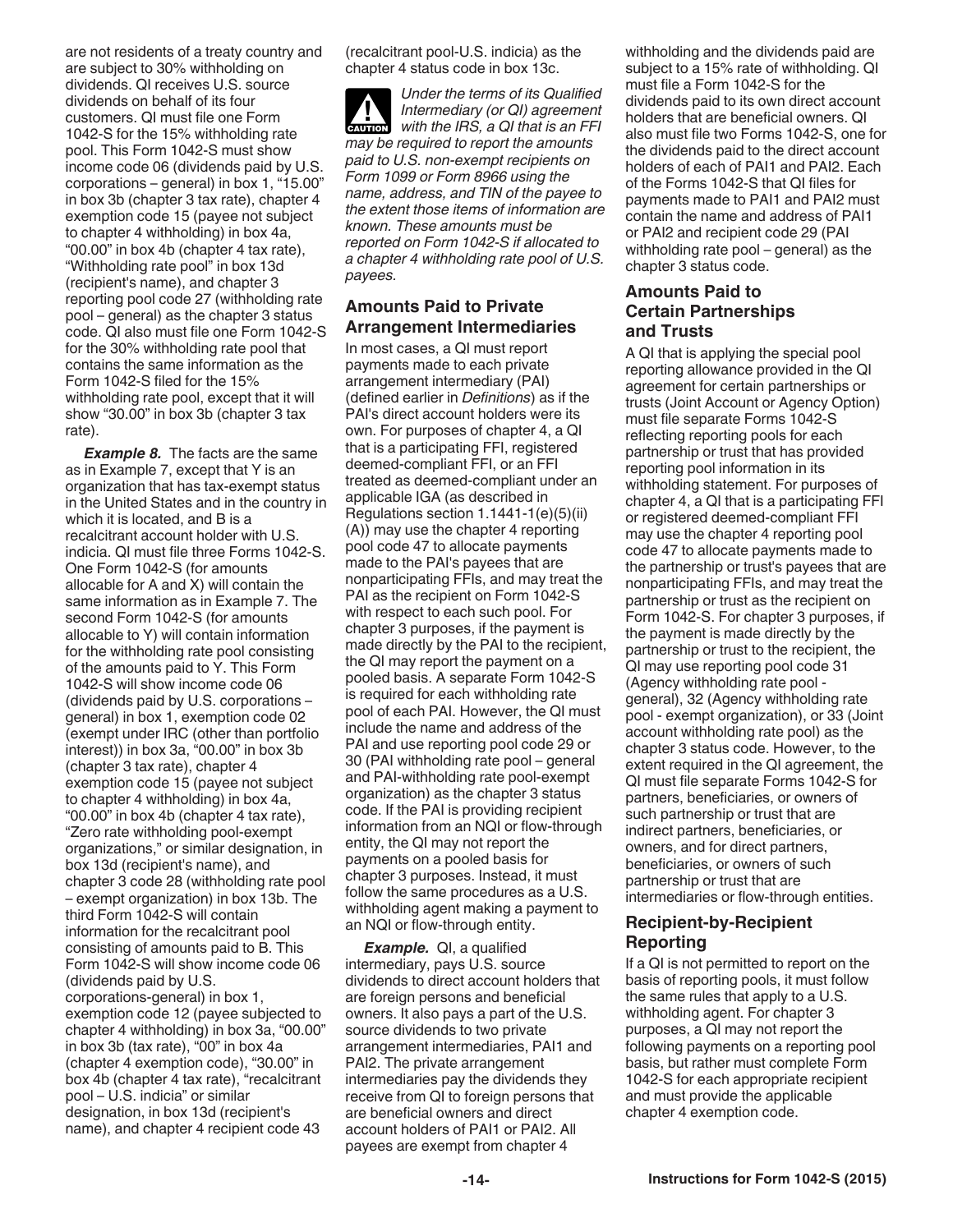are not residents of a treaty country and are subject to 30% withholding on dividends. QI receives U.S. source dividends on behalf of its four customers. QI must file one Form 1042-S for the 15% withholding rate pool. This Form 1042-S must show income code 06 (dividends paid by U.S. corporations – general) in box 1, "15.00" in box 3b (chapter 3 tax rate), chapter 4 exemption code 15 (payee not subject to chapter 4 withholding) in box 4a, "00.00" in box 4b (chapter 4 tax rate), "Withholding rate pool" in box 13d (recipient's name), and chapter 3 reporting pool code 27 (withholding rate pool – general) as the chapter 3 status code. QI also must file one Form 1042-S for the 30% withholding rate pool that contains the same information as the Form 1042-S filed for the 15% withholding rate pool, except that it will show "30.00" in box 3b (chapter 3 tax rate).

***Example 8.*** The facts are the same as in Example 7, except that Y is an organization that has tax-exempt status in the United States and in the country in which it is located, and B is a recalcitrant account holder with U.S. indicia. QI must file three Forms 1042-S. One Form 1042-S (for amounts allocable for A and X) will contain the same information as in Example 7. The second Form 1042-S (for amounts allocable to Y) will contain information for the withholding rate pool consisting of the amounts paid to Y. This Form 1042-S will show income code 06 (dividends paid by U.S. corporations – general) in box 1, exemption code 02 (exempt under IRC (other than portfolio interest)) in box 3a, "00.00" in box 3b (chapter 3 tax rate), chapter 4 exemption code 15 (payee not subject to chapter 4 withholding) in box 4a, "00.00" in box 4b (chapter 4 tax rate), "Zero rate withholding pool-exempt organizations," or similar designation, in box 13d (recipient's name), and chapter 3 code 28 (withholding rate pool – exempt organization) in box 13b. The third Form 1042-S will contain information for the recalcitrant pool consisting of amounts paid to B. This Form 1042-S will show income code 06 (dividends paid by U.S. corporations-general) in box 1, exemption code 12 (payee subjected to chapter 4 withholding) in box 3a, "00.00" in box 3b (tax rate), "00" in box 4a (chapter 4 exemption code), "30.00" in box 4b (chapter 4 tax rate), "recalcitrant pool – U.S. indicia" or similar designation, in box 13d (recipient's name), and chapter 4 recipient code 43 (recalcitrant pool-U.S. indicia) as the chapter 4 status code in box 13c.

**CAUTION:** *Under the terms of its Qualified Intermediary (or QI) agreement with the IRS, a QI that is an FFI may be required to report the amounts paid to U.S. non-exempt recipients on Form 1099 or Form 8966 using the name, address, and TIN of the payee to the extent those items of information are known. These amounts must be reported on Form 1042-S if allocated to a chapter 4 withholding rate pool of U.S. payees.*

## Amounts Paid to Private Arrangement Intermediaries

In most cases, a QI must report payments made to each private arrangement intermediary (PAI) (defined earlier in *Definitions*) as if the PAI's direct account holders were its own. For purposes of chapter 4, a QI that is a participating FFI, registered deemed-compliant FFI, or an FFI treated as deemed-compliant under an applicable IGA (as described in Regulations section 1.1441-1(e)(5)(ii)(A)) may use the chapter 4 reporting pool code 47 to allocate payments made to the PAI's payees that are nonparticipating FFIs, and may treat the PAI as the recipient on Form 1042-S with respect to each such pool. For chapter 3 purposes, if the payment is made directly by the PAI to the recipient, the QI may report the payment on a pooled basis. A separate Form 1042-S is required for each withholding rate pool of each PAI. However, the QI must include the name and address of the PAI and use reporting pool code 29 or 30 (PAI withholding rate pool – general and PAI-withholding rate pool-exempt organization) as the chapter 3 status code. If the PAI is providing recipient information from an NQI or flow-through entity, the QI may not report the payments on a pooled basis for chapter 3 purposes. Instead, it must follow the same procedures as a U.S. withholding agent making a payment to an NQI or flow-through entity.

***Example.*** QI, a qualified intermediary, pays U.S. source dividends to direct account holders that are foreign persons and beneficial owners. It also pays a part of the U.S. source dividends to two private arrangement intermediaries, PAI1 and PAI2. The private arrangement intermediaries pay the dividends they receive from QI to foreign persons that are beneficial owners and direct account holders of PAI1 or PAI2. All payees are exempt from chapter 4 withholding and the dividends paid are subject to a 15% rate of withholding. QI must file a Form 1042-S for the dividends paid to its own direct account holders that are beneficial owners. QI also must file two Forms 1042-S, one for the dividends paid to the direct account holders of each of PAI1 and PAI2. Each of the Forms 1042-S that QI files for payments made to PAI1 and PAI2 must contain the name and address of PAI1 or PAI2 and recipient code 29 (PAI withholding rate pool – general) as the chapter 3 status code.

## Amounts Paid to Certain Partnerships and Trusts

A QI that is applying the special pool reporting allowance provided in the QI agreement for certain partnerships or trusts (Joint Account or Agency Option) must file separate Forms 1042-S reflecting reporting pools for each partnership or trust that has provided reporting pool information in its withholding statement. For purposes of chapter 4, a QI that is a participating FFI or registered deemed-compliant FFI may use the chapter 4 reporting pool code 47 to allocate payments made to the partnership or trust's payees that are nonparticipating FFIs, and may treat the partnership or trust as the recipient on Form 1042-S. For chapter 3 purposes, if the payment is made directly by the partnership or trust to the recipient, the QI may use reporting pool code 31 (Agency withholding rate pool - general), 32 (Agency withholding rate pool - exempt organization), or 33 (Joint account withholding rate pool) as the chapter 3 status code. However, to the extent required in the QI agreement, the QI must file separate Forms 1042-S for partners, beneficiaries, or owners of such partnership or trust that are indirect partners, beneficiaries, or owners, and for direct partners, beneficiaries, or owners of such partnership or trust that are intermediaries or flow-through entities.

## Recipient-by-Recipient Reporting

If a QI is not permitted to report on the basis of reporting pools, it must follow the same rules that apply to a U.S. withholding agent. For chapter 3 purposes, a QI may not report the following payments on a reporting pool basis, but rather must complete Form 1042-S for each appropriate recipient and must provide the applicable chapter 4 exemption code.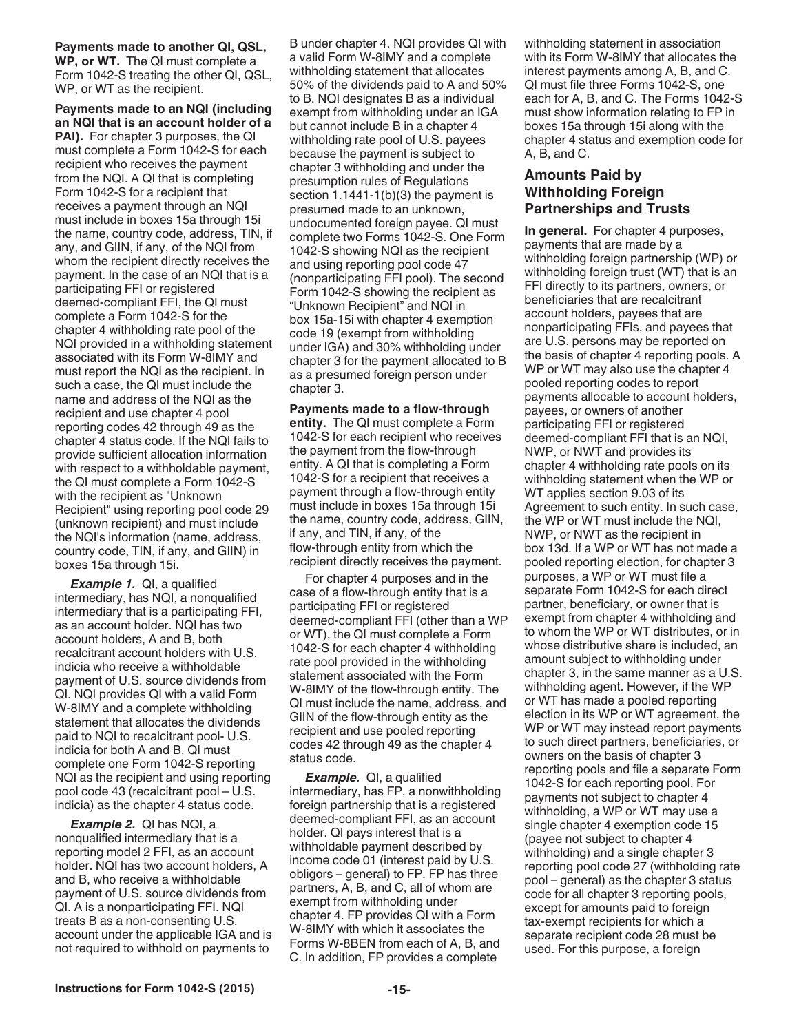**Payments made to another QI, QSL, WP, or WT.** The QI must complete a Form 1042-S treating the other QI, QSL, WP, or WT as the recipient.

**Payments made to an NQI (including an NQI that is an account holder of a PAI).** For chapter 3 purposes, the QI must complete a Form 1042-S for each recipient who receives the payment from the NQI. A QI that is completing Form 1042-S for a recipient that receives a payment through an NQI must include in boxes 15a through 15i the name, country code, address, TIN, if any, and GIIN, if any, of the NQI from whom the recipient directly receives the payment. In the case of an NQI that is a participating FFI or registered deemed-compliant FFI, the QI must complete a Form 1042-S for the chapter 4 withholding rate pool of the NQI provided in a withholding statement associated with its Form W-8IMY and must report the NQI as the recipient. In such a case, the QI must include the name and address of the NQI as the recipient and use chapter 4 pool reporting codes 42 through 49 as the chapter 4 status code. If the NQI fails to provide sufficient allocation information with respect to a withholdable payment, the QI must complete a Form 1042-S with the recipient as "Unknown Recipient" using reporting pool code 29 (unknown recipient) and must include the NQI's information (name, address, country code, TIN, if any, and GIIN) in boxes 15a through 15i.

***Example 1.*** QI, a qualified intermediary, has NQI, a nonqualified intermediary that is a participating FFI, as an account holder. NQI has two account holders, A and B, both recalcitrant account holders with U.S. indicia who receive a withholdable payment of U.S. source dividends from QI. NQI provides QI with a valid Form W-8IMY and a complete withholding statement that allocates the dividends paid to NQI to recalcitrant pool- U.S. indicia for both A and B. QI must complete one Form 1042-S reporting NQI as the recipient and using reporting pool code 43 (recalcitrant pool – U.S. indicia) as the chapter 4 status code.

***Example 2.*** QI has NQI, a nonqualified intermediary that is a reporting model 2 FFI, as an account holder. NQI has two account holders, A and B, who receive a withholdable payment of U.S. source dividends from QI. A is a nonparticipating FFI. NQI treats B as a non-consenting U.S. account under the applicable IGA and is not required to withhold on payments to B under chapter 4. NQI provides QI with a valid Form W-8IMY and a complete withholding statement that allocates 50% of the dividends paid to A and 50% to B. NQI designates B as a individual exempt from withholding under an IGA but cannot include B in a chapter 4 withholding rate pool of U.S. payees because the payment is subject to chapter 3 withholding and under the presumption rules of Regulations section 1.1441-1(b)(3) the payment is presumed made to an unknown, undocumented foreign payee. QI must complete two Forms 1042-S. One Form 1042-S showing NQI as the recipient and using reporting pool code 47 (nonparticipating FFI pool). The second Form 1042-S showing the recipient as "Unknown Recipient" and NQI in box 15a-15i with chapter 4 exemption code 19 (exempt from withholding under IGA) and 30% withholding under chapter 3 for the payment allocated to B as a presumed foreign person under chapter 3.

**Payments made to a flow-through entity.** The QI must complete a Form 1042-S for each recipient who receives the payment from the flow-through entity. A QI that is completing a Form 1042-S for a recipient that receives a payment through a flow-through entity must include in boxes 15a through 15i the name, country code, address, GIIN, if any, and TIN, if any, of the flow-through entity from which the recipient directly receives the payment.

For chapter 4 purposes and in the case of a flow-through entity that is a participating FFI or registered deemed-compliant FFI (other than a WP or WT), the QI must complete a Form 1042-S for each chapter 4 withholding rate pool provided in the withholding statement associated with the Form W-8IMY of the flow-through entity. The QI must include the name, address, and GIIN of the flow-through entity as the recipient and use pooled reporting codes 42 through 49 as the chapter 4 status code.

***Example.*** QI, a qualified intermediary, has FP, a nonwithholding foreign partnership that is a registered deemed-compliant FFI, as an account holder. QI pays interest that is a withholdable payment described by income code 01 (interest paid by U.S. obligors – general) to FP. FP has three partners, A, B, and C, all of whom are exempt from withholding under chapter 4. FP provides QI with a Form W-8IMY with which it associates the Forms W-8BEN from each of A, B, and C. In addition, FP provides a complete withholding statement in association with its Form W-8IMY that allocates the interest payments among A, B, and C. QI must file three Forms 1042-S, one each for A, B, and C. The Forms 1042-S must show information relating to FP in boxes 15a through 15i along with the chapter 4 status and exemption code for A, B, and C.

## Amounts Paid by Withholding Foreign Partnerships and Trusts

**In general.** For chapter 4 purposes, payments that are made by a withholding foreign partnership (WP) or withholding foreign trust (WT) that is an FFI directly to its partners, owners, or beneficiaries that are recalcitrant account holders, payees that are nonparticipating FFIs, and payees that are U.S. persons may be reported on the basis of chapter 4 reporting pools. A WP or WT may also use the chapter 4 pooled reporting codes to report payments allocable to account holders, payees, or owners of another participating FFI or registered deemed-compliant FFI that is an NQI, NWP, or NWT and provides its chapter 4 withholding rate pools on its withholding statement when the WP or WT applies section 9.03 of its Agreement to such entity. In such case, the WP or WT must include the NQI, NWP, or NWT as the recipient in box 13d. If a WP or WT has not made a pooled reporting election, for chapter 3 purposes, a WP or WT must file a separate Form 1042-S for each direct partner, beneficiary, or owner that is exempt from chapter 4 withholding and to whom the WP or WT distributes, or in whose distributive share is included, an amount subject to withholding under chapter 3, in the same manner as a U.S. withholding agent. However, if the WP or WT has made a pooled reporting election in its WP or WT agreement, the WP or WT may instead report payments to such direct partners, beneficiaries, or owners on the basis of chapter 3 reporting pools and file a separate Form 1042-S for each reporting pool. For payments not subject to chapter 4 withholding, a WP or WT may use a single chapter 4 exemption code 15 (payee not subject to chapter 4 withholding) and a single chapter 3 reporting pool code 27 (withholding rate pool – general) as the chapter 3 status code for all chapter 3 reporting pools, except for amounts paid to foreign tax-exempt recipients for which a separate recipient code 28 must be used. For this purpose, a foreign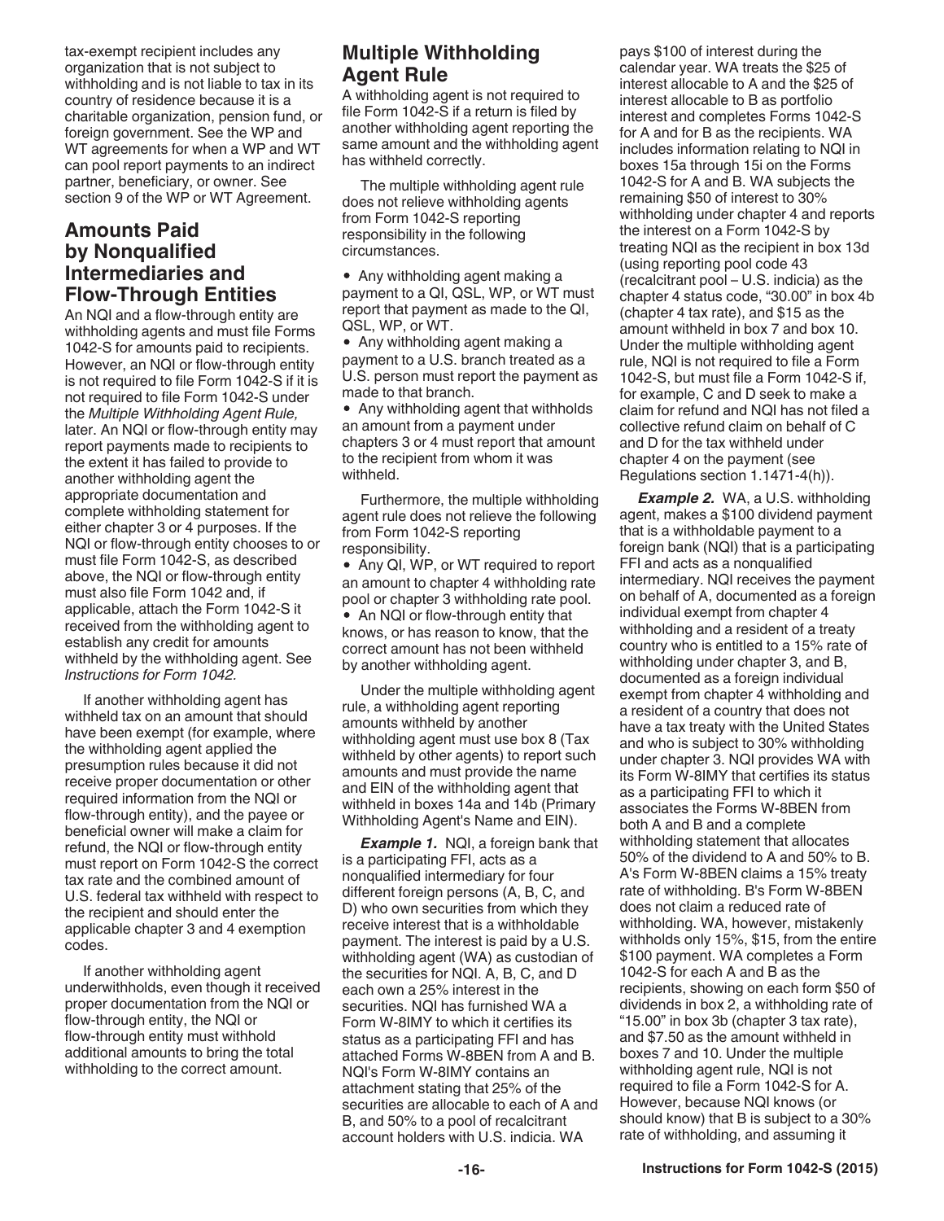tax-exempt recipient includes any organization that is not subject to withholding and is not liable to tax in its country of residence because it is a charitable organization, pension fund, or foreign government. See the WP and WT agreements for when a WP and WT can pool report payments to an indirect partner, beneficiary, or owner. See section 9 of the WP or WT Agreement.

## Amounts Paid by Nonqualified Intermediaries and Flow-Through Entities

An NQI and a flow-through entity are withholding agents and must file Forms 1042-S for amounts paid to recipients. However, an NQI or flow-through entity is not required to file Form 1042-S if it is not required to file Form 1042-S under the *Multiple Withholding Agent Rule,* later. An NQI or flow-through entity may report payments made to recipients to the extent it has failed to provide to another withholding agent the appropriate documentation and complete withholding statement for either chapter 3 or 4 purposes. If the NQI or flow-through entity chooses to or must file Form 1042-S, as described above, the NQI or flow-through entity must also file Form 1042 and, if applicable, attach the Form 1042-S it received from the withholding agent to establish any credit for amounts withheld by the withholding agent. See *Instructions for Form 1042.*

If another withholding agent has withheld tax on an amount that should have been exempt (for example, where the withholding agent applied the presumption rules because it did not receive proper documentation or other required information from the NQI or flow-through entity), and the payee or beneficial owner will make a claim for refund, the NQI or flow-through entity must report on Form 1042-S the correct tax rate and the combined amount of U.S. federal tax withheld with respect to the recipient and should enter the applicable chapter 3 and 4 exemption codes.

If another withholding agent underwithholds, even though it received proper documentation from the NQI or flow-through entity, the NQI or flow-through entity must withhold additional amounts to bring the total withholding to the correct amount.

## Multiple Withholding Agent Rule

A withholding agent is not required to file Form 1042-S if a return is filed by another withholding agent reporting the same amount and the withholding agent has withheld correctly.

The multiple withholding agent rule does not relieve withholding agents from Form 1042-S reporting responsibility in the following circumstances.

- Any withholding agent making a payment to a QI, QSL, WP, or WT must report that payment as made to the QI, QSL, WP, or WT.
- Any withholding agent making a payment to a U.S. branch treated as a U.S. person must report the payment as made to that branch.
- Any withholding agent that withholds an amount from a payment under chapters 3 or 4 must report that amount to the recipient from whom it was withheld.

Furthermore, the multiple withholding agent rule does not relieve the following from Form 1042-S reporting responsibility.

- Any QI, WP, or WT required to report an amount to chapter 4 withholding rate pool or chapter 3 withholding rate pool.
- An NQI or flow-through entity that knows, or has reason to know, that the correct amount has not been withheld by another withholding agent.

Under the multiple withholding agent rule, a withholding agent reporting amounts withheld by another withholding agent must use box 8 (Tax withheld by other agents) to report such amounts and must provide the name and EIN of the withholding agent that withheld in boxes 14a and 14b (Primary Withholding Agent's Name and EIN).

***Example 1.*** NQI, a foreign bank that is a participating FFI, acts as a nonqualified intermediary for four different foreign persons (A, B, C, and D) who own securities from which they receive interest that is a withholdable payment. The interest is paid by a U.S. withholding agent (WA) as custodian of the securities for NQI. A, B, C, and D each own a 25% interest in the securities. NQI has furnished WA a Form W-8IMY to which it certifies its status as a participating FFI and has attached Forms W-8BEN from A and B. NQI's Form W-8IMY contains an attachment stating that 25% of the securities are allocable to each of A and B, and 50% to a pool of recalcitrant account holders with U.S. indicia. WA pays $100 of interest during the calendar year. WA treats the $25 of interest allocable to A and the $25 of interest allocable to B as portfolio interest and completes Forms 1042-S for A and for B as the recipients. WA includes information relating to NQI in boxes 15a through 15i on the Forms 1042-S for A and B. WA subjects the remaining $50 of interest to 30% withholding under chapter 4 and reports the interest on a Form 1042-S by treating NQI as the recipient in box 13d (using reporting pool code 43 (recalcitrant pool – U.S. indicia) as the chapter 4 status code, "30.00" in box 4b (chapter 4 tax rate), and $15 as the amount withheld in box 7 and box 10. Under the multiple withholding agent rule, NQI is not required to file a Form 1042-S, but must file a Form 1042-S if, for example, C and D seek to make a claim for refund and NQI has not filed a collective refund claim on behalf of C and D for the tax withheld under chapter 4 on the payment (see Regulations section 1.1471-4(h)).

***Example 2.*** WA, a U.S. withholding agent, makes a $100 dividend payment that is a withholdable payment to a foreign bank (NQI) that is a participating FFI and acts as a nonqualified intermediary. NQI receives the payment on behalf of A, documented as a foreign individual exempt from chapter 4 withholding and a resident of a treaty country who is entitled to a 15% rate of withholding under chapter 3, and B, documented as a foreign individual exempt from chapter 4 withholding and a resident of a country that does not have a tax treaty with the United States and who is subject to 30% withholding under chapter 3. NQI provides WA with its Form W-8IMY that certifies its status as a participating FFI to which it associates the Forms W-8BEN from both A and B and a complete withholding statement that allocates 50% of the dividend to A and 50% to B. A's Form W-8BEN claims a 15% treaty rate of withholding. B's Form W-8BEN does not claim a reduced rate of withholding. WA, however, mistakenly withholds only 15%, $15, from the entire $100 payment. WA completes a Form 1042-S for each A and B as the recipients, showing on each form $50 of dividends in box 2, a withholding rate of "15.00" in box 3b (chapter 3 tax rate), and $7.50 as the amount withheld in boxes 7 and 10. Under the multiple withholding agent rule, NQI is not required to file a Form 1042-S for A. However, because NQI knows (or should know) that B is subject to a 30% rate of withholding, and assuming it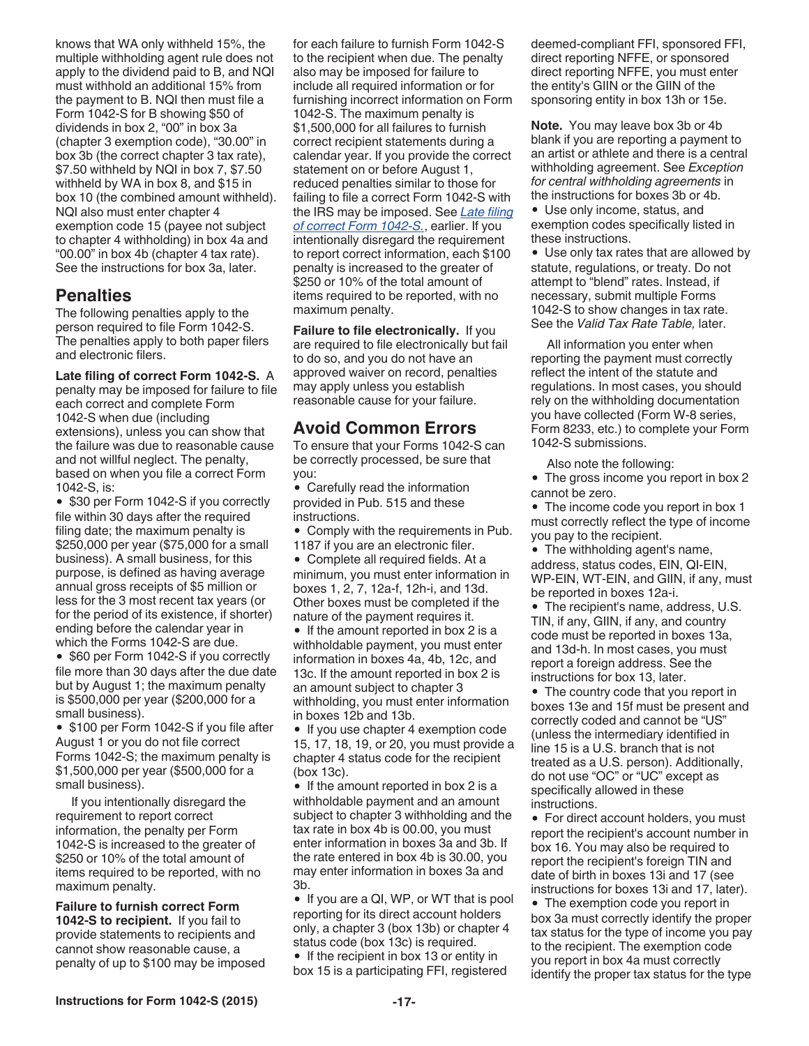knows that WA only withheld 15%, the multiple withholding agent rule does not apply to the dividend paid to B, and NQI must withhold an additional 15% from the payment to B. NQI then must file a Form 1042-S for B showing $50 of dividends in box 2, "00" in box 3a (chapter 3 exemption code), "30.00" in box 3b (the correct chapter 3 tax rate), $7.50 withheld by NQI in box 7, $7.50 withheld by WA in box 8, and $15 in box 10 (the combined amount withheld). NQI also must enter chapter 4 exemption code 15 (payee not subject to chapter 4 withholding) in box 4a and "00.00" in box 4b (chapter 4 tax rate). See the instructions for box 3a, later.

## Penalties

The following penalties apply to the person required to file Form 1042-S. The penalties apply to both paper filers and electronic filers.

**Late filing of correct Form 1042-S.** A penalty may be imposed for failure to file each correct and complete Form 1042-S when due (including extensions), unless you can show that the failure was due to reasonable cause and not willful neglect. The penalty, based on when you file a correct Form 1042-S, is:

- $30 per Form 1042-S if you correctly file within 30 days after the required filing date; the maximum penalty is $250,000 per year ($75,000 for a small business). A small business, for this purpose, is defined as having average annual gross receipts of $5 million or less for the 3 most recent tax years (or for the period of its existence, if shorter) ending before the calendar year in which the Forms 1042-S are due.
- $60 per Form 1042-S if you correctly file more than 30 days after the due date but by August 1; the maximum penalty is $500,000 per year ($200,000 for a small business).
- $100 per Form 1042-S if you file after August 1 or you do not file correct Forms 1042-S; the maximum penalty is $1,500,000 per year ($500,000 for a small business).

If you intentionally disregard the requirement to report correct information, the penalty per Form 1042-S is increased to the greater of $250 or 10% of the total amount of items required to be reported, with no maximum penalty.

**Failure to furnish correct Form 1042-S to recipient.** If you fail to provide statements to recipients and cannot show reasonable cause, a penalty of up to $100 may be imposed for each failure to furnish Form 1042-S to the recipient when due. The penalty also may be imposed for failure to include all required information or for furnishing incorrect information on Form 1042-S. The maximum penalty is $1,500,000 for all failures to furnish correct recipient statements during a calendar year. If you provide the correct statement on or before August 1, reduced penalties similar to those for failing to file a correct Form 1042-S with the IRS may be imposed. See *Late filing of correct Form 1042-S.*, earlier. If you intentionally disregard the requirement to report correct information, each $100 penalty is increased to the greater of $250 or 10% of the total amount of items required to be reported, with no maximum penalty.

**Failure to file electronically.** If you are required to file electronically but fail to do so, and you do not have an approved waiver on record, penalties may apply unless you establish reasonable cause for your failure.

## Avoid Common Errors

To ensure that your Forms 1042-S can be correctly processed, be sure that you:

- Carefully read the information provided in Pub. 515 and these instructions.
- Comply with the requirements in Pub. 1187 if you are an electronic filer.
- Complete all required fields. At a minimum, you must enter information in boxes 1, 2, 7, 12a-f, 12h-i, and 13d. Other boxes must be completed if the nature of the payment requires it.
- If the amount reported in box 2 is a withholdable payment, you must enter information in boxes 4a, 4b, 12c, and 13c. If the amount reported in box 2 is an amount subject to chapter 3 withholding, you must enter information in boxes 12b and 13b.
- If you use chapter 4 exemption code 15, 17, 18, 19, or 20, you must provide a chapter 4 status code for the recipient (box 13c).
- If the amount reported in box 2 is a withholdable payment and an amount subject to chapter 3 withholding and the tax rate in box 4b is 00.00, you must enter information in boxes 3a and 3b. If the rate entered in box 4b is 30.00, you may enter information in boxes 3a and 3b.
- If you are a QI, WP, or WT that is pool reporting for its direct account holders only, a chapter 3 (box 13b) or chapter 4 status code (box 13c) is required.
- If the recipient in box 13 or entity in box 15 is a participating FFI, registered deemed-compliant FFI, sponsored FFI, direct reporting NFFE, or sponsored direct reporting NFFE, you must enter the entity's GIIN or the GIIN of the sponsoring entity in box 13h or 15e.

**Note.** You may leave box 3b or 4b blank if you are reporting a payment to an artist or athlete and there is a central withholding agreement. See *Exception for central withholding agreements* in the instructions for boxes 3b or 4b.

- Use only income, status, and exemption codes specifically listed in these instructions.
- Use only tax rates that are allowed by statute, regulations, or treaty. Do not attempt to "blend" rates. Instead, if necessary, submit multiple Forms 1042-S to show changes in tax rate. See the *Valid Tax Rate Table,* later.

All information you enter when reporting the payment must correctly reflect the intent of the statute and regulations. In most cases, you should rely on the withholding documentation you have collected (Form W-8 series, Form 8233, etc.) to complete your Form 1042-S submissions.

Also note the following:

- The gross income you report in box 2 cannot be zero.
- The income code you report in box 1 must correctly reflect the type of income you pay to the recipient.
- The withholding agent's name, address, status codes, EIN, QI-EIN, WP-EIN, WT-EIN, and GIIN, if any, must be reported in boxes 12a-i.
- The recipient's name, address, U.S. TIN, if any, GIIN, if any, and country code must be reported in boxes 13a, and 13d-h. In most cases, you must report a foreign address. See the instructions for box 13, later.
- The country code that you report in boxes 13e and 15f must be present and correctly coded and cannot be "US" (unless the intermediary identified in line 15 is a U.S. branch that is not treated as a U.S. person). Additionally, do not use "OC" or "UC" except as specifically allowed in these instructions.
- For direct account holders, you must report the recipient's account number in box 16. You may also be required to report the recipient's foreign TIN and date of birth in boxes 13i and 17 (see instructions for boxes 13i and 17, later).
- The exemption code you report in box 3a must correctly identify the proper tax status for the type of income you pay to the recipient. The exemption code you report in box 4a must correctly identify the proper tax status for the type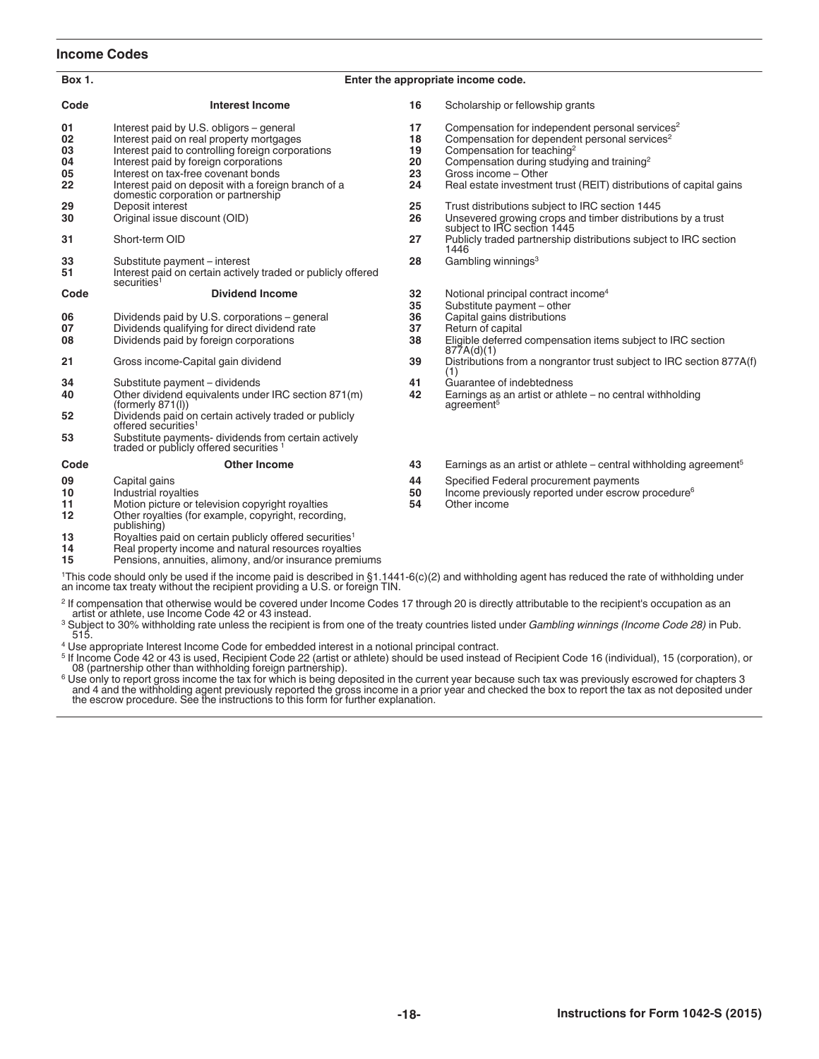## Income Codes

**Box 1.** Enter the appropriate income code.

| Code | Interest Income |
|---|---|
| 01 | Interest paid by U.S. obligors – general |
| 02 | Interest paid on real property mortgages |
| 03 | Interest paid to controlling foreign corporations |
| 04 | Interest paid by foreign corporations |
| 05 | Interest on tax-free covenant bonds |
| 22 | Interest paid on deposit with a foreign branch of a domestic corporation or partnership |
| 29 | Deposit interest |
| 30 | Original issue discount (OID) |
| 31 | Short-term OID |
| 33 | Substitute payment – interest |
| 51 | Interest paid on certain actively traded or publicly offered securities[1] |

| Code | Dividend Income |
|---|---|
| 06 | Dividends paid by U.S. corporations – general |
| 07 | Dividends qualifying for direct dividend rate |
| 08 | Dividends paid by foreign corporations |
| 21 | Gross income-Capital gain dividend |
| 34 | Substitute payment – dividends |
| 40 | Other dividend equivalents under IRC section 871(m) (formerly 871(l)) |
| 52 | Dividends paid on certain actively traded or publicly offered securities[1] |
| 53 | Substitute payments- dividends from certain actively traded or publicly offered securities [1] |

| Code | Other Income |
|---|---|
| 09 | Capital gains |
| 10 | Industrial royalties |
| 11 | Motion picture or television copyright royalties |
| 12 | Other royalties (for example, copyright, recording, publishing) |
| 13 | Royalties paid on certain publicly offered securities[1] |
| 14 | Real property income and natural resources royalties |
| 15 | Pensions, annuities, alimony, and/or insurance premiums |
| 16 | Scholarship or fellowship grants |
| 17 | Compensation for independent personal services[2] |
| 18 | Compensation for dependent personal services[2] |
| 19 | Compensation for teaching[2] |
| 20 | Compensation during studying and training[2] |
| 23 | Gross income – Other |
| 24 | Real estate investment trust (REIT) distributions of capital gains |
| 25 | Trust distributions subject to IRC section 1445 |
| 26 | Unsevered growing crops and timber distributions by a trust subject to IRC section 1445 |
| 27 | Publicly traded partnership distributions subject to IRC section 1446 |
| 28 | Gambling winnings[3] |
| 32 | Notional principal contract income[4] |
| 35 | Substitute payment – other |
| 36 | Capital gains distributions |
| 37 | Return of capital |
| 38 | Eligible deferred compensation items subject to IRC section 877A(d)(1) |
| 39 | Distributions from a nongrantor trust subject to IRC section 877A(f)(1) |
| 41 | Guarantee of indebtedness |
| 42 | Earnings as an artist or athlete – no central withholding agreement[5] |
| 43 | Earnings as an artist or athlete – central withholding agreement[5] |
| 44 | Specified Federal procurement payments |
| 50 | Income previously reported under escrow procedure[6] |
| 54 | Other income |

[1]This code should only be used if the income paid is described in §1.1441-6(c)(2) and withholding agent has reduced the rate of withholding under an income tax treaty without the recipient providing a U.S. or foreign TIN.

[2] If compensation that otherwise would be covered under Income Codes 17 through 20 is directly attributable to the recipient's occupation as an artist or athlete, use Income Code 42 or 43 instead.

[3] Subject to 30% withholding rate unless the recipient is from one of the treaty countries listed under *Gambling winnings (Income Code 28)* in Pub. 515.

[4] Use appropriate Interest Income Code for embedded interest in a notional principal contract.

[5] If Income Code 42 or 43 is used, Recipient Code 22 (artist or athlete) should be used instead of Recipient Code 16 (individual), 15 (corporation), or 08 (partnership other than withholding foreign partnership).

[6] Use only to report gross income the tax for which is being deposited in the current year because such tax was previously escrowed for chapters 3 and 4 and the withholding agent previously reported the gross income in a prior year and checked the box to report the tax as not deposited under the escrow procedure. See the instructions to this form for further explanation.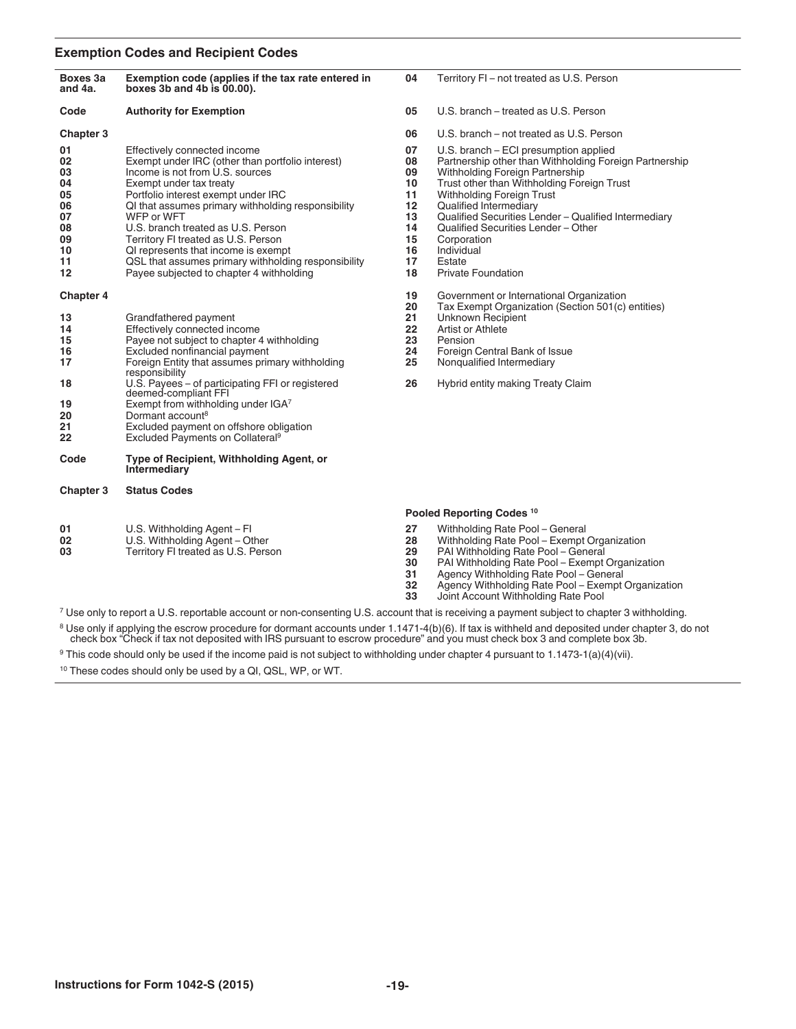## Exemption Codes and Recipient Codes

| Boxes 3a and 4a. | Exemption code (applies if the tax rate entered in boxes 3b and 4b is 00.00). |
|---|---|
| **Code** | **Authority for Exemption** |
| **Chapter 3** | |
| 01 | Effectively connected income |
| 02 | Exempt under IRC (other than portfolio interest) |
| 03 | Income is not from U.S. sources |
| 04 | Exempt under tax treaty |
| 05 | Portfolio interest exempt under IRC |
| 06 | QI that assumes primary withholding responsibility |
| 07 | WFP or WFT |
| 08 | U.S. branch treated as U.S. Person |
| 09 | Territory FI treated as U.S. Person |
| 10 | QI represents that income is exempt |
| 11 | QSL that assumes primary withholding responsibility |
| 12 | Payee subjected to chapter 4 withholding |
| **Chapter 4** | |
| 13 | Grandfathered payment |
| 14 | Effectively connected income |
| 15 | Payee not subject to chapter 4 withholding |
| 16 | Excluded nonfinancial payment |
| 17 | Foreign Entity that assumes primary withholding responsibility |
| 18 | U.S. Payees – of participating FFI or registered deemed-compliant FFI |
| 19 | Exempt from withholding under IGA[7] |
| 20 | Dormant account[8] |
| 21 | Excluded payment on offshore obligation |
| 22 | Excluded Payments on Collateral[9] |

| Code | Type of Recipient, Withholding Agent, or Intermediary |
|---|---|
| **Chapter 3** | **Status Codes** |
| 01 | U.S. Withholding Agent – FI |
| 02 | U.S. Withholding Agent – Other |
| 03 | Territory FI treated as U.S. Person |
| 04 | Territory FI – not treated as U.S. Person |
| 05 | U.S. branch – treated as U.S. Person |
| 06 | U.S. branch – not treated as U.S. Person |
| 07 | U.S. branch – ECI presumption applied |
| 08 | Partnership other than Withholding Foreign Partnership |
| 09 | Withholding Foreign Partnership |
| 10 | Trust other than Withholding Foreign Trust |
| 11 | Withholding Foreign Trust |
| 12 | Qualified Intermediary |
| 13 | Qualified Securities Lender – Qualified Intermediary |
| 14 | Qualified Securities Lender – Other |
| 15 | Corporation |
| 16 | Individual |
| 17 | Estate |
| 18 | Private Foundation |
| 19 | Government or International Organization |
| 20 | Tax Exempt Organization (Section 501(c) entities) |
| 21 | Unknown Recipient |
| 22 | Artist or Athlete |
| 23 | Pension |
| 24 | Foreign Central Bank of Issue |
| 25 | Nonqualified Intermediary |
| 26 | Hybrid entity making Treaty Claim |

**Pooled Reporting Codes [10]**

| Code | Description |
|---|---|
| 27 | Withholding Rate Pool – General |
| 28 | Withholding Rate Pool – Exempt Organization |
| 29 | PAI Withholding Rate Pool – General |
| 30 | PAI Withholding Rate Pool – Exempt Organization |
| 31 | Agency Withholding Rate Pool – General |
| 32 | Agency Withholding Rate Pool – Exempt Organization |
| 33 | Joint Account Withholding Rate Pool |

[7] Use only to report a U.S. reportable account or non-consenting U.S. account that is receiving a payment subject to chapter 3 withholding.

[8] Use only if applying the escrow procedure for dormant accounts under 1.1471-4(b)(6). If tax is withheld and deposited under chapter 3, do not check box "Check if tax not deposited with IRS pursuant to escrow procedure" and you must check box 3 and complete box 3b.

[9] This code should only be used if the income paid is not subject to withholding under chapter 4 pursuant to 1.1473-1(a)(4)(vii).

[10] These codes should only be used by a QI, QSL, WP, or WT.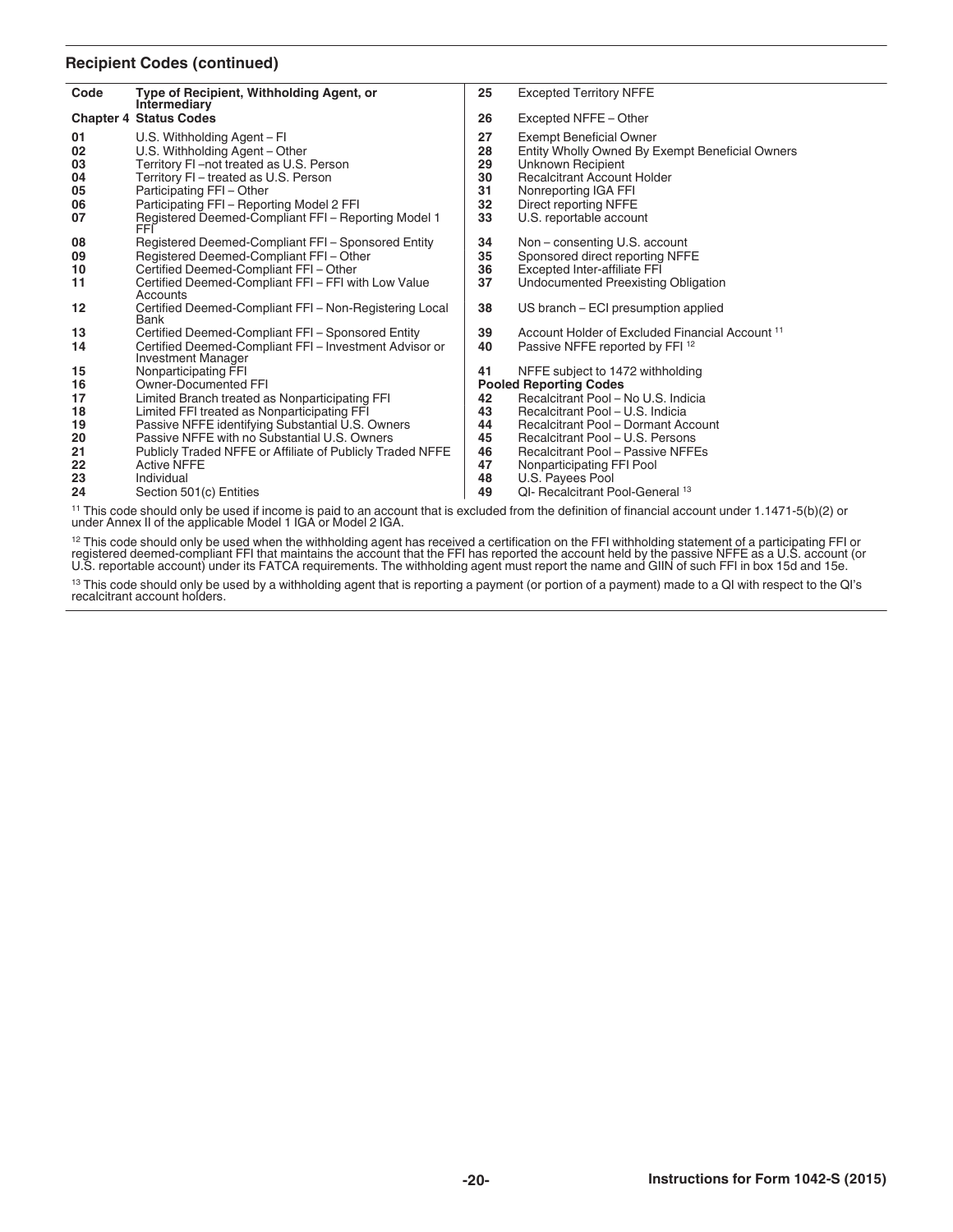## Recipient Codes (continued)

| Code | Type of Recipient, Withholding Agent, or Intermediary |
|---|---|
| **Chapter 4 Status Codes** | |
| 01 | U.S. Withholding Agent – FI |
| 02 | U.S. Withholding Agent – Other |
| 03 | Territory FI –not treated as U.S. Person |
| 04 | Territory FI – treated as U.S. Person |
| 05 | Participating FFI – Other |
| 06 | Participating FFI – Reporting Model 2 FFI |
| 07 | Registered Deemed-Compliant FFI – Reporting Model 1 FFI |
| 08 | Registered Deemed-Compliant FFI – Sponsored Entity |
| 09 | Registered Deemed-Compliant FFI – Other |
| 10 | Certified Deemed-Compliant FFI – Other |
| 11 | Certified Deemed-Compliant FFI – FFI with Low Value Accounts |
| 12 | Certified Deemed-Compliant FFI – Non-Registering Local Bank |
| 13 | Certified Deemed-Compliant FFI – Sponsored Entity |
| 14 | Certified Deemed-Compliant FFI – Investment Advisor or Investment Manager |
| 15 | Nonparticipating FFI |
| 16 | Owner-Documented FFI |
| 17 | Limited Branch treated as Nonparticipating FFI |
| 18 | Limited FFI treated as Nonparticipating FFI |
| 19 | Passive NFFE identifying Substantial U.S. Owners |
| 20 | Passive NFFE with no Substantial U.S. Owners |
| 21 | Publicly Traded NFFE or Affiliate of Publicly Traded NFFE |
| 22 | Active NFFE |
| 23 | Individual |
| 24 | Section 501(c) Entities |
| 25 | Excepted Territory NFFE |
| 26 | Excepted NFFE – Other |
| 27 | Exempt Beneficial Owner |
| 28 | Entity Wholly Owned By Exempt Beneficial Owners |
| 29 | Unknown Recipient |
| 30 | Recalcitrant Account Holder |
| 31 | Nonreporting IGA FFI |
| 32 | Direct reporting NFFE |
| 33 | U.S. reportable account |
| 34 | Non – consenting U.S. account |
| 35 | Sponsored direct reporting NFFE |
| 36 | Excepted Inter-affiliate FFI |
| 37 | Undocumented Preexisting Obligation |
| 38 | US branch – ECI presumption applied |
| 39 | Account Holder of Excluded Financial Account [11] |
| 40 | Passive NFFE reported by FFI [12] |
| 41 | NFFE subject to 1472 withholding |
| **Pooled Reporting Codes** | |
| 42 | Recalcitrant Pool – No U.S. Indicia |
| 43 | Recalcitrant Pool – U.S. Indicia |
| 44 | Recalcitrant Pool – Dormant Account |
| 45 | Recalcitrant Pool – U.S. Persons |
| 46 | Recalcitrant Pool – Passive NFFEs |
| 47 | Nonparticipating FFI Pool |
| 48 | U.S. Payees Pool |
| 49 | QI- Recalcitrant Pool-General [13] |

[11] This code should only be used if income is paid to an account that is excluded from the definition of financial account under 1.1471-5(b)(2) or under Annex II of the applicable Model 1 IGA or Model 2 IGA.

[12] This code should only be used when the withholding agent has received a certification on the FFI withholding statement of a participating FFI or registered deemed-compliant FFI that maintains the account that the FFI has reported the account held by the passive NFFE as a U.S. account (or U.S. reportable account) under its FATCA requirements. The withholding agent must report the name and GIIN of such FFI in box 15d and 15e.

[13] This code should only be used by a withholding agent that is reporting a payment (or portion of a payment) made to a QI with respect to the QI's recalcitrant account holders.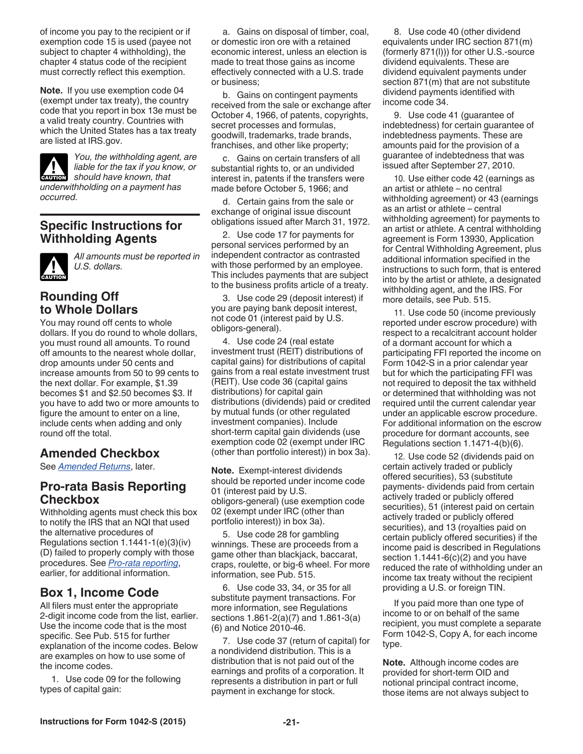of income you pay to the recipient or if exemption code 15 is used (payee not subject to chapter 4 withholding), the chapter 4 status code of the recipient must correctly reflect this exemption.

**Note.** If you use exemption code 04 (exempt under tax treaty), the country code that you report in box 13e must be a valid treaty country. Countries with which the United States has a tax treaty are listed at IRS.gov.

**CAUTION** *You, the withholding agent, are liable for the tax if you know, or should have known, that underwithholding on a payment has occurred.*

## Specific Instructions for Withholding Agents

**CAUTION** *All amounts must be reported in U.S. dollars.*

### Rounding Off to Whole Dollars

You may round off cents to whole dollars. If you do round to whole dollars, you must round all amounts. To round off amounts to the nearest whole dollar, drop amounts under 50 cents and increase amounts from 50 to 99 cents to the next dollar. For example, $1.39 becomes $1 and $2.50 becomes $3. If you have to add two or more amounts to figure the amount to enter on a line, include cents when adding and only round off the total.

### Amended Checkbox

See *Amended Returns*, later.

### Pro-rata Basis Reporting Checkbox

Withholding agents must check this box to notify the IRS that an NQI that used the alternative procedures of Regulations section 1.1441-1(e)(3)(iv)(D) failed to properly comply with those procedures. See *Pro-rata reporting*, earlier, for additional information.

### Box 1, Income Code

All filers must enter the appropriate 2-digit income code from the list, earlier. Use the income code that is the most specific. See Pub. 515 for further explanation of the income codes. Below are examples on how to use some of the income codes.

1. Use code 09 for the following types of capital gain:

   a. Gains on disposal of timber, coal, or domestic iron ore with a retained economic interest, unless an election is made to treat those gains as income effectively connected with a U.S. trade or business;

   b. Gains on contingent payments received from the sale or exchange after October 4, 1966, of patents, copyrights, secret processes and formulas, goodwill, trademarks, trade brands, franchises, and other like property;

   c. Gains on certain transfers of all substantial rights to, or an undivided interest in, patents if the transfers were made before October 5, 1966; and

   d. Certain gains from the sale or exchange of original issue discount obligations issued after March 31, 1972.

2. Use code 17 for payments for personal services performed by an independent contractor as contrasted with those performed by an employee. This includes payments that are subject to the business profits article of a treaty.

3. Use code 29 (deposit interest) if you are paying bank deposit interest, not code 01 (interest paid by U.S. obligors-general).

4. Use code 24 (real estate investment trust (REIT) distributions of capital gains) for distributions of capital gains from a real estate investment trust (REIT). Use code 36 (capital gains distributions) for capital gain distributions (dividends) paid or credited by mutual funds (or other regulated investment companies). Include short-term capital gain dividends (use exemption code 02 (exempt under IRC (other than portfolio interest)) in box 3a).

**Note.** Exempt-interest dividends should be reported under income code 01 (interest paid by U.S. obligors-general) (use exemption code 02 (exempt under IRC (other than portfolio interest)) in box 3a).

5. Use code 28 for gambling winnings. These are proceeds from a game other than blackjack, baccarat, craps, roulette, or big-6 wheel. For more information, see Pub. 515.

6. Use code 33, 34, or 35 for all substitute payment transactions. For more information, see Regulations sections 1.861-2(a)(7) and 1.861-3(a)(6) and Notice 2010-46.

7. Use code 37 (return of capital) for a nondividend distribution. This is a distribution that is not paid out of the earnings and profits of a corporation. It represents a distribution in part or full payment in exchange for stock.

8. Use code 40 (other dividend equivalents under IRC section 871(m) (formerly 871(l))) for other U.S.-source dividend equivalents. These are dividend equivalent payments under section 871(m) that are not substitute dividend payments identified with income code 34.

9. Use code 41 (guarantee of indebtedness) for certain guarantee of indebtedness payments. These are amounts paid for the provision of a guarantee of indebtedness that was issued after September 27, 2010.

10. Use either code 42 (earnings as an artist or athlete – no central withholding agreement) or 43 (earnings as an artist or athlete – central withholding agreement) for payments to an artist or athlete. A central withholding agreement is Form 13930, Application for Central Withholding Agreement, plus additional information specified in the instructions to such form, that is entered into by the artist or athlete, a designated withholding agent, and the IRS. For more details, see Pub. 515.

11. Use code 50 (income previously reported under escrow procedure) with respect to a recalcitrant account holder of a dormant account for which a participating FFI reported the income on Form 1042-S in a prior calendar year but for which the participating FFI was not required to deposit the tax withheld or determined that withholding was not required until the current calendar year under an applicable escrow procedure. For additional information on the escrow procedure for dormant accounts, see Regulations section 1.1471-4(b)(6).

12. Use code 52 (dividends paid on certain actively traded or publicly offered securities), 53 (substitute payments- dividends paid from certain actively traded or publicly offered securities), 51 (interest paid on certain actively traded or publicly offered securities), and 13 (royalties paid on certain publicly offered securities) if the income paid is described in Regulations section 1.1441-6(c)(2) and you have reduced the rate of withholding under an income tax treaty without the recipient providing a U.S. or foreign TIN.

If you paid more than one type of income to or on behalf of the same recipient, you must complete a separate Form 1042-S, Copy A, for each income type.

**Note.** Although income codes are provided for short-term OID and notional principal contract income, those items are not always subject to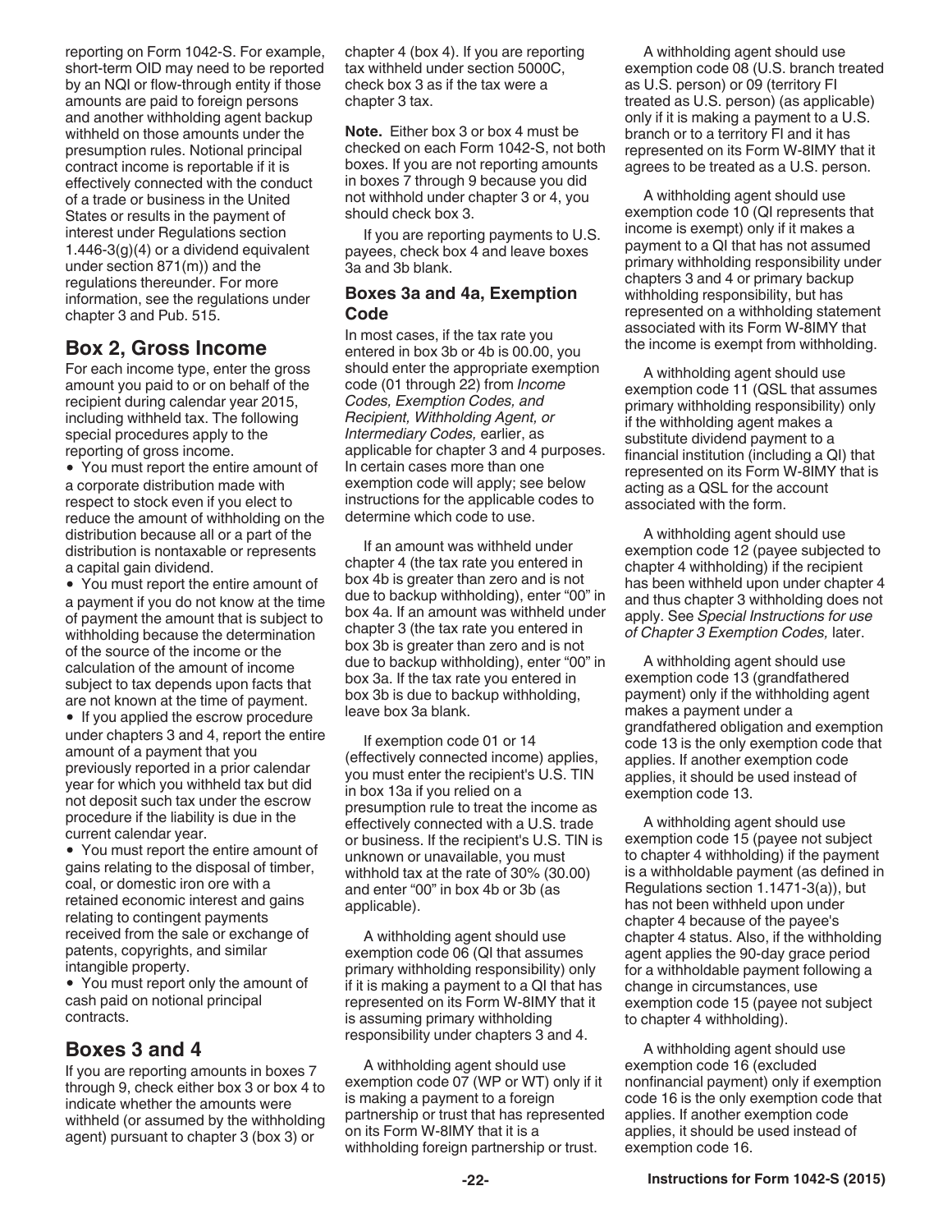reporting on Form 1042-S. For example, short-term OID may need to be reported by an NQI or flow-through entity if those amounts are paid to foreign persons and another withholding agent backup withheld on those amounts under the presumption rules. Notional principal contract income is reportable if it is effectively connected with the conduct of a trade or business in the United States or results in the payment of interest under Regulations section 1.446-3(g)(4) or a dividend equivalent under section 871(m)) and the regulations thereunder. For more information, see the regulations under chapter 3 and Pub. 515.

## Box 2, Gross Income

For each income type, enter the gross amount you paid to or on behalf of the recipient during calendar year 2015, including withheld tax. The following special procedures apply to the reporting of gross income.

- You must report the entire amount of a corporate distribution made with respect to stock even if you elect to reduce the amount of withholding on the distribution because all or a part of the distribution is nontaxable or represents a capital gain dividend.
- You must report the entire amount of a payment if you do not know at the time of payment the amount that is subject to withholding because the determination of the source of the income or the calculation of the amount of income subject to tax depends upon facts that are not known at the time of payment.
- If you applied the escrow procedure under chapters 3 and 4, report the entire amount of a payment that you previously reported in a prior calendar year for which you withheld tax but did not deposit such tax under the escrow procedure if the liability is due in the current calendar year.
- You must report the entire amount of gains relating to the disposal of timber, coal, or domestic iron ore with a retained economic interest and gains relating to contingent payments received from the sale or exchange of patents, copyrights, and similar intangible property.
- You must report only the amount of cash paid on notional principal contracts.

## Boxes 3 and 4

If you are reporting amounts in boxes 7 through 9, check either box 3 or box 4 to indicate whether the amounts were withheld (or assumed by the withholding agent) pursuant to chapter 3 (box 3) or chapter 4 (box 4). If you are reporting tax withheld under section 5000C, check box 3 as if the tax were a chapter 3 tax.

**Note.** Either box 3 or box 4 must be checked on each Form 1042-S, not both boxes. If you are not reporting amounts in boxes 7 through 9 because you did not withhold under chapter 3 or 4, you should check box 3.

If you are reporting payments to U.S. payees, check box 4 and leave boxes 3a and 3b blank.

### Boxes 3a and 4a, Exemption Code

In most cases, if the tax rate you entered in box 3b or 4b is 00.00, you should enter the appropriate exemption code (01 through 22) from *Income Codes, Exemption Codes, and Recipient, Withholding Agent, or Intermediary Codes,* earlier, as applicable for chapter 3 and 4 purposes. In certain cases more than one exemption code will apply; see below instructions for the applicable codes to determine which code to use.

If an amount was withheld under chapter 4 (the tax rate you entered in box 4b is greater than zero and is not due to backup withholding), enter "00" in box 4a. If an amount was withheld under chapter 3 (the tax rate you entered in box 3b is greater than zero and is not due to backup withholding), enter "00" in box 3a. If the tax rate you entered in box 3b is due to backup withholding, leave box 3a blank.

If exemption code 01 or 14 (effectively connected income) applies, you must enter the recipient's U.S. TIN in box 13a if you relied on a presumption rule to treat the income as effectively connected with a U.S. trade or business. If the recipient's U.S. TIN is unknown or unavailable, you must withhold tax at the rate of 30% (30.00) and enter "00" in box 4b or 3b (as applicable).

A withholding agent should use exemption code 06 (QI that assumes primary withholding responsibility) only if it is making a payment to a QI that has represented on its Form W-8IMY that it is assuming primary withholding responsibility under chapters 3 and 4.

A withholding agent should use exemption code 07 (WP or WT) only if it is making a payment to a foreign partnership or trust that has represented on its Form W-8IMY that it is a withholding foreign partnership or trust.

A withholding agent should use exemption code 08 (U.S. branch treated as U.S. person) or 09 (territory FI treated as U.S. person) (as applicable) only if it is making a payment to a U.S. branch or to a territory FI and it has represented on its Form W-8IMY that it agrees to be treated as a U.S. person.

A withholding agent should use exemption code 10 (QI represents that income is exempt) only if it makes a payment to a QI that has not assumed primary withholding responsibility under chapters 3 and 4 or primary backup withholding responsibility, but has represented on a withholding statement associated with its Form W-8IMY that the income is exempt from withholding.

A withholding agent should use exemption code 11 (QSL that assumes primary withholding responsibility) only if the withholding agent makes a substitute dividend payment to a financial institution (including a QI) that represented on its Form W-8IMY that is acting as a QSL for the account associated with the form.

A withholding agent should use exemption code 12 (payee subjected to chapter 4 withholding) if the recipient has been withheld upon under chapter 4 and thus chapter 3 withholding does not apply. See *Special Instructions for use of Chapter 3 Exemption Codes,* later.

A withholding agent should use exemption code 13 (grandfathered payment) only if the withholding agent makes a payment under a grandfathered obligation and exemption code 13 is the only exemption code that applies. If another exemption code applies, it should be used instead of exemption code 13.

A withholding agent should use exemption code 15 (payee not subject to chapter 4 withholding) if the payment is a withholdable payment (as defined in Regulations section 1.1471-3(a)), but has not been withheld upon under chapter 4 because of the payee's chapter 4 status. Also, if the withholding agent applies the 90-day grace period for a withholdable payment following a change in circumstances, use exemption code 15 (payee not subject to chapter 4 withholding).

A withholding agent should use exemption code 16 (excluded nonfinancial payment) only if exemption code 16 is the only exemption code that applies. If another exemption code applies, it should be used instead of exemption code 16.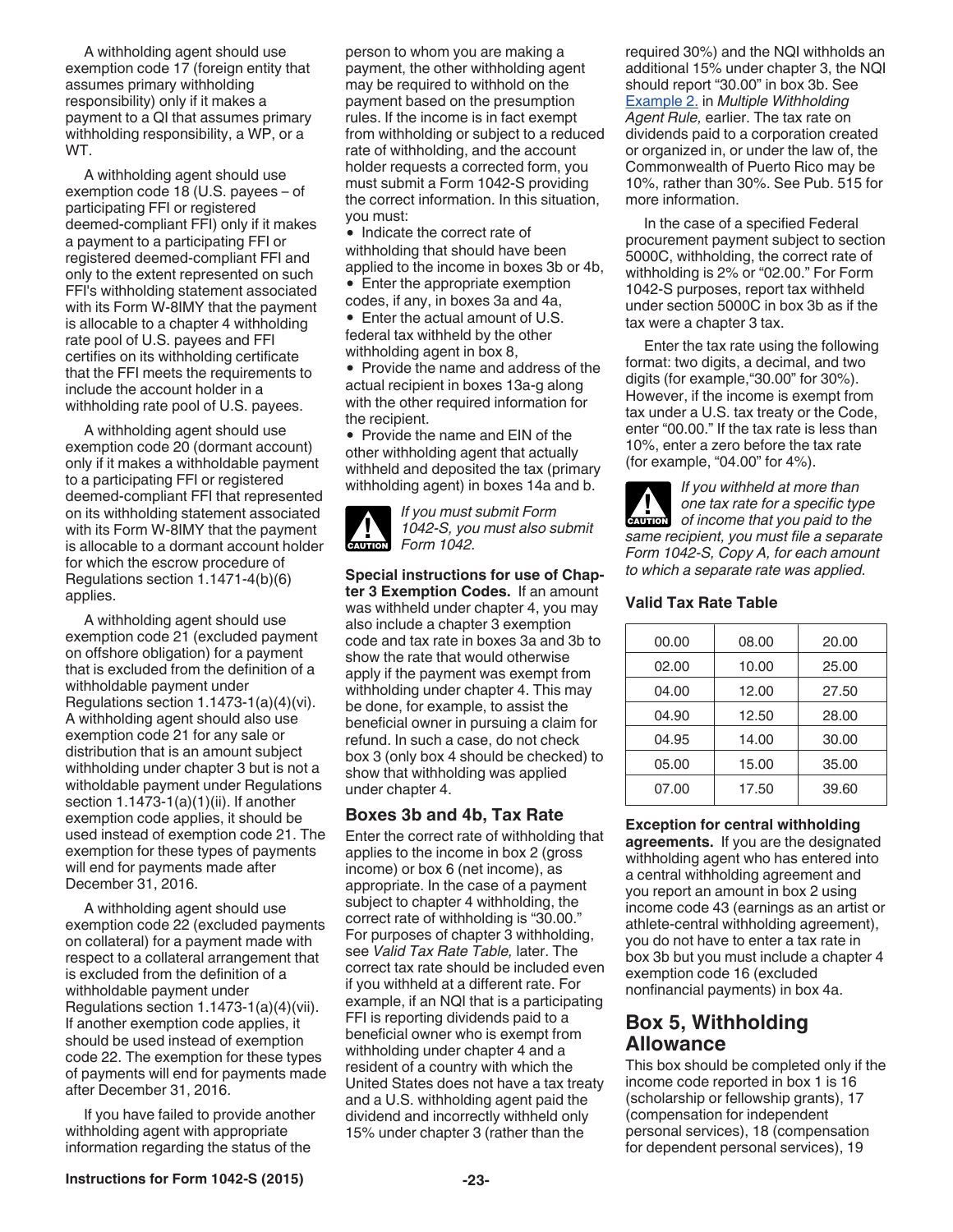A withholding agent should use exemption code 17 (foreign entity that assumes primary withholding responsibility) only if it makes a payment to a QI that assumes primary withholding responsibility, a WP, or a WT.

A withholding agent should use exemption code 18 (U.S. payees – of participating FFI or registered deemed-compliant FFI) only if it makes a payment to a participating FFI or registered deemed-compliant FFI and only to the extent represented on such FFI's withholding statement associated with its Form W-8IMY that the payment is allocable to a chapter 4 withholding rate pool of U.S. payees and FFI certifies on its withholding certificate that the FFI meets the requirements to include the account holder in a withholding rate pool of U.S. payees.

A withholding agent should use exemption code 20 (dormant account) only if it makes a withholdable payment to a participating FFI or registered deemed-compliant FFI that represented on its withholding statement associated with its Form W-8IMY that the payment is allocable to a dormant account holder for which the escrow procedure of Regulations section 1.1471-4(b)(6) applies.

A withholding agent should use exemption code 21 (excluded payment on offshore obligation) for a payment that is excluded from the definition of a withholdable payment under Regulations section 1.1473-1(a)(4)(vi). A withholding agent should also use exemption code 21 for any sale or distribution that is an amount subject withholding under chapter 3 but is not a witholdable payment under Regulations section 1.1473-1(a)(1)(ii). If another exemption code applies, it should be used instead of exemption code 21. The exemption for these types of payments will end for payments made after December 31, 2016.

A withholding agent should use exemption code 22 (excluded payments on collateral) for a payment made with respect to a collateral arrangement that is excluded from the definition of a withholdable payment under Regulations section 1.1473-1(a)(4)(vii). If another exemption code applies, it should be used instead of exemption code 22. The exemption for these types of payments will end for payments made after December 31, 2016.

If you have failed to provide another withholding agent with appropriate information regarding the status of the person to whom you are making a payment, the other withholding agent may be required to withhold on the payment based on the presumption rules. If the income is in fact exempt from withholding or subject to a reduced rate of withholding, and the account holder requests a corrected form, you must submit a Form 1042-S providing the correct information. In this situation, you must:

- Indicate the correct rate of withholding that should have been applied to the income in boxes 3b or 4b,
- Enter the appropriate exemption codes, if any, in boxes 3a and 4a,
- Enter the actual amount of U.S. federal tax withheld by the other withholding agent in box 8,
- Provide the name and address of the actual recipient in boxes 13a-g along with the other required information for the recipient.
- Provide the name and EIN of the other withholding agent that actually withheld and deposited the tax (primary withholding agent) in boxes 14a and b.

**CAUTION** *If you must submit Form 1042-S, you must also submit Form 1042.*

**Special instructions for use of Chapter 3 Exemption Codes.** If an amount was withheld under chapter 4, you may also include a chapter 3 exemption code and tax rate in boxes 3a and 3b to show the rate that would otherwise apply if the payment was exempt from withholding under chapter 4. This may be done, for example, to assist the beneficial owner in pursuing a claim for refund. In such a case, do not check box 3 (only box 4 should be checked) to show that withholding was applied under chapter 4.

## Boxes 3b and 4b, Tax Rate

Enter the correct rate of withholding that applies to the income in box 2 (gross income) or box 6 (net income), as appropriate. In the case of a payment subject to chapter 4 withholding, the correct rate of withholding is "30.00." For purposes of chapter 3 withholding, see *Valid Tax Rate Table,* later. The correct tax rate should be included even if you withheld at a different rate. For example, if an NQI that is a participating FFI is reporting dividends paid to a beneficial owner who is exempt from withholding under chapter 4 and a resident of a country with which the United States does not have a tax treaty and a U.S. withholding agent paid the dividend and incorrectly withheld only 15% under chapter 3 (rather than the required 30%) and the NQI withholds an additional 15% under chapter 3, the NQI should report "30.00" in box 3b. See Example 2. in *Multiple Withholding Agent Rule,* earlier. The tax rate on dividends paid to a corporation created or organized in, or under the law of, the Commonwealth of Puerto Rico may be 10%, rather than 30%. See Pub. 515 for more information.

In the case of a specified Federal procurement payment subject to section 5000C, withholding, the correct rate of withholding is 2% or "02.00." For Form 1042-S purposes, report tax withheld under section 5000C in box 3b as if the tax were a chapter 3 tax.

Enter the tax rate using the following format: two digits, a decimal, and two digits (for example,"30.00" for 30%). However, if the income is exempt from tax under a U.S. tax treaty or the Code, enter "00.00." If the tax rate is less than 10%, enter a zero before the tax rate (for example, "04.00" for 4%).

**CAUTION** *If you withheld at more than one tax rate for a specific type of income that you paid to the same recipient, you must file a separate Form 1042-S, Copy A, for each amount to which a separate rate was applied.*

### Valid Tax Rate Table

| | | |
|---|---|---|
| 00.00 | 08.00 | 20.00 |
| 02.00 | 10.00 | 25.00 |
| 04.00 | 12.00 | 27.50 |
| 04.90 | 12.50 | 28.00 |
| 04.95 | 14.00 | 30.00 |
| 05.00 | 15.00 | 35.00 |
| 07.00 | 17.50 | 39.60 |

**Exception for central withholding agreements.** If you are the designated withholding agent who has entered into a central withholding agreement and you report an amount in box 2 using income code 43 (earnings as an artist or athlete-central withholding agreement), you do not have to enter a tax rate in box 3b but you must include a chapter 4 exemption code 16 (excluded nonfinancial payments) in box 4a.

## Box 5, Withholding Allowance

This box should be completed only if the income code reported in box 1 is 16 (scholarship or fellowship grants), 17 (compensation for independent personal services), 18 (compensation for dependent personal services), 19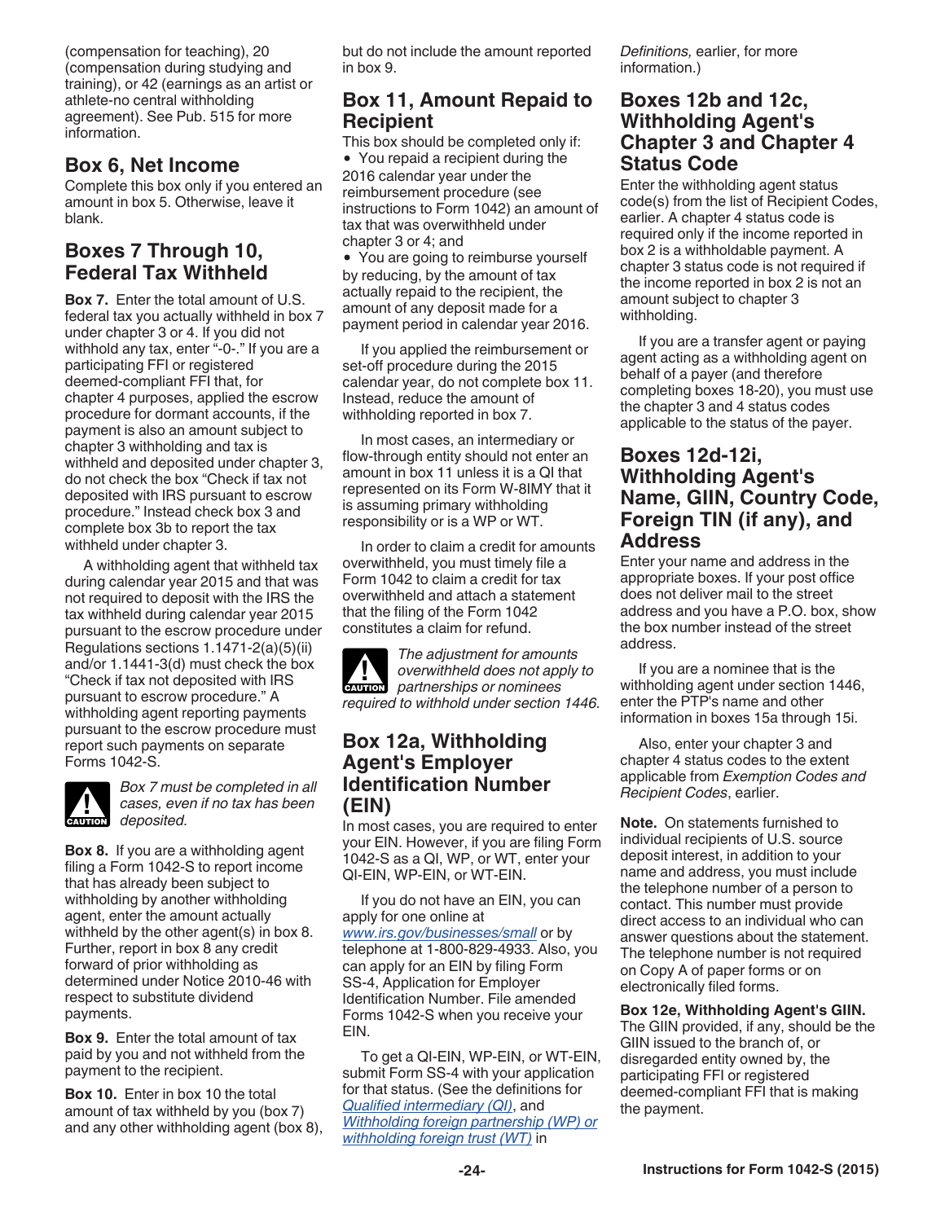(compensation for teaching), 20 (compensation during studying and training), or 42 (earnings as an artist or athlete-no central withholding agreement). See Pub. 515 for more information.

## Box 6, Net Income

Complete this box only if you entered an amount in box 5. Otherwise, leave it blank.

## Boxes 7 Through 10, Federal Tax Withheld

**Box 7.** Enter the total amount of U.S. federal tax you actually withheld in box 7 under chapter 3 or 4. If you did not withhold any tax, enter "-0-." If you are a participating FFI or registered deemed-compliant FFI that, for chapter 4 purposes, applied the escrow procedure for dormant accounts, if the payment is also an amount subject to chapter 3 withholding and tax is withheld and deposited under chapter 3, do not check the box "Check if tax not deposited with IRS pursuant to escrow procedure." Instead check box 3 and complete box 3b to report the tax withheld under chapter 3.

A withholding agent that withheld tax during calendar year 2015 and that was not required to deposit with the IRS the tax withheld during calendar year 2015 pursuant to the escrow procedure under Regulations sections 1.1471-2(a)(5)(ii) and/or 1.1441-3(d) must check the box "Check if tax not deposited with IRS pursuant to escrow procedure." A withholding agent reporting payments pursuant to the escrow procedure must report such payments on separate Forms 1042-S.

**CAUTION:** *Box 7 must be completed in all cases, even if no tax has been deposited.*

**Box 8.** If you are a withholding agent filing a Form 1042-S to report income that has already been subject to withholding by another withholding agent, enter the amount actually withheld by the other agent(s) in box 8. Further, report in box 8 any credit forward of prior withholding as determined under Notice 2010-46 with respect to substitute dividend payments.

**Box 9.** Enter the total amount of tax paid by you and not withheld from the payment to the recipient.

**Box 10.** Enter in box 10 the total amount of tax withheld by you (box 7) and any other withholding agent (box 8), but do not include the amount reported in box 9.

## Box 11, Amount Repaid to Recipient

This box should be completed only if:

- You repaid a recipient during the 2016 calendar year under the reimbursement procedure (see instructions to Form 1042) an amount of tax that was overwithheld under chapter 3 or 4; and
- You are going to reimburse yourself by reducing, by the amount of tax actually repaid to the recipient, the amount of any deposit made for a payment period in calendar year 2016.

If you applied the reimbursement or set-off procedure during the 2015 calendar year, do not complete box 11. Instead, reduce the amount of withholding reported in box 7.

In most cases, an intermediary or flow-through entity should not enter an amount in box 11 unless it is a QI that represented on its Form W-8IMY that it is assuming primary withholding responsibility or is a WP or WT.

In order to claim a credit for amounts overwithheld, you must timely file a Form 1042 to claim a credit for tax overwithheld and attach a statement that the filing of the Form 1042 constitutes a claim for refund.

**CAUTION:** *The adjustment for amounts overwithheld does not apply to partnerships or nominees required to withhold under section 1446.*

## Box 12a, Withholding Agent's Employer Identification Number (EIN)

In most cases, you are required to enter your EIN. However, if you are filing Form 1042-S as a QI, WP, or WT, enter your QI-EIN, WP-EIN, or WT-EIN.

If you do not have an EIN, you can apply for one online at *www.irs.gov/businesses/small* or by telephone at 1-800-829-4933. Also, you can apply for an EIN by filing Form SS-4, Application for Employer Identification Number. File amended Forms 1042-S when you receive your EIN.

To get a QI-EIN, WP-EIN, or WT-EIN, submit Form SS-4 with your application for that status. (See the definitions for *Qualified intermediary (QI)*, and *Withholding foreign partnership (WP) or withholding foreign trust (WT)* in *Definitions,* earlier, for more information.)

## Boxes 12b and 12c, Withholding Agent's Chapter 3 and Chapter 4 Status Code

Enter the withholding agent status code(s) from the list of Recipient Codes, earlier. A chapter 4 status code is required only if the income reported in box 2 is a withholdable payment. A chapter 3 status code is not required if the income reported in box 2 is not an amount subject to chapter 3 withholding.

If you are a transfer agent or paying agent acting as a withholding agent on behalf of a payer (and therefore completing boxes 18-20), you must use the chapter 3 and 4 status codes applicable to the status of the payer.

## Boxes 12d-12i, Withholding Agent's Name, GIIN, Country Code, Foreign TIN (if any), and Address

Enter your name and address in the appropriate boxes. If your post office does not deliver mail to the street address and you have a P.O. box, show the box number instead of the street address.

If you are a nominee that is the withholding agent under section 1446, enter the PTP's name and other information in boxes 15a through 15i.

Also, enter your chapter 3 and chapter 4 status codes to the extent applicable from *Exemption Codes and Recipient Codes*, earlier.

**Note.** On statements furnished to individual recipients of U.S. source deposit interest, in addition to your name and address, you must include the telephone number of a person to contact. This number must provide direct access to an individual who can answer questions about the statement. The telephone number is not required on Copy A of paper forms or on electronically filed forms.

**Box 12e, Withholding Agent's GIIN.** The GIIN provided, if any, should be the GIIN issued to the branch of, or disregarded entity owned by, the participating FFI or registered deemed-compliant FFI that is making the payment.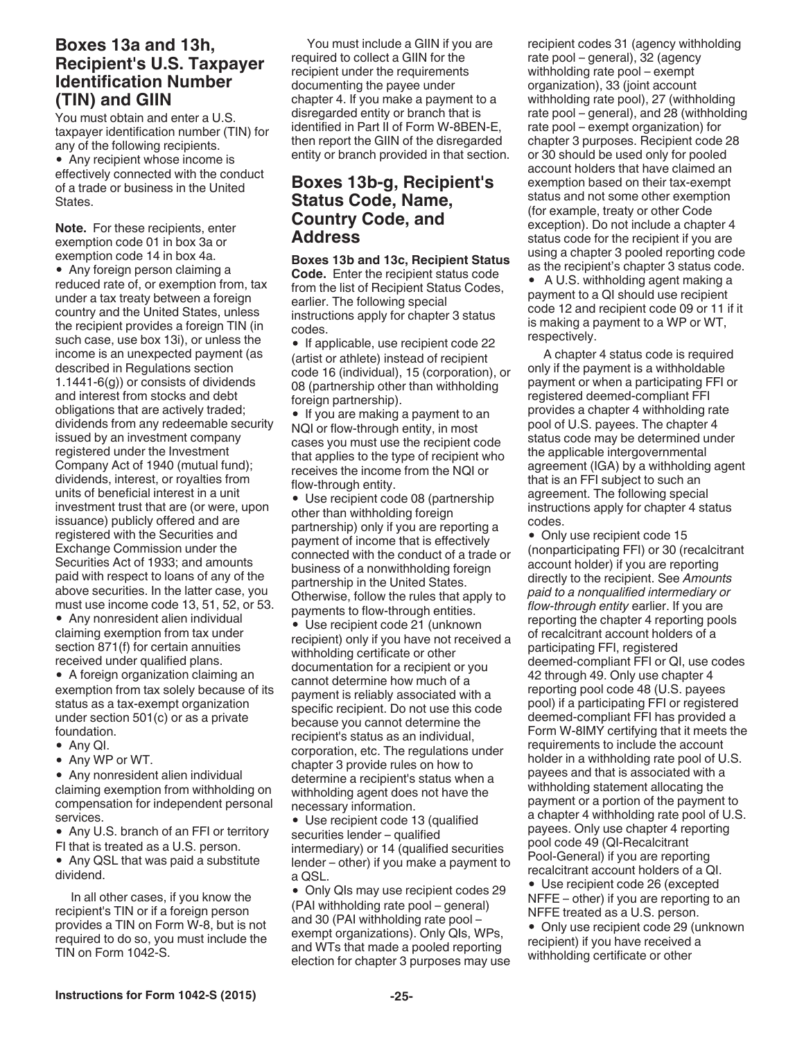## Boxes 13a and 13h, Recipient's U.S. Taxpayer Identification Number (TIN) and GIIN

You must obtain and enter a U.S. taxpayer identification number (TIN) for any of the following recipients.

- Any recipient whose income is effectively connected with the conduct of a trade or business in the United States.

**Note.** For these recipients, enter exemption code 01 in box 3a or exemption code 14 in box 4a.

- Any foreign person claiming a reduced rate of, or exemption from, tax under a tax treaty between a foreign country and the United States, unless the recipient provides a foreign TIN (in such case, use box 13i), or unless the income is an unexpected payment (as described in Regulations section 1.1441-6(g)) or consists of dividends and interest from stocks and debt obligations that are actively traded; dividends from any redeemable security issued by an investment company registered under the Investment Company Act of 1940 (mutual fund); dividends, interest, or royalties from units of beneficial interest in a unit investment trust that are (or were, upon issuance) publicly offered and are registered with the Securities and Exchange Commission under the Securities Act of 1933; and amounts paid with respect to loans of any of the above securities. In the latter case, you must use income code 13, 51, 52, or 53.
- Any nonresident alien individual claiming exemption from tax under section 871(f) for certain annuities received under qualified plans.
- A foreign organization claiming an exemption from tax solely because of its status as a tax-exempt organization under section 501(c) or as a private foundation.
- Any QI.
- Any WP or WT.
- Any nonresident alien individual claiming exemption from withholding on compensation for independent personal services.
- Any U.S. branch of an FFI or territory FI that is treated as a U.S. person.
- Any QSL that was paid a substitute dividend.

In all other cases, if you know the recipient's TIN or if a foreign person provides a TIN on Form W-8, but is not required to do so, you must include the TIN on Form 1042-S.

You must include a GIIN if you are required to collect a GIIN for the recipient under the requirements documenting the payee under chapter 4. If you make a payment to a disregarded entity or branch that is identified in Part II of Form W-8BEN-E, then report the GIIN of the disregarded entity or branch provided in that section.

## Boxes 13b-g, Recipient's Status Code, Name, Country Code, and Address

**Boxes 13b and 13c, Recipient Status Code.** Enter the recipient status code from the list of Recipient Status Codes, earlier. The following special instructions apply for chapter 3 status codes.

- If applicable, use recipient code 22 (artist or athlete) instead of recipient code 16 (individual), 15 (corporation), or 08 (partnership other than withholding foreign partnership).
- If you are making a payment to an NQI or flow-through entity, in most cases you must use the recipient code that applies to the type of recipient who receives the income from the NQI or flow-through entity.
- Use recipient code 08 (partnership other than withholding foreign partnership) only if you are reporting a payment of income that is effectively connected with the conduct of a trade or business of a nonwithholding foreign partnership in the United States. Otherwise, follow the rules that apply to payments to flow-through entities.
- Use recipient code 21 (unknown recipient) only if you have not received a withholding certificate or other documentation for a recipient or you cannot determine how much of a payment is reliably associated with a specific recipient. Do not use this code because you cannot determine the recipient's status as an individual, corporation, etc. The regulations under chapter 3 provide rules on how to determine a recipient's status when a withholding agent does not have the necessary information.
- Use recipient code 13 (qualified securities lender – qualified intermediary) or 14 (qualified securities lender – other) if you make a payment to a QSL.
- Only QIs may use recipient codes 29 (PAI withholding rate pool – general) and 30 (PAI withholding rate pool – exempt organizations). Only QIs, WPs, and WTs that made a pooled reporting election for chapter 3 purposes may use recipient codes 31 (agency withholding rate pool – general), 32 (agency withholding rate pool – exempt organization), 33 (joint account withholding rate pool), 27 (withholding rate pool – general), and 28 (withholding rate pool – exempt organization) for chapter 3 purposes. Recipient code 28 or 30 should be used only for pooled account holders that have claimed an exemption based on their tax-exempt status and not some other exemption (for example, treaty or other Code exception). Do not include a chapter 4 status code for the recipient if you are using a chapter 3 pooled reporting code as the recipient's chapter 3 status code.
- A U.S. withholding agent making a payment to a QI should use recipient code 12 and recipient code 09 or 11 if it is making a payment to a WP or WT, respectively.

A chapter 4 status code is required only if the payment is a withholdable payment or when a participating FFI or registered deemed-compliant FFI provides a chapter 4 withholding rate pool of U.S. payees. The chapter 4 status code may be determined under the applicable intergovernmental agreement (IGA) by a withholding agent that is an FFI subject to such an agreement. The following special instructions apply for chapter 4 status codes.

- Only use recipient code 15 (nonparticipating FFI) or 30 (recalcitrant account holder) if you are reporting directly to the recipient. See *Amounts paid to a nonqualified intermediary or flow-through entity* earlier. If you are reporting the chapter 4 reporting pools of recalcitrant account holders of a participating FFI, registered deemed-compliant FFI or QI, use codes 42 through 49. Only use chapter 4 reporting pool code 48 (U.S. payees pool) if a participating FFI or registered deemed-compliant FFI has provided a Form W-8IMY certifying that it meets the requirements to include the account holder in a withholding rate pool of U.S. payees and that is associated with a withholding statement allocating the payment or a portion of the payment to a chapter 4 withholding rate pool of U.S. payees. Only use chapter 4 reporting pool code 49 (QI-Recalcitrant Pool-General) if you are reporting recalcitrant account holders of a QI.
- Use recipient code 26 (excepted NFFE – other) if you are reporting to an NFFE treated as a U.S. person.
- Only use recipient code 29 (unknown recipient) if you have received a withholding certificate or other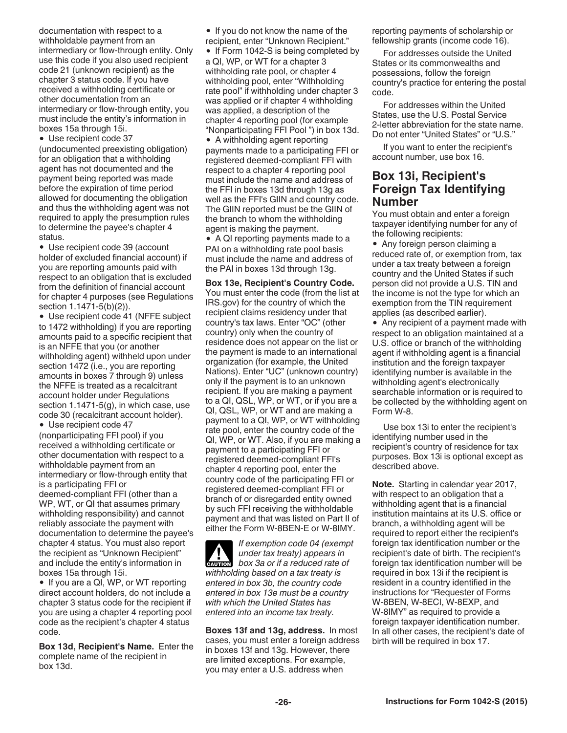documentation with respect to a withholdable payment from an intermediary or flow-through entity. Only use this code if you also used recipient code 21 (unknown recipient) as the chapter 3 status code. If you have received a withholding certificate or other documentation from an intermediary or flow-through entity, you must include the entity's information in boxes 15a through 15i.

- Use recipient code 37 (undocumented preexisting obligation) for an obligation that a withholding agent has not documented and the payment being reported was made before the expiration of time period allowed for documenting the obligation and thus the withholding agent was not required to apply the presumption rules to determine the payee's chapter 4 status.
- Use recipient code 39 (account holder of excluded financial account) if you are reporting amounts paid with respect to an obligation that is excluded from the definition of financial account for chapter 4 purposes (see Regulations section 1.1471-5(b)(2)).
- Use recipient code 41 (NFFE subject to 1472 withholding) if you are reporting amounts paid to a specific recipient that is an NFFE that you (or another withholding agent) withheld upon under section 1472 (i.e., you are reporting amounts in boxes 7 through 9) unless the NFFE is treated as a recalcitrant account holder under Regulations section 1.1471-5(g), in which case, use code 30 (recalcitrant account holder).
- Use recipient code 47 (nonparticipating FFI pool) if you received a withholding certificate or other documentation with respect to a withholdable payment from an intermediary or flow-through entity that is a participating FFI or deemed-compliant FFI (other than a WP, WT, or QI that assumes primary withholding responsibility) and cannot reliably associate the payment with documentation to determine the payee's chapter 4 status. You must also report the recipient as "Unknown Recipient" and include the entity's information in boxes 15a through 15i.
- If you are a QI, WP, or WT reporting direct account holders, do not include a chapter 3 status code for the recipient if you are using a chapter 4 reporting pool code as the recipient's chapter 4 status code.

**Box 13d, Recipient's Name.** Enter the complete name of the recipient in box 13d.

- If you do not know the name of the recipient, enter "Unknown Recipient."
- If Form 1042-S is being completed by a QI, WP, or WT for a chapter 3 withholding rate pool, or chapter 4 withholding pool, enter "Withholding rate pool" if withholding under chapter 3 was applied or if chapter 4 withholding was applied, a description of the chapter 4 reporting pool (for example "Nonparticipating FFI Pool ") in box 13d.
- A withholding agent reporting payments made to a participating FFI or registered deemed-compliant FFI with respect to a chapter 4 reporting pool must include the name and address of the FFI in boxes 13d through 13g as well as the FFI's GIIN and country code. The GIIN reported must be the GIIN of the branch to whom the withholding agent is making the payment.
- A QI reporting payments made to a PAI on a withholding rate pool basis must include the name and address of the PAI in boxes 13d through 13g.

**Box 13e, Recipient's Country Code.** You must enter the code (from the list at IRS.gov) for the country of which the recipient claims residency under that country's tax laws. Enter "OC" (other country) only when the country of residence does not appear on the list or the payment is made to an international organization (for example, the United Nations). Enter "UC" (unknown country) only if the payment is to an unknown recipient. If you are making a payment to a QI, QSL, WP, or WT, or if you are a QI, QSL, WP, or WT and are making a payment to a QI, WP, or WT withholding rate pool, enter the country code of the QI, WP, or WT. Also, if you are making a payment to a participating FFI or registered deemed-compliant FFI's chapter 4 reporting pool, enter the country code of the participating FFI or registered deemed-compliant FFI or branch of or disregarded entity owned by such FFI receiving the withholdable payment and that was listed on Part II of either the Form W-8BEN-E or W-8IMY.

**CAUTION** *If exemption code 04 (exempt under tax treaty) appears in box 3a or if a reduced rate of withholding based on a tax treaty is entered in box 3b, the country code entered in box 13e must be a country with which the United States has entered into an income tax treaty.*

**Boxes 13f and 13g, address.** In most cases, you must enter a foreign address in boxes 13f and 13g. However, there are limited exceptions. For example, you may enter a U.S. address when reporting payments of scholarship or fellowship grants (income code 16).

For addresses outside the United States or its commonwealths and possessions, follow the foreign country's practice for entering the postal code.

For addresses within the United States, use the U.S. Postal Service 2-letter abbreviation for the state name. Do not enter "United States" or "U.S."

If you want to enter the recipient's account number, use box 16.

## Box 13i, Recipient's Foreign Tax Identifying Number

You must obtain and enter a foreign taxpayer identifying number for any of the following recipients:

- Any foreign person claiming a reduced rate of, or exemption from, tax under a tax treaty between a foreign country and the United States if such person did not provide a U.S. TIN and the income is not the type for which an exemption from the TIN requirement applies (as described earlier).
- Any recipient of a payment made with respect to an obligation maintained at a U.S. office or branch of the withholding agent if withholding agent is a financial institution and the foreign taxpayer identifying number is available in the withholding agent's electronically searchable information or is required to be collected by the withholding agent on Form W-8.

Use box 13i to enter the recipient's identifying number used in the recipient's country of residence for tax purposes. Box 13i is optional except as described above.

**Note.** Starting in calendar year 2017, with respect to an obligation that a withholding agent that is a financial institution maintains at its U.S. office or branch, a withholding agent will be required to report either the recipient's foreign tax identification number or the recipient's date of birth. The recipient's foreign tax identification number will be required in box 13i if the recipient is resident in a country identified in the instructions for "Requester of Forms W-8BEN, W-8ECI, W-8EXP, and W-8IMY" as required to provide a foreign taxpayer identification number. In all other cases, the recipient's date of birth will be required in box 17.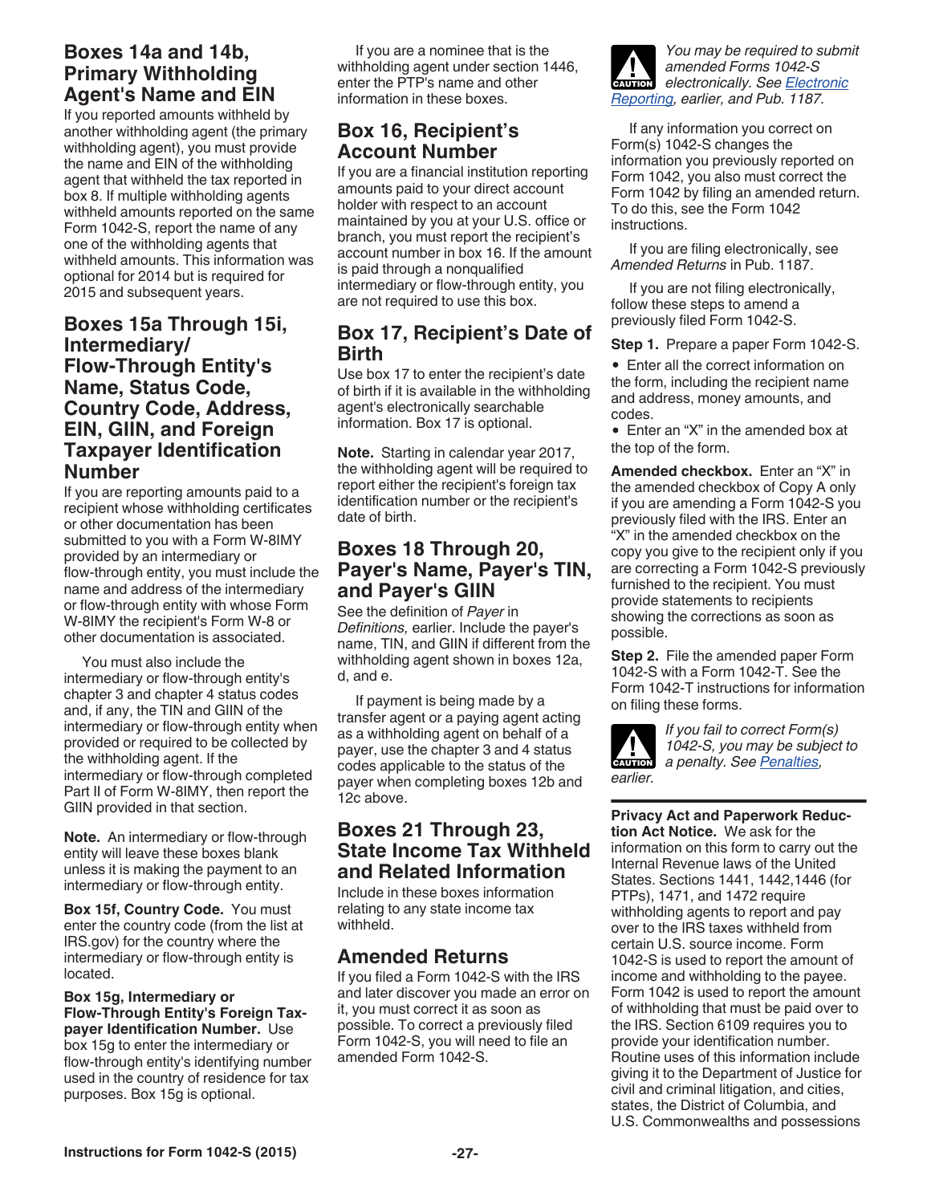## Boxes 14a and 14b, Primary Withholding Agent's Name and EIN

If you reported amounts withheld by another withholding agent (the primary withholding agent), you must provide the name and EIN of the withholding agent that withheld the tax reported in box 8. If multiple withholding agents withheld amounts reported on the same Form 1042-S, report the name of any one of the withholding agents that withheld amounts. This information was optional for 2014 but is required for 2015 and subsequent years.

## Boxes 15a Through 15i, Intermediary/ Flow-Through Entity's Name, Status Code, Country Code, Address, EIN, GIIN, and Foreign Taxpayer Identification Number

If you are reporting amounts paid to a recipient whose withholding certificates or other documentation has been submitted to you with a Form W-8IMY provided by an intermediary or flow-through entity, you must include the name and address of the intermediary or flow-through entity with whose Form W-8IMY the recipient's Form W-8 or other documentation is associated.

You must also include the intermediary or flow-through entity's chapter 3 and chapter 4 status codes and, if any, the TIN and GIIN of the intermediary or flow-through entity when provided or required to be collected by the withholding agent. If the intermediary or flow-through completed Part II of Form W-8IMY, then report the GIIN provided in that section.

**Note.** An intermediary or flow-through entity will leave these boxes blank unless it is making the payment to an intermediary or flow-through entity.

**Box 15f, Country Code.** You must enter the country code (from the list at IRS.gov) for the country where the intermediary or flow-through entity is located.

**Box 15g, Intermediary or Flow-Through Entity's Foreign Taxpayer Identification Number.** Use box 15g to enter the intermediary or flow-through entity's identifying number used in the country of residence for tax purposes. Box 15g is optional.

If you are a nominee that is the withholding agent under section 1446, enter the PTP's name and other information in these boxes.

## Box 16, Recipient's Account Number

If you are a financial institution reporting amounts paid to your direct account holder with respect to an account maintained by you at your U.S. office or branch, you must report the recipient's account number in box 16. If the amount is paid through a nonqualified intermediary or flow-through entity, you are not required to use this box.

## Box 17, Recipient's Date of Birth

Use box 17 to enter the recipient's date of birth if it is available in the withholding agent's electronically searchable information. Box 17 is optional.

**Note.** Starting in calendar year 2017, the withholding agent will be required to report either the recipient's foreign tax identification number or the recipient's date of birth.

## Boxes 18 Through 20, Payer's Name, Payer's TIN, and Payer's GIIN

See the definition of *Payer* in *Definitions,* earlier. Include the payer's name, TIN, and GIIN if different from the withholding agent shown in boxes 12a, d, and e.

If payment is being made by a transfer agent or a paying agent acting as a withholding agent on behalf of a payer, use the chapter 3 and 4 status codes applicable to the status of the payer when completing boxes 12b and 12c above.

## Boxes 21 Through 23, State Income Tax Withheld and Related Information

Include in these boxes information relating to any state income tax withheld.

## Amended Returns

If you filed a Form 1042-S with the IRS and later discover you made an error on it, you must correct it as soon as possible. To correct a previously filed Form 1042-S, you will need to file an amended Form 1042-S.

> **CAUTION:** *You may be required to submit amended Forms 1042-S electronically. See Electronic Reporting, earlier, and Pub. 1187.*

If any information you correct on Form(s) 1042-S changes the information you previously reported on Form 1042, you also must correct the Form 1042 by filing an amended return. To do this, see the Form 1042 instructions.

If you are filing electronically, see *Amended Returns* in Pub. 1187.

If you are not filing electronically, follow these steps to amend a previously filed Form 1042-S.

**Step 1.** Prepare a paper Form 1042-S.

- Enter all the correct information on the form, including the recipient name and address, money amounts, and codes.
- Enter an "X" in the amended box at the top of the form.

**Amended checkbox.** Enter an "X" in the amended checkbox of Copy A only if you are amending a Form 1042-S you previously filed with the IRS. Enter an "X" in the amended checkbox on the copy you give to the recipient only if you are correcting a Form 1042-S previously furnished to the recipient. You must provide statements to recipients showing the corrections as soon as possible.

**Step 2.** File the amended paper Form 1042-S with a Form 1042-T. See the Form 1042-T instructions for information on filing these forms.

> **CAUTION:** *If you fail to correct Form(s) 1042-S, you may be subject to a penalty. See Penalties, earlier.*

**Privacy Act and Paperwork Reduction Act Notice.** We ask for the information on this form to carry out the Internal Revenue laws of the United States. Sections 1441, 1442,1446 (for PTPs), 1471, and 1472 require withholding agents to report and pay over to the IRS taxes withheld from certain U.S. source income. Form 1042-S is used to report the amount of income and withholding to the payee. Form 1042 is used to report the amount of withholding that must be paid over to the IRS. Section 6109 requires you to provide your identification number. Routine uses of this information include giving it to the Department of Justice for civil and criminal litigation, and cities, states, the District of Columbia, and U.S. Commonwealths and possessions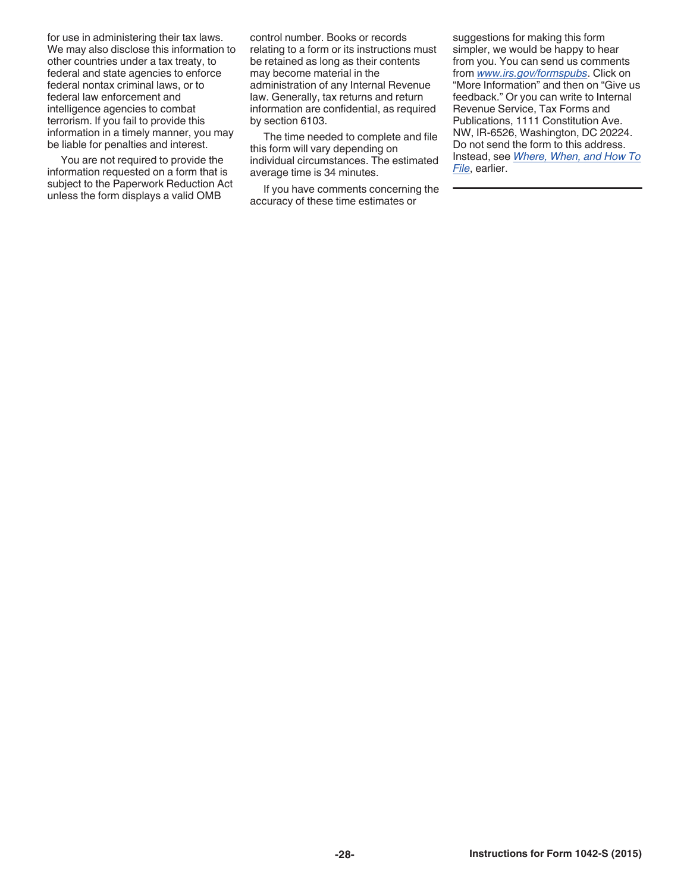for use in administering their tax laws. We may also disclose this information to other countries under a tax treaty, to federal and state agencies to enforce federal nontax criminal laws, or to federal law enforcement and intelligence agencies to combat terrorism. If you fail to provide this information in a timely manner, you may be liable for penalties and interest.

You are not required to provide the information requested on a form that is subject to the Paperwork Reduction Act unless the form displays a valid OMB control number. Books or records relating to a form or its instructions must be retained as long as their contents may become material in the administration of any Internal Revenue law. Generally, tax returns and return information are confidential, as required by section 6103.

The time needed to complete and file this form will vary depending on individual circumstances. The estimated average time is 34 minutes.

If you have comments concerning the accuracy of these time estimates or suggestions for making this form simpler, we would be happy to hear from you. You can send us comments from *www.irs.gov/formspubs*. Click on "More Information" and then on "Give us feedback." Or you can write to Internal Revenue Service, Tax Forms and Publications, 1111 Constitution Ave. NW, IR-6526, Washington, DC 20224. Do not send the form to this address. Instead, see *Where, When, and How To File*, earlier.